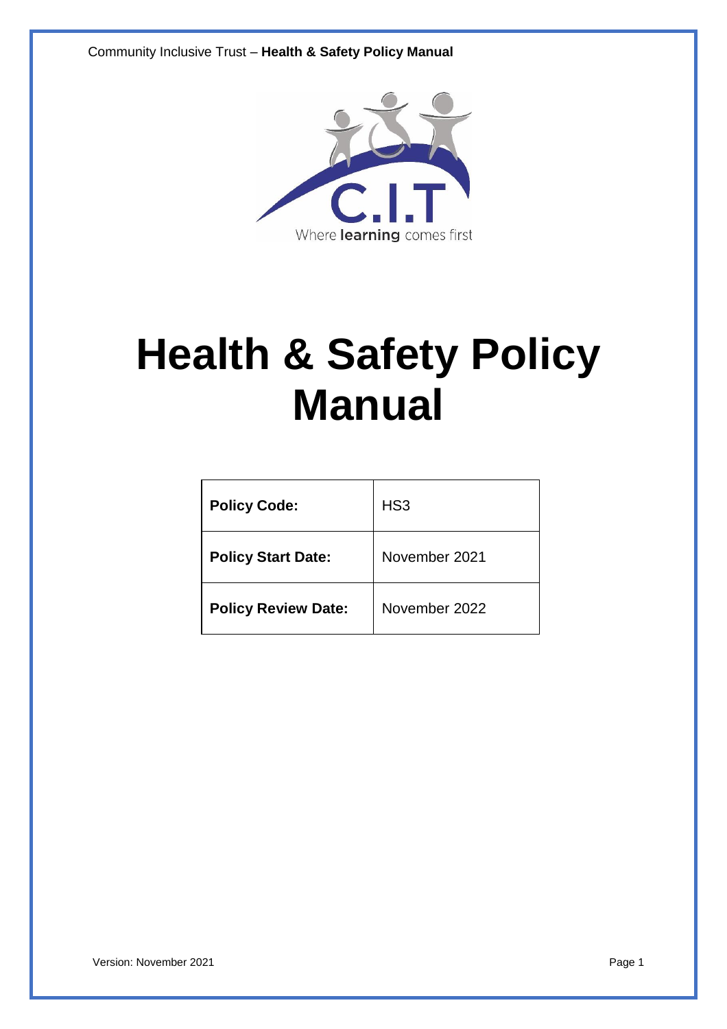# Health & Safety Policy Manual

| **Policy Code:** | HS3 |
|---|---|
| **Policy Start Date:** | November 2021 |
| **Policy Review Date:** | November 2022 |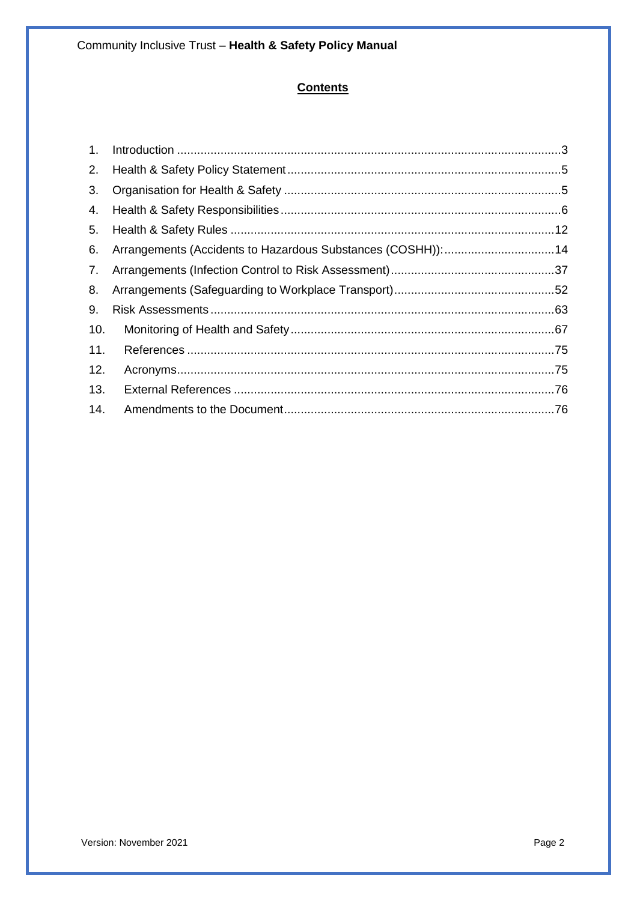## Contents

1. Introduction .......... 3
2. Health & Safety Policy Statement .......... 5
3. Organisation for Health & Safety .......... 5
4. Health & Safety Responsibilities .......... 6
5. Health & Safety Rules .......... 12
6. Arrangements (Accidents to Hazardous Substances (COSHH)): .......... 14
7. Arrangements (Infection Control to Risk Assessment) .......... 37
8. Arrangements (Safeguarding to Workplace Transport) .......... 52
9. Risk Assessments .......... 63
10. Monitoring of Health and Safety .......... 67
11. References .......... 75
12. Acronyms .......... 75
13. External References .......... 76
14. Amendments to the Document .......... 76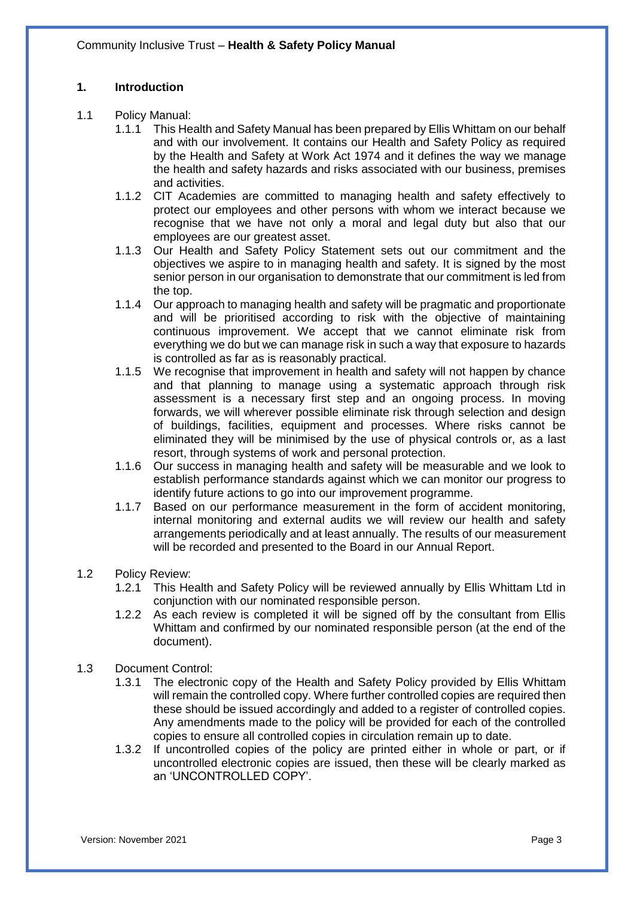## 1. Introduction

1.1 Policy Manual:

1.1.1 This Health and Safety Manual has been prepared by Ellis Whittam on our behalf and with our involvement. It contains our Health and Safety Policy as required by the Health and Safety at Work Act 1974 and it defines the way we manage the health and safety hazards and risks associated with our business, premises and activities.

1.1.2 CIT Academies are committed to managing health and safety effectively to protect our employees and other persons with whom we interact because we recognise that we have not only a moral and legal duty but also that our employees are our greatest asset.

1.1.3 Our Health and Safety Policy Statement sets out our commitment and the objectives we aspire to in managing health and safety. It is signed by the most senior person in our organisation to demonstrate that our commitment is led from the top.

1.1.4 Our approach to managing health and safety will be pragmatic and proportionate and will be prioritised according to risk with the objective of maintaining continuous improvement. We accept that we cannot eliminate risk from everything we do but we can manage risk in such a way that exposure to hazards is controlled as far as is reasonably practical.

1.1.5 We recognise that improvement in health and safety will not happen by chance and that planning to manage using a systematic approach through risk assessment is a necessary first step and an ongoing process. In moving forwards, we will wherever possible eliminate risk through selection and design of buildings, facilities, equipment and processes. Where risks cannot be eliminated they will be minimised by the use of physical controls or, as a last resort, through systems of work and personal protection.

1.1.6 Our success in managing health and safety will be measurable and we look to establish performance standards against which we can monitor our progress to identify future actions to go into our improvement programme.

1.1.7 Based on our performance measurement in the form of accident monitoring, internal monitoring and external audits we will review our health and safety arrangements periodically and at least annually. The results of our measurement will be recorded and presented to the Board in our Annual Report.

1.2 Policy Review:

1.2.1 This Health and Safety Policy will be reviewed annually by Ellis Whittam Ltd in conjunction with our nominated responsible person.

1.2.2 As each review is completed it will be signed off by the consultant from Ellis Whittam and confirmed by our nominated responsible person (at the end of the document).

1.3 Document Control:

1.3.1 The electronic copy of the Health and Safety Policy provided by Ellis Whittam will remain the controlled copy. Where further controlled copies are required then these should be issued accordingly and added to a register of controlled copies. Any amendments made to the policy will be provided for each of the controlled copies to ensure all controlled copies in circulation remain up to date.

1.3.2 If uncontrolled copies of the policy are printed either in whole or part, or if uncontrolled electronic copies are issued, then these will be clearly marked as an 'UNCONTROLLED COPY'.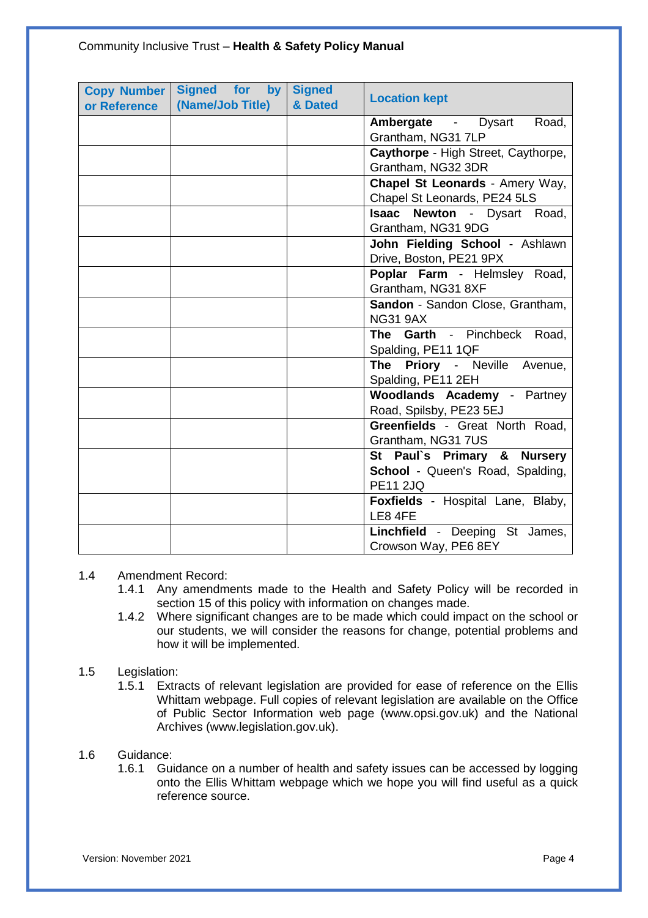| Copy Number or Reference | Signed for by (Name/Job Title) | Signed & Dated | Location kept |
|---|---|---|---|
| | | | **Ambergate** - Dysart Road, Grantham, NG31 7LP |
| | | | **Caythorpe** - High Street, Caythorpe, Grantham, NG32 3DR |
| | | | **Chapel St Leonards** - Amery Way, Chapel St Leonards, PE24 5LS |
| | | | **Isaac Newton** - Dysart Road, Grantham, NG31 9DG |
| | | | **John Fielding School** - Ashlawn Drive, Boston, PE21 9PX |
| | | | **Poplar Farm** - Helmsley Road, Grantham, NG31 8XF |
| | | | **Sandon** - Sandon Close, Grantham, NG31 9AX |
| | | | **The Garth** - Pinchbeck Road, Spalding, PE11 1QF |
| | | | **The Priory** - Neville Avenue, Spalding, PE11 2EH |
| | | | **Woodlands Academy** - Partney Road, Spilsby, PE23 5EJ |
| | | | **Greenfields** - Great North Road, Grantham, NG31 7US |
| | | | **St Paul`s Primary & Nursery School** - Queen's Road, Spalding, PE11 2JQ |
| | | | **Foxfields** - Hospital Lane, Blaby, LE8 4FE |
| | | | **Linchfield** - Deeping St James, Crowson Way, PE6 8EY |

1.4 Amendment Record:

1.4.1 Any amendments made to the Health and Safety Policy will be recorded in section 15 of this policy with information on changes made.

1.4.2 Where significant changes are to be made which could impact on the school or our students, we will consider the reasons for change, potential problems and how it will be implemented.

1.5 Legislation:

1.5.1 Extracts of relevant legislation are provided for ease of reference on the Ellis Whittam webpage. Full copies of relevant legislation are available on the Office of Public Sector Information web page (www.opsi.gov.uk) and the National Archives (www.legislation.gov.uk).

1.6 Guidance:

1.6.1 Guidance on a number of health and safety issues can be accessed by logging onto the Ellis Whittam webpage which we hope you will find useful as a quick reference source.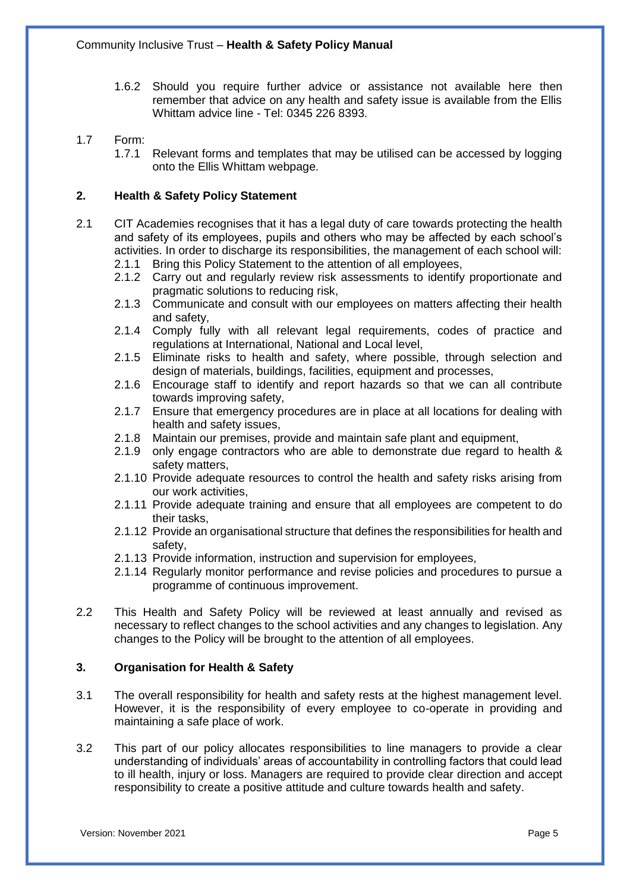1.6.2 Should you require further advice or assistance not available here then remember that advice on any health and safety issue is available from the Ellis Whittam advice line - Tel: 0345 226 8393.

1.7 Form:

1.7.1 Relevant forms and templates that may be utilised can be accessed by logging onto the Ellis Whittam webpage.

## 2. Health & Safety Policy Statement

2.1 CIT Academies recognises that it has a legal duty of care towards protecting the health and safety of its employees, pupils and others who may be affected by each school's activities. In order to discharge its responsibilities, the management of each school will:

- 2.1.1 Bring this Policy Statement to the attention of all employees,
- 2.1.2 Carry out and regularly review risk assessments to identify proportionate and pragmatic solutions to reducing risk,
- 2.1.3 Communicate and consult with our employees on matters affecting their health and safety,
- 2.1.4 Comply fully with all relevant legal requirements, codes of practice and regulations at International, National and Local level,
- 2.1.5 Eliminate risks to health and safety, where possible, through selection and design of materials, buildings, facilities, equipment and processes,
- 2.1.6 Encourage staff to identify and report hazards so that we can all contribute towards improving safety,
- 2.1.7 Ensure that emergency procedures are in place at all locations for dealing with health and safety issues,
- 2.1.8 Maintain our premises, provide and maintain safe plant and equipment,
- 2.1.9 only engage contractors who are able to demonstrate due regard to health & safety matters,
- 2.1.10 Provide adequate resources to control the health and safety risks arising from our work activities,
- 2.1.11 Provide adequate training and ensure that all employees are competent to do their tasks,
- 2.1.12 Provide an organisational structure that defines the responsibilities for health and safety,
- 2.1.13 Provide information, instruction and supervision for employees,
- 2.1.14 Regularly monitor performance and revise policies and procedures to pursue a programme of continuous improvement.

2.2 This Health and Safety Policy will be reviewed at least annually and revised as necessary to reflect changes to the school activities and any changes to legislation. Any changes to the Policy will be brought to the attention of all employees.

## 3. Organisation for Health & Safety

3.1 The overall responsibility for health and safety rests at the highest management level. However, it is the responsibility of every employee to co-operate in providing and maintaining a safe place of work.

3.2 This part of our policy allocates responsibilities to line managers to provide a clear understanding of individuals' areas of accountability in controlling factors that could lead to ill health, injury or loss. Managers are required to provide clear direction and accept responsibility to create a positive attitude and culture towards health and safety.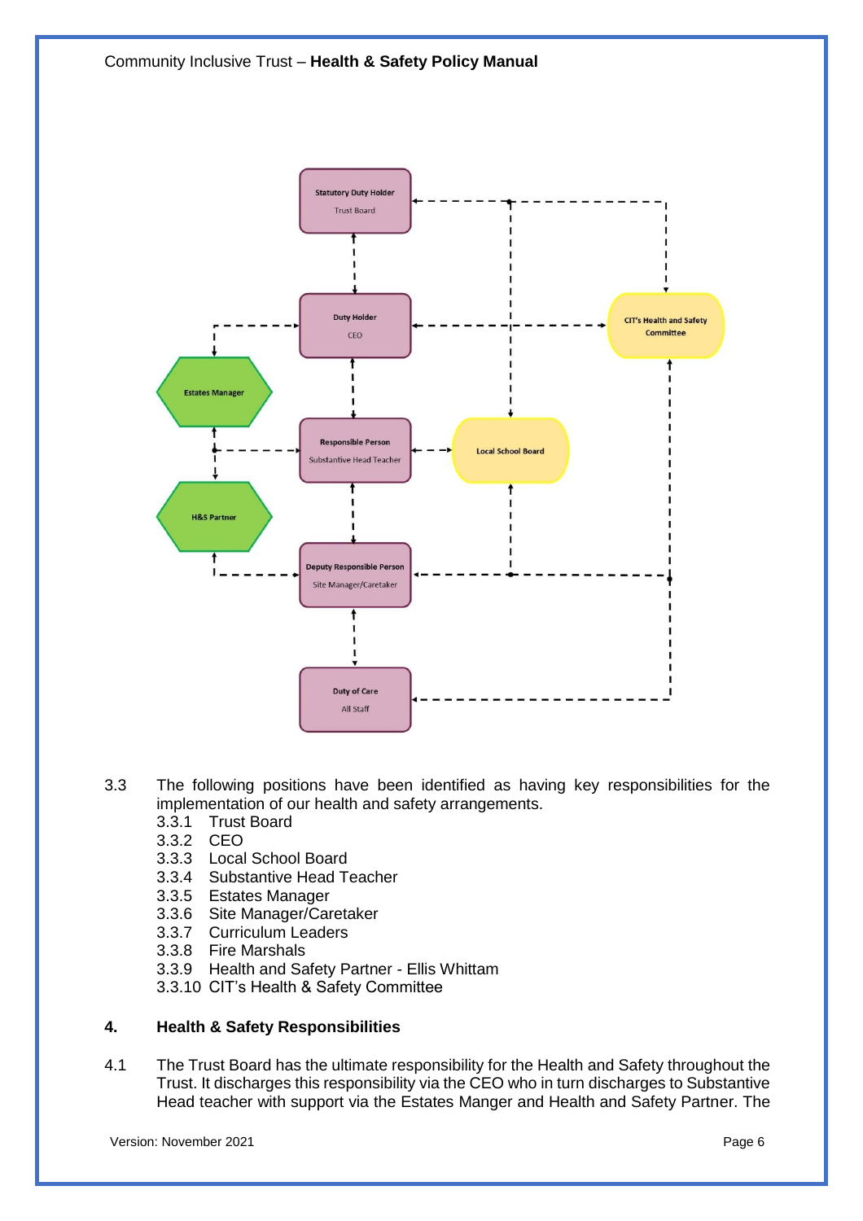3.3 The following positions have been identified as having key responsibilities for the implementation of our health and safety arrangements.

- 3.3.1 Trust Board
- 3.3.2 CEO
- 3.3.3 Local School Board
- 3.3.4 Substantive Head Teacher
- 3.3.5 Estates Manager
- 3.3.6 Site Manager/Caretaker
- 3.3.7 Curriculum Leaders
- 3.3.8 Fire Marshals
- 3.3.9 Health and Safety Partner - Ellis Whittam
- 3.3.10 CIT's Health & Safety Committee

## 4. Health & Safety Responsibilities

4.1 The Trust Board has the ultimate responsibility for the Health and Safety throughout the Trust. It discharges this responsibility via the CEO who in turn discharges to Substantive Head teacher with support via the Estates Manger and Health and Safety Partner. The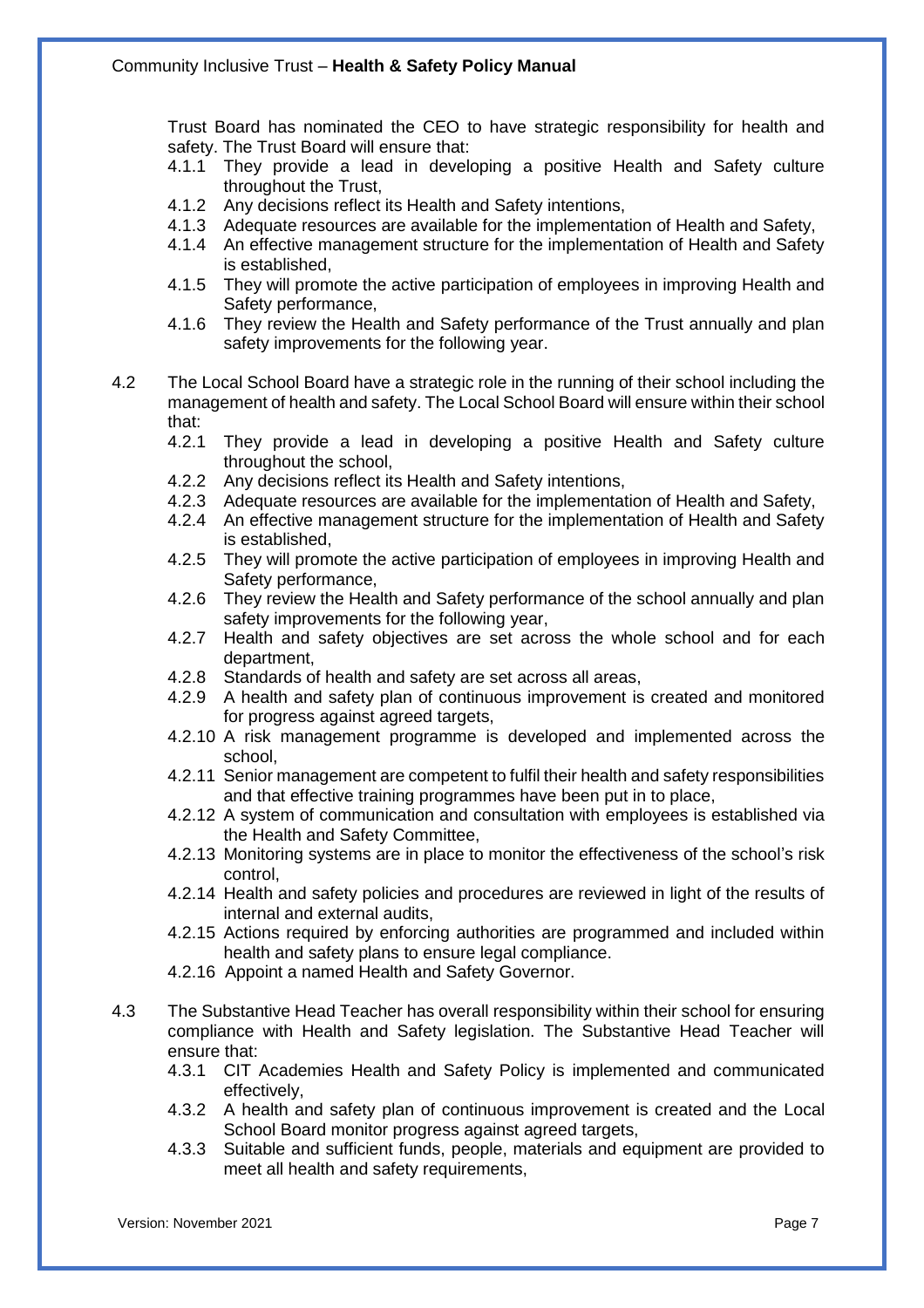Trust Board has nominated the CEO to have strategic responsibility for health and safety. The Trust Board will ensure that:

- 4.1.1 They provide a lead in developing a positive Health and Safety culture throughout the Trust,
- 4.1.2 Any decisions reflect its Health and Safety intentions,
- 4.1.3 Adequate resources are available for the implementation of Health and Safety,
- 4.1.4 An effective management structure for the implementation of Health and Safety is established,
- 4.1.5 They will promote the active participation of employees in improving Health and Safety performance,
- 4.1.6 They review the Health and Safety performance of the Trust annually and plan safety improvements for the following year.

4.2 The Local School Board have a strategic role in the running of their school including the management of health and safety. The Local School Board will ensure within their school that:

- 4.2.1 They provide a lead in developing a positive Health and Safety culture throughout the school,
- 4.2.2 Any decisions reflect its Health and Safety intentions,
- 4.2.3 Adequate resources are available for the implementation of Health and Safety,
- 4.2.4 An effective management structure for the implementation of Health and Safety is established,
- 4.2.5 They will promote the active participation of employees in improving Health and Safety performance,
- 4.2.6 They review the Health and Safety performance of the school annually and plan safety improvements for the following year,
- 4.2.7 Health and safety objectives are set across the whole school and for each department,
- 4.2.8 Standards of health and safety are set across all areas,
- 4.2.9 A health and safety plan of continuous improvement is created and monitored for progress against agreed targets,
- 4.2.10 A risk management programme is developed and implemented across the school,
- 4.2.11 Senior management are competent to fulfil their health and safety responsibilities and that effective training programmes have been put in to place,
- 4.2.12 A system of communication and consultation with employees is established via the Health and Safety Committee,
- 4.2.13 Monitoring systems are in place to monitor the effectiveness of the school's risk control,
- 4.2.14 Health and safety policies and procedures are reviewed in light of the results of internal and external audits,
- 4.2.15 Actions required by enforcing authorities are programmed and included within health and safety plans to ensure legal compliance.
- 4.2.16 Appoint a named Health and Safety Governor.

4.3 The Substantive Head Teacher has overall responsibility within their school for ensuring compliance with Health and Safety legislation. The Substantive Head Teacher will ensure that:

- 4.3.1 CIT Academies Health and Safety Policy is implemented and communicated effectively,
- 4.3.2 A health and safety plan of continuous improvement is created and the Local School Board monitor progress against agreed targets,
- 4.3.3 Suitable and sufficient funds, people, materials and equipment are provided to meet all health and safety requirements,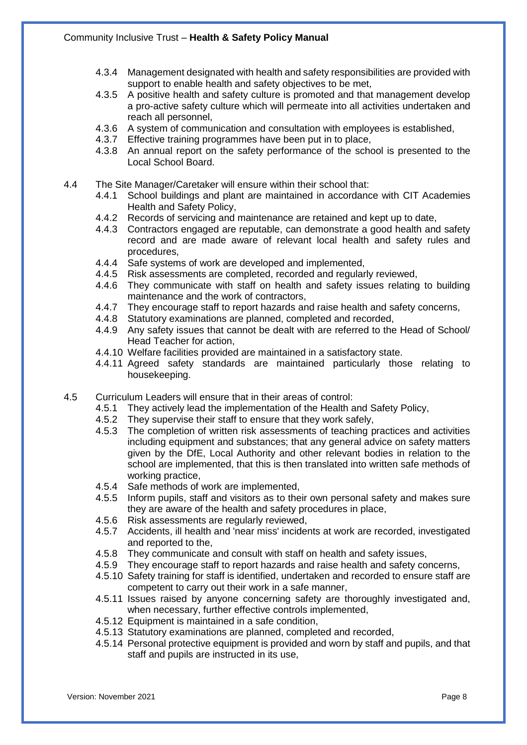4.3.4 Management designated with health and safety responsibilities are provided with support to enable health and safety objectives to be met,

4.3.5 A positive health and safety culture is promoted and that management develop a pro-active safety culture which will permeate into all activities undertaken and reach all personnel,

4.3.6 A system of communication and consultation with employees is established,

4.3.7 Effective training programmes have been put in to place,

4.3.8 An annual report on the safety performance of the school is presented to the Local School Board.

4.4 The Site Manager/Caretaker will ensure within their school that:

4.4.1 School buildings and plant are maintained in accordance with CIT Academies Health and Safety Policy,

4.4.2 Records of servicing and maintenance are retained and kept up to date,

4.4.3 Contractors engaged are reputable, can demonstrate a good health and safety record and are made aware of relevant local health and safety rules and procedures,

4.4.4 Safe systems of work are developed and implemented,

4.4.5 Risk assessments are completed, recorded and regularly reviewed,

4.4.6 They communicate with staff on health and safety issues relating to building maintenance and the work of contractors,

4.4.7 They encourage staff to report hazards and raise health and safety concerns,

4.4.8 Statutory examinations are planned, completed and recorded,

4.4.9 Any safety issues that cannot be dealt with are referred to the Head of School/ Head Teacher for action,

4.4.10 Welfare facilities provided are maintained in a satisfactory state.

4.4.11 Agreed safety standards are maintained particularly those relating to housekeeping.

4.5 Curriculum Leaders will ensure that in their areas of control:

4.5.1 They actively lead the implementation of the Health and Safety Policy,

4.5.2 They supervise their staff to ensure that they work safely,

4.5.3 The completion of written risk assessments of teaching practices and activities including equipment and substances; that any general advice on safety matters given by the DfE, Local Authority and other relevant bodies in relation to the school are implemented, that this is then translated into written safe methods of working practice,

4.5.4 Safe methods of work are implemented,

4.5.5 Inform pupils, staff and visitors as to their own personal safety and makes sure they are aware of the health and safety procedures in place,

4.5.6 Risk assessments are regularly reviewed,

4.5.7 Accidents, ill health and 'near miss' incidents at work are recorded, investigated and reported to the,

4.5.8 They communicate and consult with staff on health and safety issues,

4.5.9 They encourage staff to report hazards and raise health and safety concerns,

4.5.10 Safety training for staff is identified, undertaken and recorded to ensure staff are competent to carry out their work in a safe manner,

4.5.11 Issues raised by anyone concerning safety are thoroughly investigated and, when necessary, further effective controls implemented,

4.5.12 Equipment is maintained in a safe condition,

4.5.13 Statutory examinations are planned, completed and recorded,

4.5.14 Personal protective equipment is provided and worn by staff and pupils, and that staff and pupils are instructed in its use,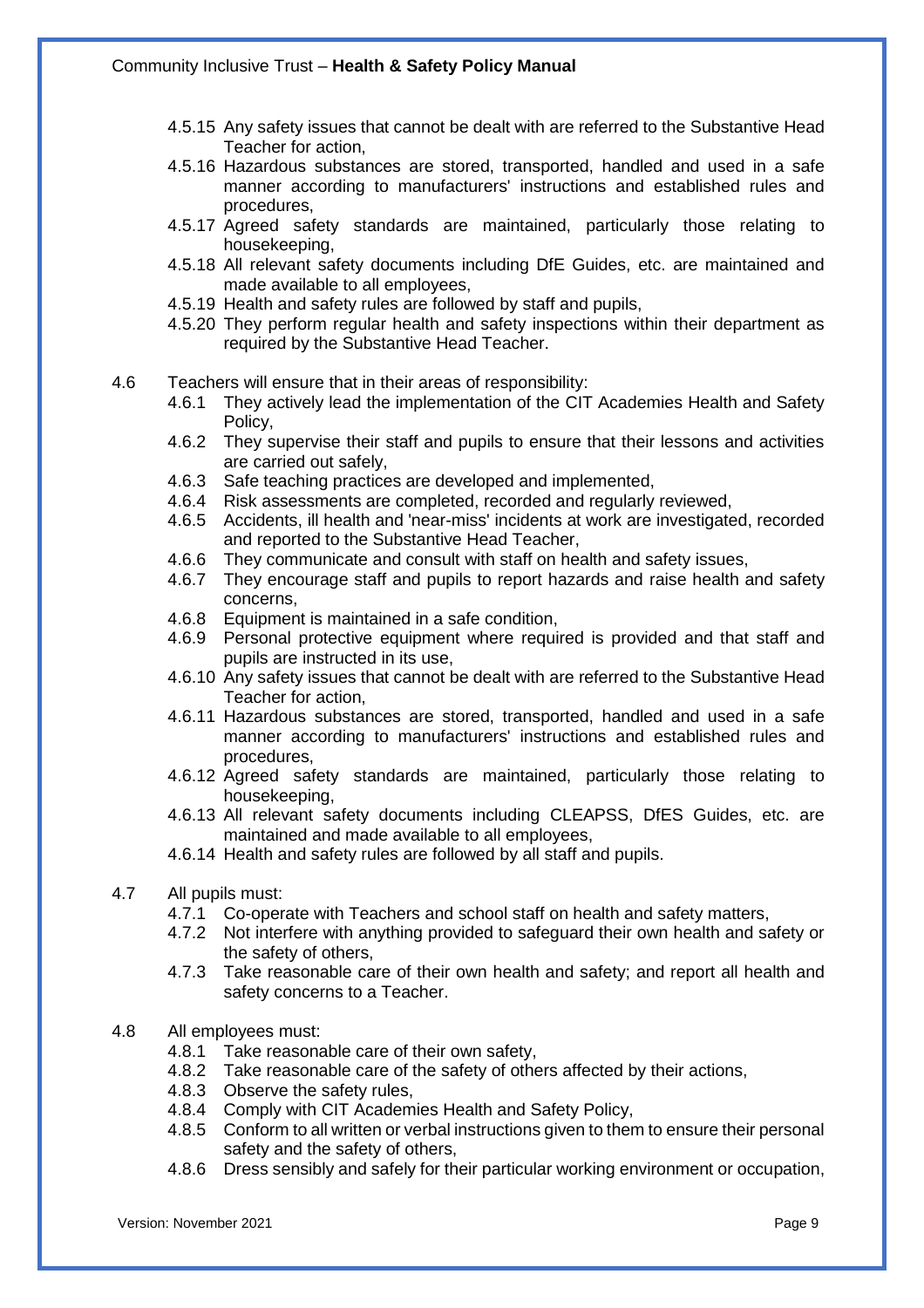- 4.5.15 Any safety issues that cannot be dealt with are referred to the Substantive Head Teacher for action,
- 4.5.16 Hazardous substances are stored, transported, handled and used in a safe manner according to manufacturers' instructions and established rules and procedures,
- 4.5.17 Agreed safety standards are maintained, particularly those relating to housekeeping,
- 4.5.18 All relevant safety documents including DfE Guides, etc. are maintained and made available to all employees,
- 4.5.19 Health and safety rules are followed by staff and pupils,
- 4.5.20 They perform regular health and safety inspections within their department as required by the Substantive Head Teacher.

4.6 Teachers will ensure that in their areas of responsibility:

- 4.6.1 They actively lead the implementation of the CIT Academies Health and Safety Policy,
- 4.6.2 They supervise their staff and pupils to ensure that their lessons and activities are carried out safely,
- 4.6.3 Safe teaching practices are developed and implemented,
- 4.6.4 Risk assessments are completed, recorded and regularly reviewed,
- 4.6.5 Accidents, ill health and 'near-miss' incidents at work are investigated, recorded and reported to the Substantive Head Teacher,
- 4.6.6 They communicate and consult with staff on health and safety issues,
- 4.6.7 They encourage staff and pupils to report hazards and raise health and safety concerns,
- 4.6.8 Equipment is maintained in a safe condition,
- 4.6.9 Personal protective equipment where required is provided and that staff and pupils are instructed in its use,
- 4.6.10 Any safety issues that cannot be dealt with are referred to the Substantive Head Teacher for action,
- 4.6.11 Hazardous substances are stored, transported, handled and used in a safe manner according to manufacturers' instructions and established rules and procedures,
- 4.6.12 Agreed safety standards are maintained, particularly those relating to housekeeping,
- 4.6.13 All relevant safety documents including CLEAPSS, DfES Guides, etc. are maintained and made available to all employees,
- 4.6.14 Health and safety rules are followed by all staff and pupils.

4.7 All pupils must:

- 4.7.1 Co-operate with Teachers and school staff on health and safety matters,
- 4.7.2 Not interfere with anything provided to safeguard their own health and safety or the safety of others,
- 4.7.3 Take reasonable care of their own health and safety; and report all health and safety concerns to a Teacher.

4.8 All employees must:

- 4.8.1 Take reasonable care of their own safety,
- 4.8.2 Take reasonable care of the safety of others affected by their actions,
- 4.8.3 Observe the safety rules,
- 4.8.4 Comply with CIT Academies Health and Safety Policy,
- 4.8.5 Conform to all written or verbal instructions given to them to ensure their personal safety and the safety of others,
- 4.8.6 Dress sensibly and safely for their particular working environment or occupation,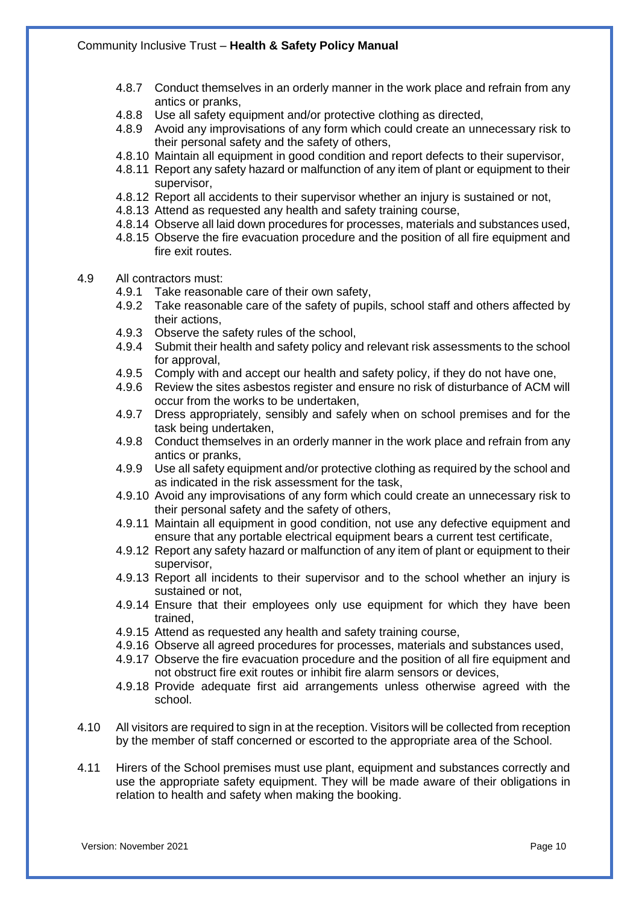4.8.7 Conduct themselves in an orderly manner in the work place and refrain from any antics or pranks,

4.8.8 Use all safety equipment and/or protective clothing as directed,

4.8.9 Avoid any improvisations of any form which could create an unnecessary risk to their personal safety and the safety of others,

4.8.10 Maintain all equipment in good condition and report defects to their supervisor,

4.8.11 Report any safety hazard or malfunction of any item of plant or equipment to their supervisor,

4.8.12 Report all accidents to their supervisor whether an injury is sustained or not,

4.8.13 Attend as requested any health and safety training course,

4.8.14 Observe all laid down procedures for processes, materials and substances used,

4.8.15 Observe the fire evacuation procedure and the position of all fire equipment and fire exit routes.

4.9 All contractors must:

4.9.1 Take reasonable care of their own safety,

4.9.2 Take reasonable care of the safety of pupils, school staff and others affected by their actions,

4.9.3 Observe the safety rules of the school,

4.9.4 Submit their health and safety policy and relevant risk assessments to the school for approval,

4.9.5 Comply with and accept our health and safety policy, if they do not have one,

4.9.6 Review the sites asbestos register and ensure no risk of disturbance of ACM will occur from the works to be undertaken,

4.9.7 Dress appropriately, sensibly and safely when on school premises and for the task being undertaken,

4.9.8 Conduct themselves in an orderly manner in the work place and refrain from any antics or pranks,

4.9.9 Use all safety equipment and/or protective clothing as required by the school and as indicated in the risk assessment for the task,

4.9.10 Avoid any improvisations of any form which could create an unnecessary risk to their personal safety and the safety of others,

4.9.11 Maintain all equipment in good condition, not use any defective equipment and ensure that any portable electrical equipment bears a current test certificate,

4.9.12 Report any safety hazard or malfunction of any item of plant or equipment to their supervisor,

4.9.13 Report all incidents to their supervisor and to the school whether an injury is sustained or not,

4.9.14 Ensure that their employees only use equipment for which they have been trained,

4.9.15 Attend as requested any health and safety training course,

4.9.16 Observe all agreed procedures for processes, materials and substances used,

4.9.17 Observe the fire evacuation procedure and the position of all fire equipment and not obstruct fire exit routes or inhibit fire alarm sensors or devices,

4.9.18 Provide adequate first aid arrangements unless otherwise agreed with the school.

4.10 All visitors are required to sign in at the reception. Visitors will be collected from reception by the member of staff concerned or escorted to the appropriate area of the School.

4.11 Hirers of the School premises must use plant, equipment and substances correctly and use the appropriate safety equipment. They will be made aware of their obligations in relation to health and safety when making the booking.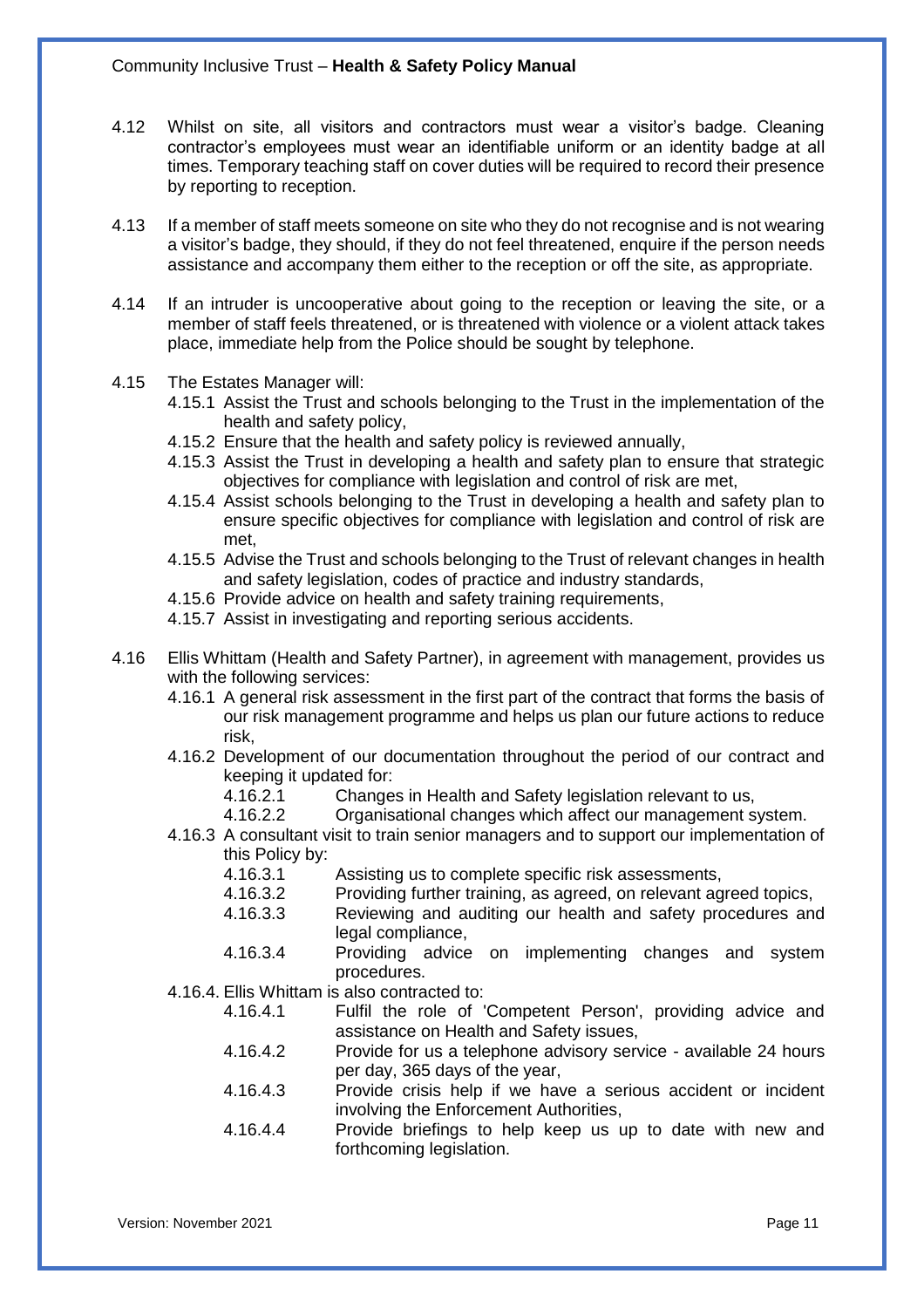4.12 Whilst on site, all visitors and contractors must wear a visitor's badge. Cleaning contractor's employees must wear an identifiable uniform or an identity badge at all times. Temporary teaching staff on cover duties will be required to record their presence by reporting to reception.

4.13 If a member of staff meets someone on site who they do not recognise and is not wearing a visitor's badge, they should, if they do not feel threatened, enquire if the person needs assistance and accompany them either to the reception or off the site, as appropriate.

4.14 If an intruder is uncooperative about going to the reception or leaving the site, or a member of staff feels threatened, or is threatened with violence or a violent attack takes place, immediate help from the Police should be sought by telephone.

4.15 The Estates Manager will:

- 4.15.1 Assist the Trust and schools belonging to the Trust in the implementation of the health and safety policy,
- 4.15.2 Ensure that the health and safety policy is reviewed annually,
- 4.15.3 Assist the Trust in developing a health and safety plan to ensure that strategic objectives for compliance with legislation and control of risk are met,
- 4.15.4 Assist schools belonging to the Trust in developing a health and safety plan to ensure specific objectives for compliance with legislation and control of risk are met,
- 4.15.5 Advise the Trust and schools belonging to the Trust of relevant changes in health and safety legislation, codes of practice and industry standards,
- 4.15.6 Provide advice on health and safety training requirements,
- 4.15.7 Assist in investigating and reporting serious accidents.

4.16 Ellis Whittam (Health and Safety Partner), in agreement with management, provides us with the following services:

- 4.16.1 A general risk assessment in the first part of the contract that forms the basis of our risk management programme and helps us plan our future actions to reduce risk,
- 4.16.2 Development of our documentation throughout the period of our contract and keeping it updated for:
  - 4.16.2.1 Changes in Health and Safety legislation relevant to us,
  - 4.16.2.2 Organisational changes which affect our management system.
- 4.16.3 A consultant visit to train senior managers and to support our implementation of this Policy by:
  - 4.16.3.1 Assisting us to complete specific risk assessments,
  - 4.16.3.2 Providing further training, as agreed, on relevant agreed topics,
  - 4.16.3.3 Reviewing and auditing our health and safety procedures and legal compliance,
  - 4.16.3.4 Providing advice on implementing changes and system procedures.
- 4.16.4. Ellis Whittam is also contracted to:
  - 4.16.4.1 Fulfil the role of 'Competent Person', providing advice and assistance on Health and Safety issues,
  - 4.16.4.2 Provide for us a telephone advisory service - available 24 hours per day, 365 days of the year,
  - 4.16.4.3 Provide crisis help if we have a serious accident or incident involving the Enforcement Authorities,
  - 4.16.4.4 Provide briefings to help keep us up to date with new and forthcoming legislation.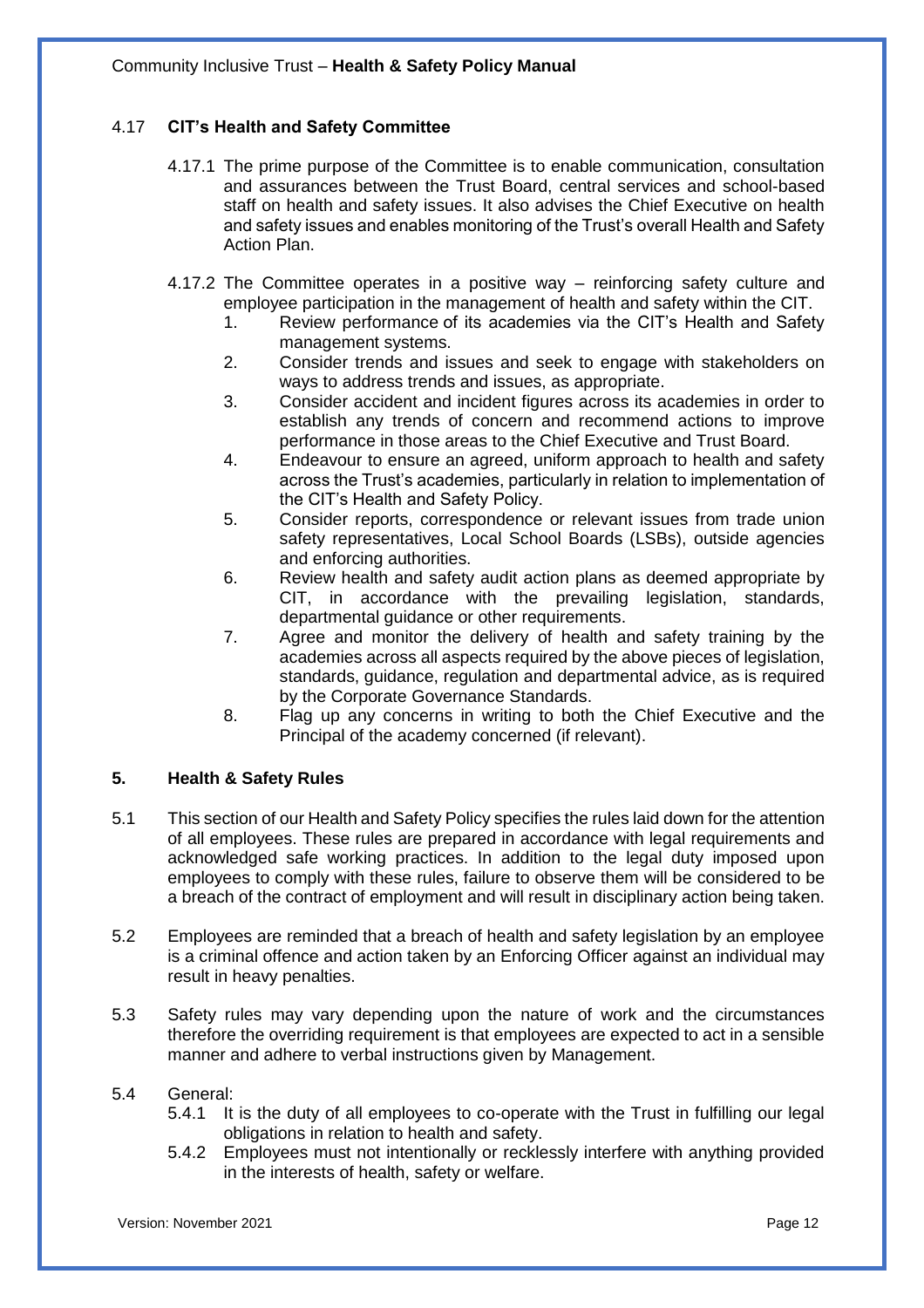### 4.17 CIT's Health and Safety Committee

4.17.1 The prime purpose of the Committee is to enable communication, consultation and assurances between the Trust Board, central services and school-based staff on health and safety issues. It also advises the Chief Executive on health and safety issues and enables monitoring of the Trust's overall Health and Safety Action Plan.

4.17.2 The Committee operates in a positive way – reinforcing safety culture and employee participation in the management of health and safety within the CIT.

1. Review performance of its academies via the CIT's Health and Safety management systems.
2. Consider trends and issues and seek to engage with stakeholders on ways to address trends and issues, as appropriate.
3. Consider accident and incident figures across its academies in order to establish any trends of concern and recommend actions to improve performance in those areas to the Chief Executive and Trust Board.
4. Endeavour to ensure an agreed, uniform approach to health and safety across the Trust's academies, particularly in relation to implementation of the CIT's Health and Safety Policy.
5. Consider reports, correspondence or relevant issues from trade union safety representatives, Local School Boards (LSBs), outside agencies and enforcing authorities.
6. Review health and safety audit action plans as deemed appropriate by CIT, in accordance with the prevailing legislation, standards, departmental guidance or other requirements.
7. Agree and monitor the delivery of health and safety training by the academies across all aspects required by the above pieces of legislation, standards, guidance, regulation and departmental advice, as is required by the Corporate Governance Standards.
8. Flag up any concerns in writing to both the Chief Executive and the Principal of the academy concerned (if relevant).

## 5. Health & Safety Rules

5.1 This section of our Health and Safety Policy specifies the rules laid down for the attention of all employees. These rules are prepared in accordance with legal requirements and acknowledged safe working practices. In addition to the legal duty imposed upon employees to comply with these rules, failure to observe them will be considered to be a breach of the contract of employment and will result in disciplinary action being taken.

5.2 Employees are reminded that a breach of health and safety legislation by an employee is a criminal offence and action taken by an Enforcing Officer against an individual may result in heavy penalties.

5.3 Safety rules may vary depending upon the nature of work and the circumstances therefore the overriding requirement is that employees are expected to act in a sensible manner and adhere to verbal instructions given by Management.

5.4 General:

5.4.1 It is the duty of all employees to co-operate with the Trust in fulfilling our legal obligations in relation to health and safety.

5.4.2 Employees must not intentionally or recklessly interfere with anything provided in the interests of health, safety or welfare.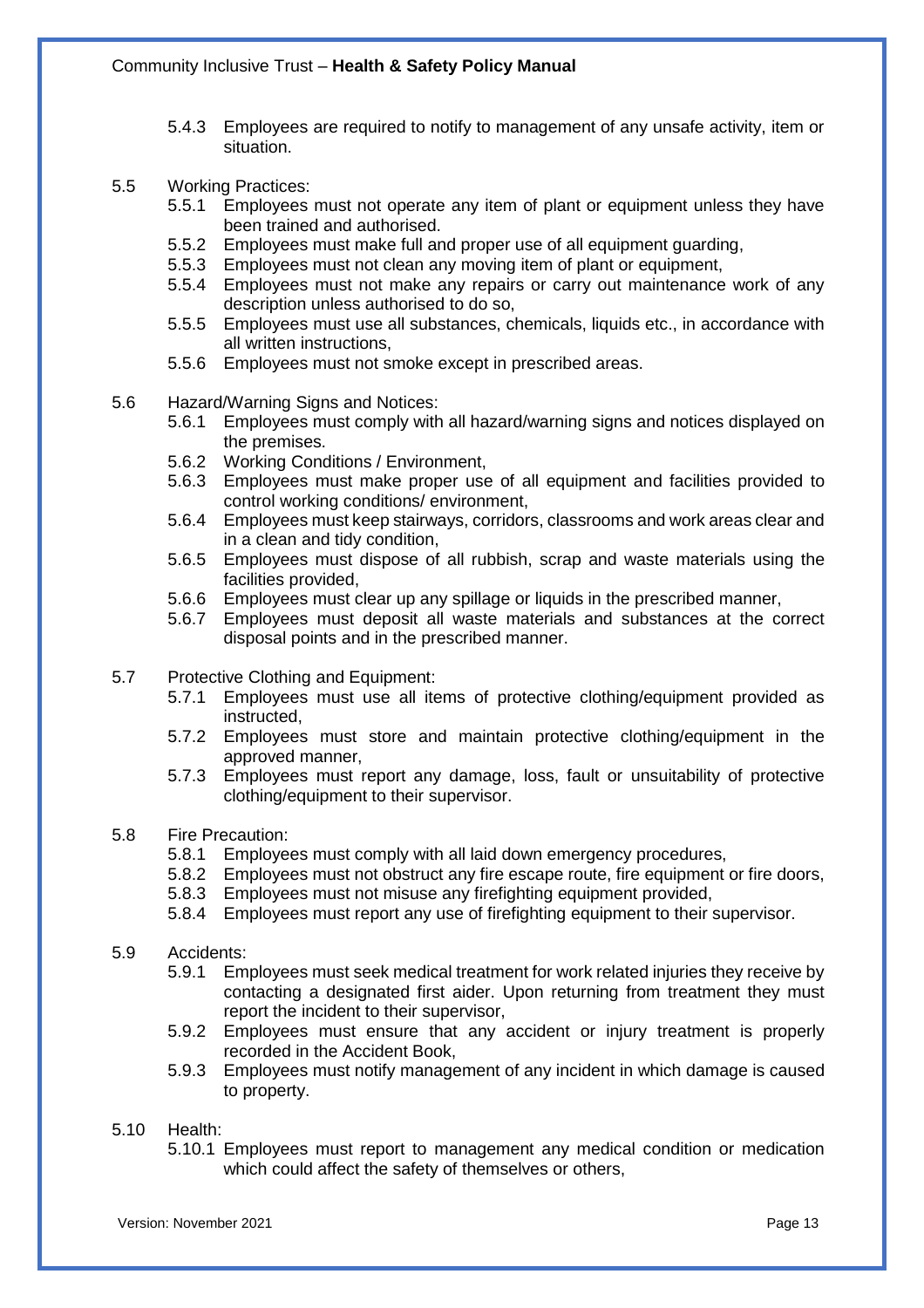5.4.3 Employees are required to notify to management of any unsafe activity, item or situation.

5.5 Working Practices:

- 5.5.1 Employees must not operate any item of plant or equipment unless they have been trained and authorised.
- 5.5.2 Employees must make full and proper use of all equipment guarding,
- 5.5.3 Employees must not clean any moving item of plant or equipment,
- 5.5.4 Employees must not make any repairs or carry out maintenance work of any description unless authorised to do so,
- 5.5.5 Employees must use all substances, chemicals, liquids etc., in accordance with all written instructions,
- 5.5.6 Employees must not smoke except in prescribed areas.

5.6 Hazard/Warning Signs and Notices:

- 5.6.1 Employees must comply with all hazard/warning signs and notices displayed on the premises.
- 5.6.2 Working Conditions / Environment,
- 5.6.3 Employees must make proper use of all equipment and facilities provided to control working conditions/ environment,
- 5.6.4 Employees must keep stairways, corridors, classrooms and work areas clear and in a clean and tidy condition,
- 5.6.5 Employees must dispose of all rubbish, scrap and waste materials using the facilities provided,
- 5.6.6 Employees must clear up any spillage or liquids in the prescribed manner,
- 5.6.7 Employees must deposit all waste materials and substances at the correct disposal points and in the prescribed manner.

5.7 Protective Clothing and Equipment:

- 5.7.1 Employees must use all items of protective clothing/equipment provided as instructed,
- 5.7.2 Employees must store and maintain protective clothing/equipment in the approved manner,
- 5.7.3 Employees must report any damage, loss, fault or unsuitability of protective clothing/equipment to their supervisor.

5.8 Fire Precaution:

- 5.8.1 Employees must comply with all laid down emergency procedures,
- 5.8.2 Employees must not obstruct any fire escape route, fire equipment or fire doors,
- 5.8.3 Employees must not misuse any firefighting equipment provided,
- 5.8.4 Employees must report any use of firefighting equipment to their supervisor.

5.9 Accidents:

- 5.9.1 Employees must seek medical treatment for work related injuries they receive by contacting a designated first aider. Upon returning from treatment they must report the incident to their supervisor,
- 5.9.2 Employees must ensure that any accident or injury treatment is properly recorded in the Accident Book,
- 5.9.3 Employees must notify management of any incident in which damage is caused to property.

5.10 Health:

- 5.10.1 Employees must report to management any medical condition or medication which could affect the safety of themselves or others,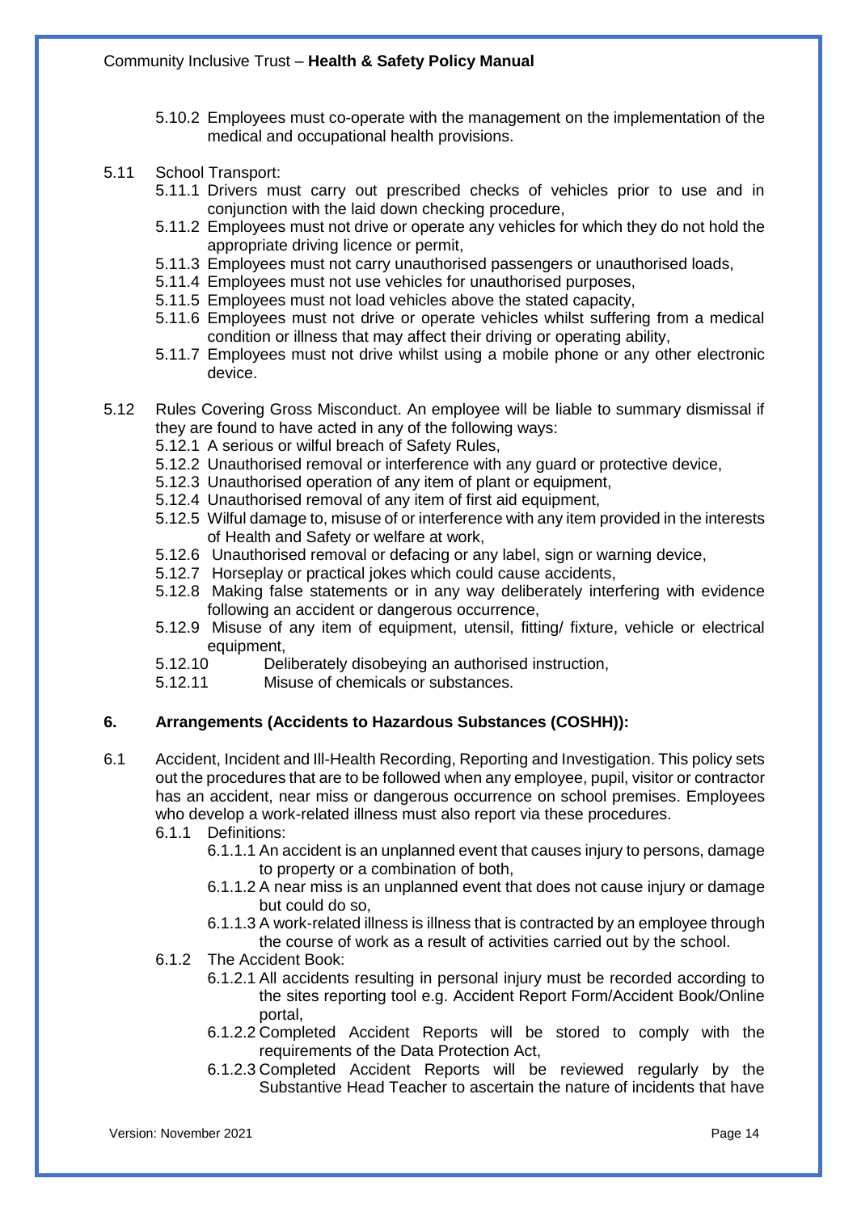5.10.2 Employees must co-operate with the management on the implementation of the medical and occupational health provisions.

5.11 School Transport:

5.11.1 Drivers must carry out prescribed checks of vehicles prior to use and in conjunction with the laid down checking procedure,

5.11.2 Employees must not drive or operate any vehicles for which they do not hold the appropriate driving licence or permit,

5.11.3 Employees must not carry unauthorised passengers or unauthorised loads,

5.11.4 Employees must not use vehicles for unauthorised purposes,

5.11.5 Employees must not load vehicles above the stated capacity,

5.11.6 Employees must not drive or operate vehicles whilst suffering from a medical condition or illness that may affect their driving or operating ability,

5.11.7 Employees must not drive whilst using a mobile phone or any other electronic device.

5.12 Rules Covering Gross Misconduct. An employee will be liable to summary dismissal if they are found to have acted in any of the following ways:

5.12.1 A serious or wilful breach of Safety Rules,

5.12.2 Unauthorised removal or interference with any guard or protective device,

5.12.3 Unauthorised operation of any item of plant or equipment,

5.12.4 Unauthorised removal of any item of first aid equipment,

5.12.5 Wilful damage to, misuse of or interference with any item provided in the interests of Health and Safety or welfare at work,

5.12.6 Unauthorised removal or defacing or any label, sign or warning device,

5.12.7 Horseplay or practical jokes which could cause accidents,

5.12.8 Making false statements or in any way deliberately interfering with evidence following an accident or dangerous occurrence,

5.12.9 Misuse of any item of equipment, utensil, fitting/ fixture, vehicle or electrical equipment,

5.12.10 Deliberately disobeying an authorised instruction,

5.12.11 Misuse of chemicals or substances.

## 6. Arrangements (Accidents to Hazardous Substances (COSHH)):

6.1 Accident, Incident and Ill-Health Recording, Reporting and Investigation. This policy sets out the procedures that are to be followed when any employee, pupil, visitor or contractor has an accident, near miss or dangerous occurrence on school premises. Employees who develop a work-related illness must also report via these procedures.

6.1.1 Definitions:

6.1.1.1 An accident is an unplanned event that causes injury to persons, damage to property or a combination of both,

6.1.1.2 A near miss is an unplanned event that does not cause injury or damage but could do so,

6.1.1.3 A work-related illness is illness that is contracted by an employee through the course of work as a result of activities carried out by the school.

6.1.2 The Accident Book:

6.1.2.1 All accidents resulting in personal injury must be recorded according to the sites reporting tool e.g. Accident Report Form/Accident Book/Online portal,

6.1.2.2 Completed Accident Reports will be stored to comply with the requirements of the Data Protection Act,

6.1.2.3 Completed Accident Reports will be reviewed regularly by the Substantive Head Teacher to ascertain the nature of incidents that have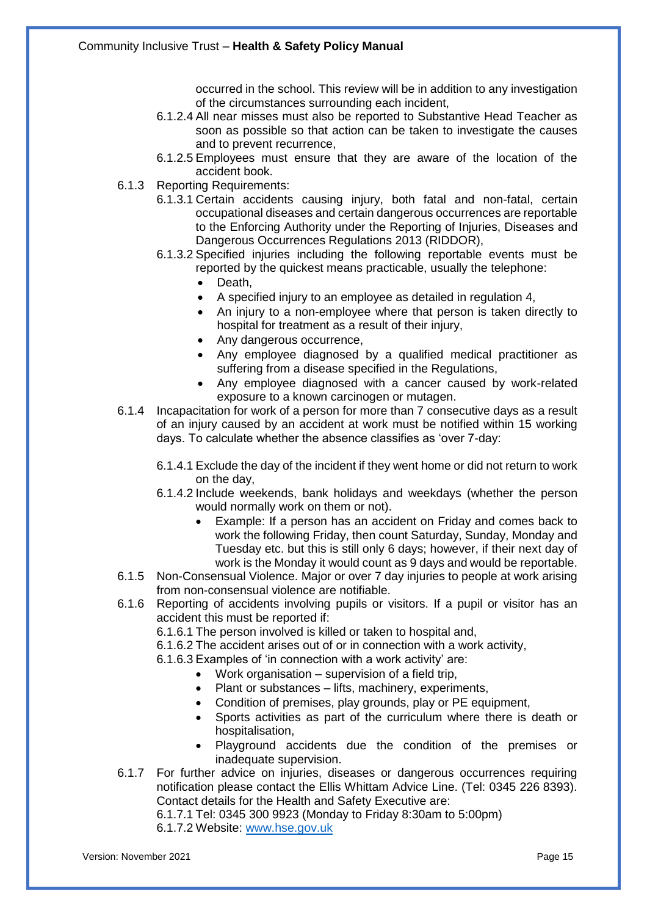occurred in the school. This review will be in addition to any investigation of the circumstances surrounding each incident,

6.1.2.4 All near misses must also be reported to Substantive Head Teacher as soon as possible so that action can be taken to investigate the causes and to prevent recurrence,

6.1.2.5 Employees must ensure that they are aware of the location of the accident book.

6.1.3 Reporting Requirements:

6.1.3.1 Certain accidents causing injury, both fatal and non-fatal, certain occupational diseases and certain dangerous occurrences are reportable to the Enforcing Authority under the Reporting of Injuries, Diseases and Dangerous Occurrences Regulations 2013 (RIDDOR),

6.1.3.2 Specified injuries including the following reportable events must be reported by the quickest means practicable, usually the telephone:

- Death,
- A specified injury to an employee as detailed in regulation 4,
- An injury to a non-employee where that person is taken directly to hospital for treatment as a result of their injury,
- Any dangerous occurrence,
- Any employee diagnosed by a qualified medical practitioner as suffering from a disease specified in the Regulations,
- Any employee diagnosed with a cancer caused by work-related exposure to a known carcinogen or mutagen.

6.1.4 Incapacitation for work of a person for more than 7 consecutive days as a result of an injury caused by an accident at work must be notified within 15 working days. To calculate whether the absence classifies as 'over 7-day:

6.1.4.1 Exclude the day of the incident if they went home or did not return to work on the day,

6.1.4.2 Include weekends, bank holidays and weekdays (whether the person would normally work on them or not).

- Example: If a person has an accident on Friday and comes back to work the following Friday, then count Saturday, Sunday, Monday and Tuesday etc. but this is still only 6 days; however, if their next day of work is the Monday it would count as 9 days and would be reportable.

6.1.5 Non-Consensual Violence. Major or over 7 day injuries to people at work arising from non-consensual violence are notifiable.

6.1.6 Reporting of accidents involving pupils or visitors. If a pupil or visitor has an accident this must be reported if:

6.1.6.1 The person involved is killed or taken to hospital and,

6.1.6.2 The accident arises out of or in connection with a work activity,

6.1.6.3 Examples of 'in connection with a work activity' are:

- Work organisation – supervision of a field trip,
- Plant or substances – lifts, machinery, experiments,
- Condition of premises, play grounds, play or PE equipment,
- Sports activities as part of the curriculum where there is death or hospitalisation,
- Playground accidents due the condition of the premises or inadequate supervision.

6.1.7 For further advice on injuries, diseases or dangerous occurrences requiring notification please contact the Ellis Whittam Advice Line. (Tel: 0345 226 8393). Contact details for the Health and Safety Executive are:

6.1.7.1 Tel: 0345 300 9923 (Monday to Friday 8:30am to 5:00pm)

6.1.7.2 Website: [www.hse.gov.uk](http://www.hse.gov.uk)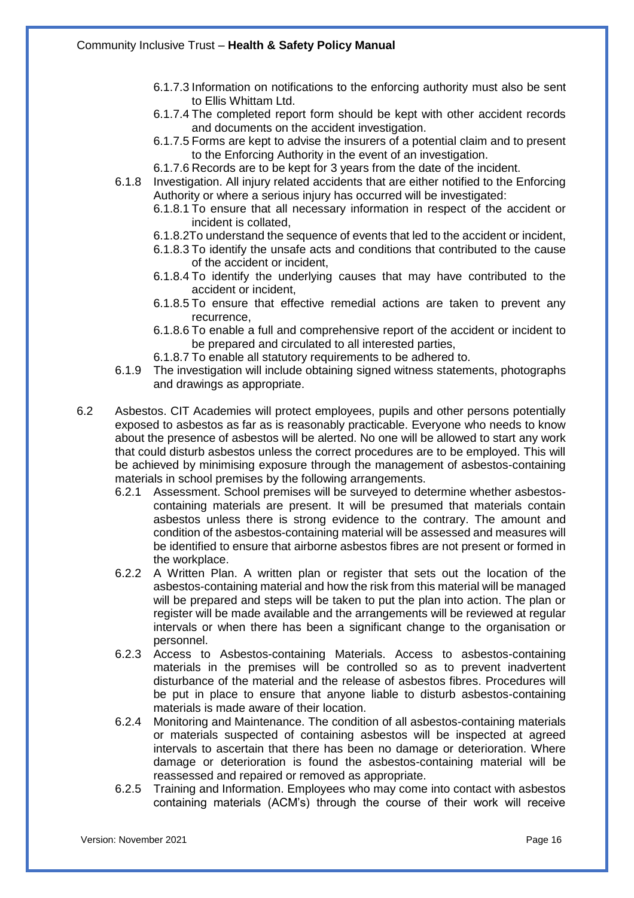- 6.1.7.3 Information on notifications to the enforcing authority must also be sent to Ellis Whittam Ltd.
- 6.1.7.4 The completed report form should be kept with other accident records and documents on the accident investigation.
- 6.1.7.5 Forms are kept to advise the insurers of a potential claim and to present to the Enforcing Authority in the event of an investigation.
- 6.1.7.6 Records are to be kept for 3 years from the date of the incident.

6.1.8 Investigation. All injury related accidents that are either notified to the Enforcing Authority or where a serious injury has occurred will be investigated:

- 6.1.8.1 To ensure that all necessary information in respect of the accident or incident is collated,
- 6.1.8.2To understand the sequence of events that led to the accident or incident,
- 6.1.8.3 To identify the unsafe acts and conditions that contributed to the cause of the accident or incident,
- 6.1.8.4 To identify the underlying causes that may have contributed to the accident or incident,
- 6.1.8.5 To ensure that effective remedial actions are taken to prevent any recurrence,
- 6.1.8.6 To enable a full and comprehensive report of the accident or incident to be prepared and circulated to all interested parties,
- 6.1.8.7 To enable all statutory requirements to be adhered to.

6.1.9 The investigation will include obtaining signed witness statements, photographs and drawings as appropriate.

6.2 Asbestos. CIT Academies will protect employees, pupils and other persons potentially exposed to asbestos as far as is reasonably practicable. Everyone who needs to know about the presence of asbestos will be alerted. No one will be allowed to start any work that could disturb asbestos unless the correct procedures are to be employed. This will be achieved by minimising exposure through the management of asbestos-containing materials in school premises by the following arrangements.

6.2.1 Assessment. School premises will be surveyed to determine whether asbestos-containing materials are present. It will be presumed that materials contain asbestos unless there is strong evidence to the contrary. The amount and condition of the asbestos-containing material will be assessed and measures will be identified to ensure that airborne asbestos fibres are not present or formed in the workplace.

6.2.2 A Written Plan. A written plan or register that sets out the location of the asbestos-containing material and how the risk from this material will be managed will be prepared and steps will be taken to put the plan into action. The plan or register will be made available and the arrangements will be reviewed at regular intervals or when there has been a significant change to the organisation or personnel.

6.2.3 Access to Asbestos-containing Materials. Access to asbestos-containing materials in the premises will be controlled so as to prevent inadvertent disturbance of the material and the release of asbestos fibres. Procedures will be put in place to ensure that anyone liable to disturb asbestos-containing materials is made aware of their location.

6.2.4 Monitoring and Maintenance. The condition of all asbestos-containing materials or materials suspected of containing asbestos will be inspected at agreed intervals to ascertain that there has been no damage or deterioration. Where damage or deterioration is found the asbestos-containing material will be reassessed and repaired or removed as appropriate.

6.2.5 Training and Information. Employees who may come into contact with asbestos containing materials (ACM's) through the course of their work will receive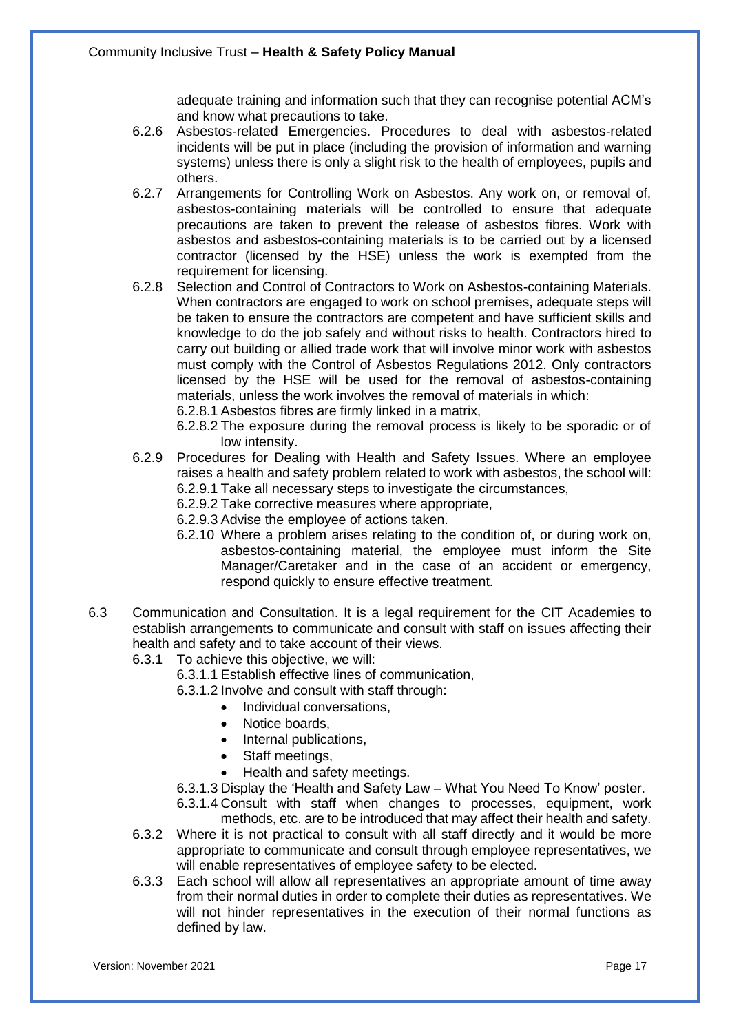adequate training and information such that they can recognise potential ACM's and know what precautions to take.

6.2.6 Asbestos-related Emergencies. Procedures to deal with asbestos-related incidents will be put in place (including the provision of information and warning systems) unless there is only a slight risk to the health of employees, pupils and others.

6.2.7 Arrangements for Controlling Work on Asbestos. Any work on, or removal of, asbestos-containing materials will be controlled to ensure that adequate precautions are taken to prevent the release of asbestos fibres. Work with asbestos and asbestos-containing materials is to be carried out by a licensed contractor (licensed by the HSE) unless the work is exempted from the requirement for licensing.

6.2.8 Selection and Control of Contractors to Work on Asbestos-containing Materials. When contractors are engaged to work on school premises, adequate steps will be taken to ensure the contractors are competent and have sufficient skills and knowledge to do the job safely and without risks to health. Contractors hired to carry out building or allied trade work that will involve minor work with asbestos must comply with the Control of Asbestos Regulations 2012. Only contractors licensed by the HSE will be used for the removal of asbestos-containing materials, unless the work involves the removal of materials in which:

- 6.2.8.1 Asbestos fibres are firmly linked in a matrix,
- 6.2.8.2 The exposure during the removal process is likely to be sporadic or of low intensity.

6.2.9 Procedures for Dealing with Health and Safety Issues. Where an employee raises a health and safety problem related to work with asbestos, the school will:

- 6.2.9.1 Take all necessary steps to investigate the circumstances,
- 6.2.9.2 Take corrective measures where appropriate,
- 6.2.9.3 Advise the employee of actions taken.

6.2.10 Where a problem arises relating to the condition of, or during work on, asbestos-containing material, the employee must inform the Site Manager/Caretaker and in the case of an accident or emergency, respond quickly to ensure effective treatment.

6.3 Communication and Consultation. It is a legal requirement for the CIT Academies to establish arrangements to communicate and consult with staff on issues affecting their health and safety and to take account of their views.

6.3.1 To achieve this objective, we will:

- 6.3.1.1 Establish effective lines of communication,
- 6.3.1.2 Involve and consult with staff through:
  - Individual conversations,
  - Notice boards,
  - Internal publications,
  - Staff meetings,
  - Health and safety meetings.
- 6.3.1.3 Display the 'Health and Safety Law – What You Need To Know' poster.
- 6.3.1.4 Consult with staff when changes to processes, equipment, work methods, etc. are to be introduced that may affect their health and safety.

6.3.2 Where it is not practical to consult with all staff directly and it would be more appropriate to communicate and consult through employee representatives, we will enable representatives of employee safety to be elected.

6.3.3 Each school will allow all representatives an appropriate amount of time away from their normal duties in order to complete their duties as representatives. We will not hinder representatives in the execution of their normal functions as defined by law.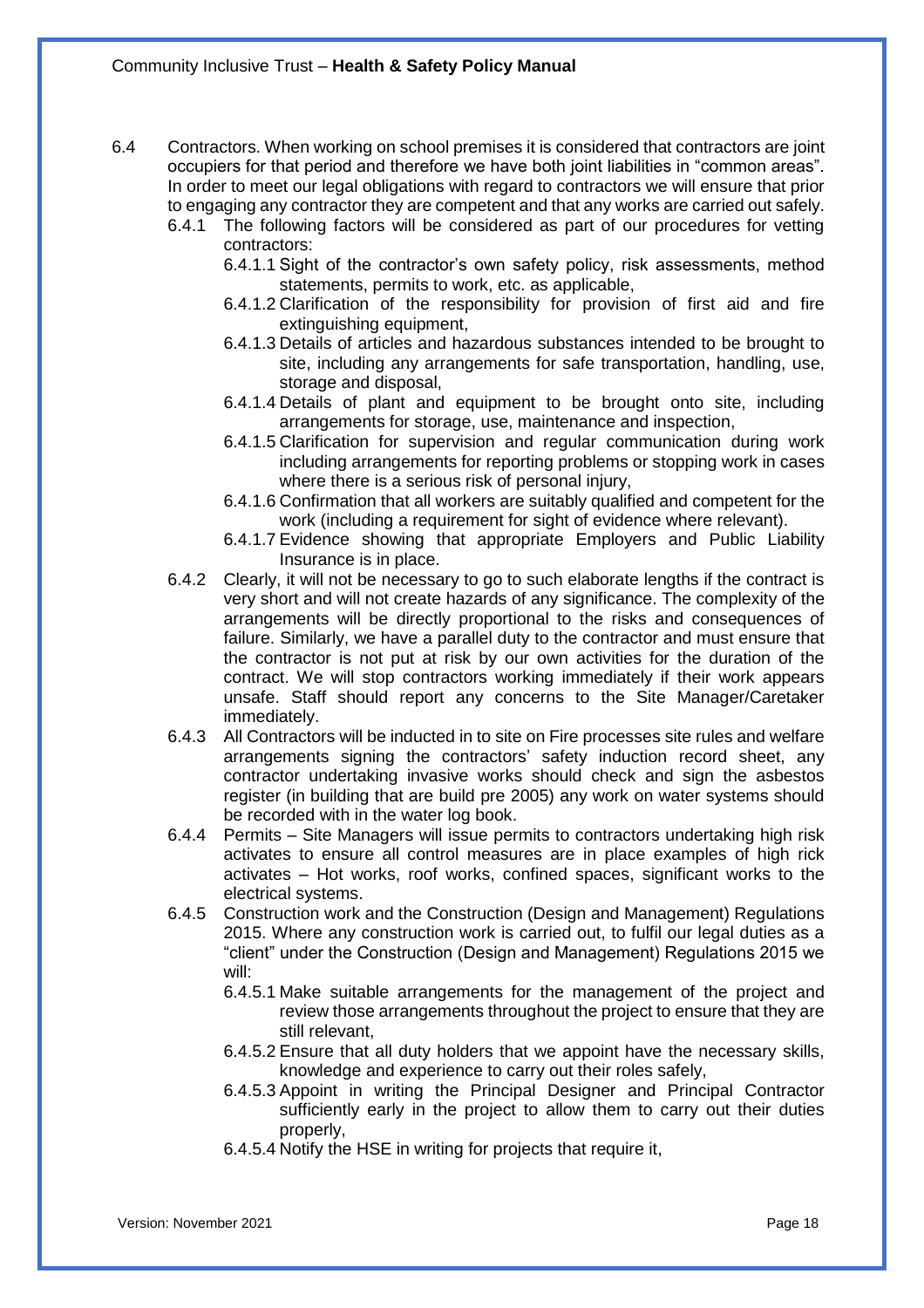6.4 Contractors. When working on school premises it is considered that contractors are joint occupiers for that period and therefore we have both joint liabilities in "common areas". In order to meet our legal obligations with regard to contractors we will ensure that prior to engaging any contractor they are competent and that any works are carried out safely.

- 6.4.1 The following factors will be considered as part of our procedures for vetting contractors:
  - 6.4.1.1 Sight of the contractor's own safety policy, risk assessments, method statements, permits to work, etc. as applicable,
  - 6.4.1.2 Clarification of the responsibility for provision of first aid and fire extinguishing equipment,
  - 6.4.1.3 Details of articles and hazardous substances intended to be brought to site, including any arrangements for safe transportation, handling, use, storage and disposal,
  - 6.4.1.4 Details of plant and equipment to be brought onto site, including arrangements for storage, use, maintenance and inspection,
  - 6.4.1.5 Clarification for supervision and regular communication during work including arrangements for reporting problems or stopping work in cases where there is a serious risk of personal injury,
  - 6.4.1.6 Confirmation that all workers are suitably qualified and competent for the work (including a requirement for sight of evidence where relevant).
  - 6.4.1.7 Evidence showing that appropriate Employers and Public Liability Insurance is in place.
- 6.4.2 Clearly, it will not be necessary to go to such elaborate lengths if the contract is very short and will not create hazards of any significance. The complexity of the arrangements will be directly proportional to the risks and consequences of failure. Similarly, we have a parallel duty to the contractor and must ensure that the contractor is not put at risk by our own activities for the duration of the contract. We will stop contractors working immediately if their work appears unsafe. Staff should report any concerns to the Site Manager/Caretaker immediately.
- 6.4.3 All Contractors will be inducted in to site on Fire processes site rules and welfare arrangements signing the contractors' safety induction record sheet, any contractor undertaking invasive works should check and sign the asbestos register (in building that are build pre 2005) any work on water systems should be recorded with in the water log book.
- 6.4.4 Permits – Site Managers will issue permits to contractors undertaking high risk activates to ensure all control measures are in place examples of high rick activates – Hot works, roof works, confined spaces, significant works to the electrical systems.
- 6.4.5 Construction work and the Construction (Design and Management) Regulations 2015. Where any construction work is carried out, to fulfil our legal duties as a "client" under the Construction (Design and Management) Regulations 2015 we will:
  - 6.4.5.1 Make suitable arrangements for the management of the project and review those arrangements throughout the project to ensure that they are still relevant,
  - 6.4.5.2 Ensure that all duty holders that we appoint have the necessary skills, knowledge and experience to carry out their roles safely,
  - 6.4.5.3 Appoint in writing the Principal Designer and Principal Contractor sufficiently early in the project to allow them to carry out their duties properly,
  - 6.4.5.4 Notify the HSE in writing for projects that require it,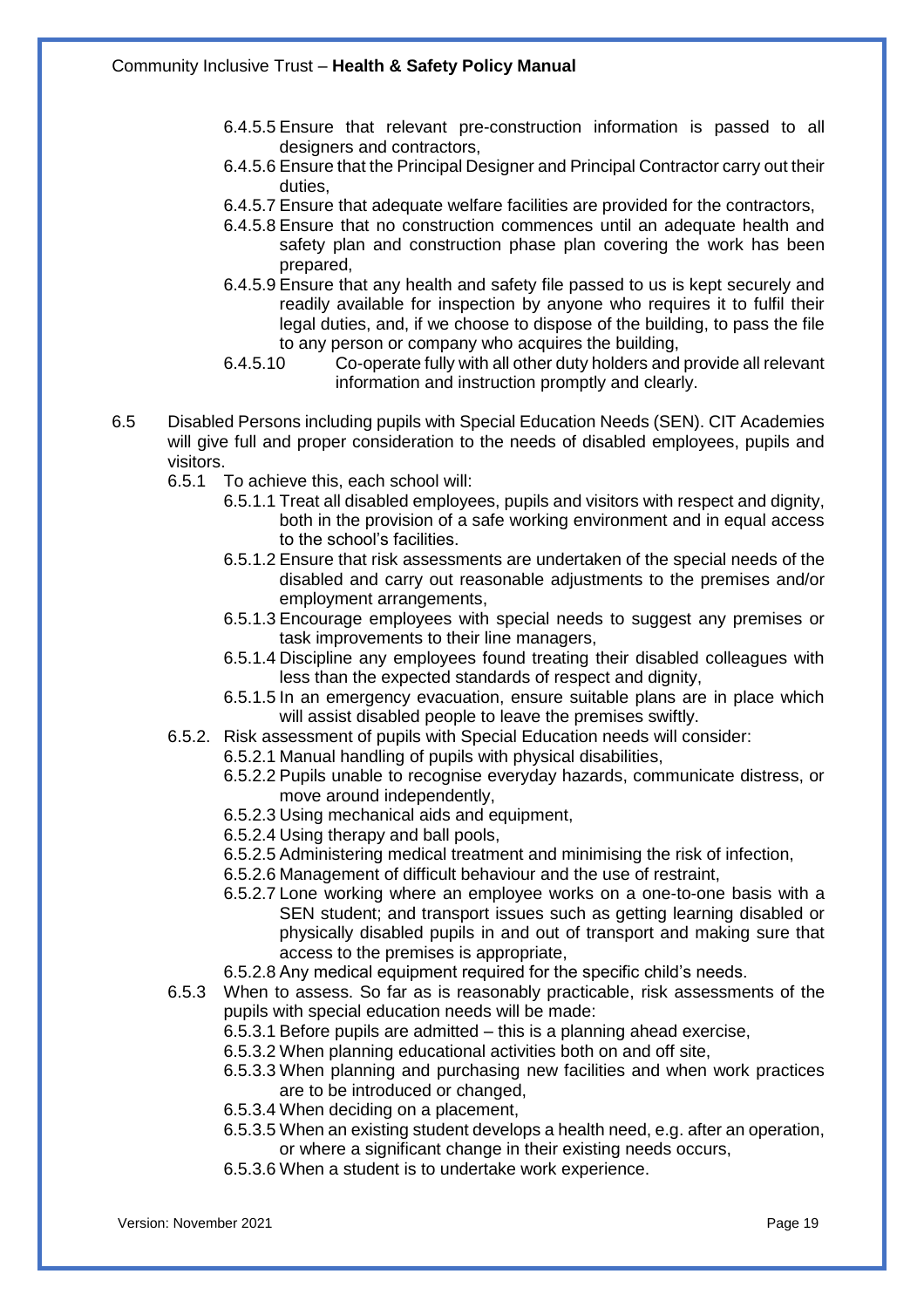- 6.4.5.5 Ensure that relevant pre-construction information is passed to all designers and contractors,
- 6.4.5.6 Ensure that the Principal Designer and Principal Contractor carry out their duties,
- 6.4.5.7 Ensure that adequate welfare facilities are provided for the contractors,
- 6.4.5.8 Ensure that no construction commences until an adequate health and safety plan and construction phase plan covering the work has been prepared,
- 6.4.5.9 Ensure that any health and safety file passed to us is kept securely and readily available for inspection by anyone who requires it to fulfil their legal duties, and, if we choose to dispose of the building, to pass the file to any person or company who acquires the building,
- 6.4.5.10 Co-operate fully with all other duty holders and provide all relevant information and instruction promptly and clearly.

6.5 Disabled Persons including pupils with Special Education Needs (SEN). CIT Academies will give full and proper consideration to the needs of disabled employees, pupils and visitors.

- 6.5.1 To achieve this, each school will:
  - 6.5.1.1 Treat all disabled employees, pupils and visitors with respect and dignity, both in the provision of a safe working environment and in equal access to the school's facilities.
  - 6.5.1.2 Ensure that risk assessments are undertaken of the special needs of the disabled and carry out reasonable adjustments to the premises and/or employment arrangements,
  - 6.5.1.3 Encourage employees with special needs to suggest any premises or task improvements to their line managers,
  - 6.5.1.4 Discipline any employees found treating their disabled colleagues with less than the expected standards of respect and dignity,
  - 6.5.1.5 In an emergency evacuation, ensure suitable plans are in place which will assist disabled people to leave the premises swiftly.
- 6.5.2. Risk assessment of pupils with Special Education needs will consider:
  - 6.5.2.1 Manual handling of pupils with physical disabilities,
  - 6.5.2.2 Pupils unable to recognise everyday hazards, communicate distress, or move around independently,
  - 6.5.2.3 Using mechanical aids and equipment,
  - 6.5.2.4 Using therapy and ball pools,
  - 6.5.2.5 Administering medical treatment and minimising the risk of infection,
  - 6.5.2.6 Management of difficult behaviour and the use of restraint,
  - 6.5.2.7 Lone working where an employee works on a one-to-one basis with a SEN student; and transport issues such as getting learning disabled or physically disabled pupils in and out of transport and making sure that access to the premises is appropriate,
  - 6.5.2.8 Any medical equipment required for the specific child's needs.
- 6.5.3 When to assess. So far as is reasonably practicable, risk assessments of the pupils with special education needs will be made:
  - 6.5.3.1 Before pupils are admitted – this is a planning ahead exercise,
  - 6.5.3.2 When planning educational activities both on and off site,
  - 6.5.3.3 When planning and purchasing new facilities and when work practices are to be introduced or changed,
  - 6.5.3.4 When deciding on a placement,
  - 6.5.3.5 When an existing student develops a health need, e.g. after an operation, or where a significant change in their existing needs occurs,
  - 6.5.3.6 When a student is to undertake work experience.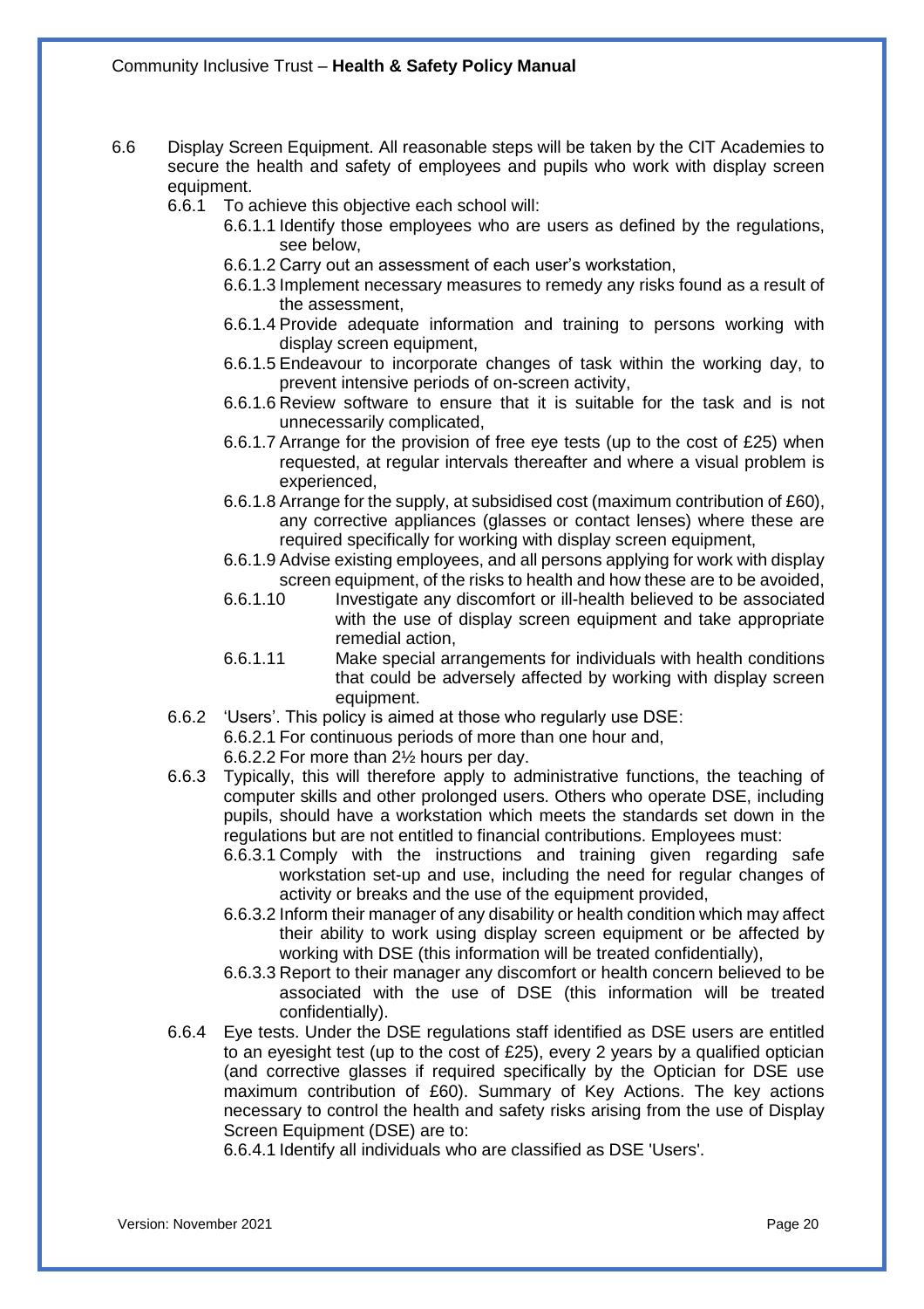6.6 Display Screen Equipment. All reasonable steps will be taken by the CIT Academies to secure the health and safety of employees and pupils who work with display screen equipment.

- 6.6.1 To achieve this objective each school will:
  - 6.6.1.1 Identify those employees who are users as defined by the regulations, see below,
  - 6.6.1.2 Carry out an assessment of each user's workstation,
  - 6.6.1.3 Implement necessary measures to remedy any risks found as a result of the assessment,
  - 6.6.1.4 Provide adequate information and training to persons working with display screen equipment,
  - 6.6.1.5 Endeavour to incorporate changes of task within the working day, to prevent intensive periods of on-screen activity,
  - 6.6.1.6 Review software to ensure that it is suitable for the task and is not unnecessarily complicated,
  - 6.6.1.7 Arrange for the provision of free eye tests (up to the cost of £25) when requested, at regular intervals thereafter and where a visual problem is experienced,
  - 6.6.1.8 Arrange for the supply, at subsidised cost (maximum contribution of £60), any corrective appliances (glasses or contact lenses) where these are required specifically for working with display screen equipment,
  - 6.6.1.9 Advise existing employees, and all persons applying for work with display screen equipment, of the risks to health and how these are to be avoided,
  - 6.6.1.10 Investigate any discomfort or ill-health believed to be associated with the use of display screen equipment and take appropriate remedial action,
  - 6.6.1.11 Make special arrangements for individuals with health conditions that could be adversely affected by working with display screen equipment.
- 6.6.2 'Users'. This policy is aimed at those who regularly use DSE:
  - 6.6.2.1 For continuous periods of more than one hour and,
  - 6.6.2.2 For more than 2½ hours per day.
- 6.6.3 Typically, this will therefore apply to administrative functions, the teaching of computer skills and other prolonged users. Others who operate DSE, including pupils, should have a workstation which meets the standards set down in the regulations but are not entitled to financial contributions. Employees must:
  - 6.6.3.1 Comply with the instructions and training given regarding safe workstation set-up and use, including the need for regular changes of activity or breaks and the use of the equipment provided,
  - 6.6.3.2 Inform their manager of any disability or health condition which may affect their ability to work using display screen equipment or be affected by working with DSE (this information will be treated confidentially),
  - 6.6.3.3 Report to their manager any discomfort or health concern believed to be associated with the use of DSE (this information will be treated confidentially).
- 6.6.4 Eye tests. Under the DSE regulations staff identified as DSE users are entitled to an eyesight test (up to the cost of £25), every 2 years by a qualified optician (and corrective glasses if required specifically by the Optician for DSE use maximum contribution of £60). Summary of Key Actions. The key actions necessary to control the health and safety risks arising from the use of Display Screen Equipment (DSE) are to:
  - 6.6.4.1 Identify all individuals who are classified as DSE 'Users'.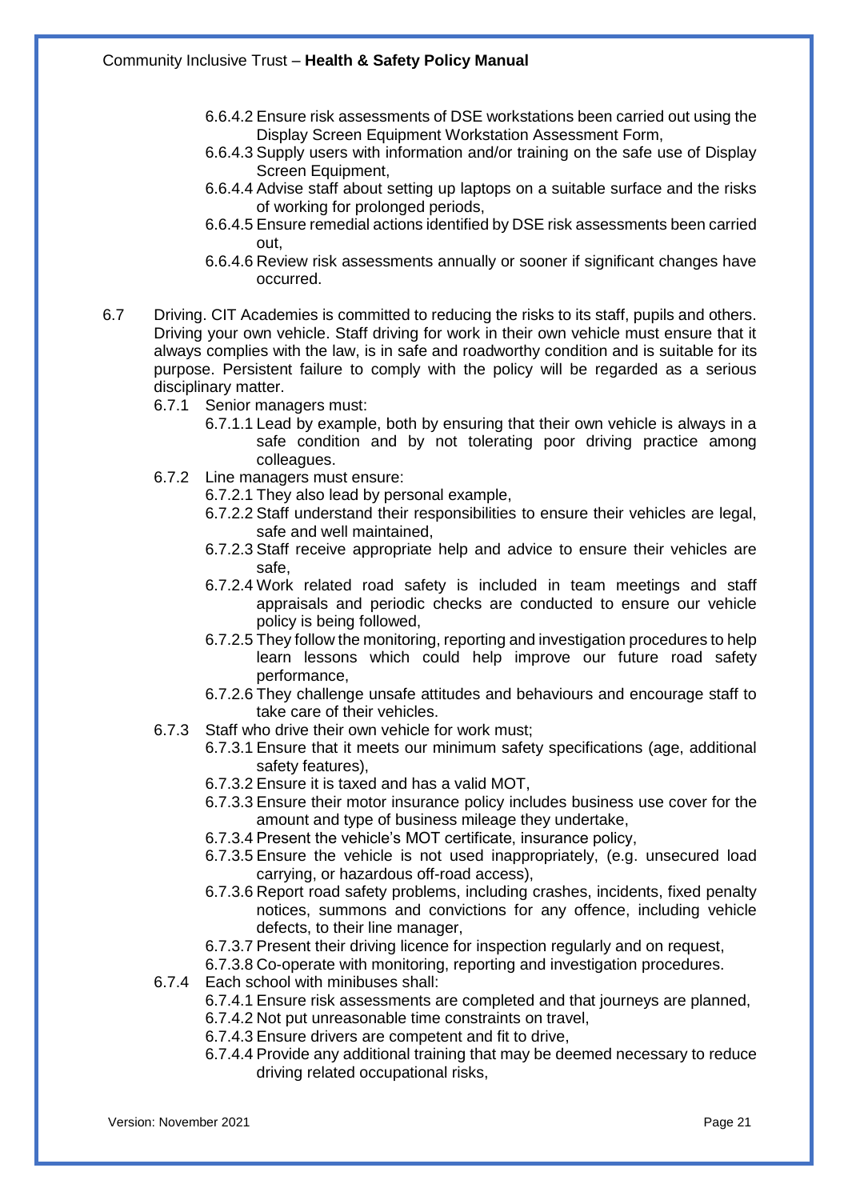- 6.6.4.2 Ensure risk assessments of DSE workstations been carried out using the Display Screen Equipment Workstation Assessment Form,
- 6.6.4.3 Supply users with information and/or training on the safe use of Display Screen Equipment,
- 6.6.4.4 Advise staff about setting up laptops on a suitable surface and the risks of working for prolonged periods,
- 6.6.4.5 Ensure remedial actions identified by DSE risk assessments been carried out,
- 6.6.4.6 Review risk assessments annually or sooner if significant changes have occurred.

6.7 Driving. CIT Academies is committed to reducing the risks to its staff, pupils and others. Driving your own vehicle. Staff driving for work in their own vehicle must ensure that it always complies with the law, is in safe and roadworthy condition and is suitable for its purpose. Persistent failure to comply with the policy will be regarded as a serious disciplinary matter.

- 6.7.1 Senior managers must:
  - 6.7.1.1 Lead by example, both by ensuring that their own vehicle is always in a safe condition and by not tolerating poor driving practice among colleagues.
- 6.7.2 Line managers must ensure:
  - 6.7.2.1 They also lead by personal example,
  - 6.7.2.2 Staff understand their responsibilities to ensure their vehicles are legal, safe and well maintained,
  - 6.7.2.3 Staff receive appropriate help and advice to ensure their vehicles are safe,
  - 6.7.2.4 Work related road safety is included in team meetings and staff appraisals and periodic checks are conducted to ensure our vehicle policy is being followed,
  - 6.7.2.5 They follow the monitoring, reporting and investigation procedures to help learn lessons which could help improve our future road safety performance,
  - 6.7.2.6 They challenge unsafe attitudes and behaviours and encourage staff to take care of their vehicles.
- 6.7.3 Staff who drive their own vehicle for work must;
  - 6.7.3.1 Ensure that it meets our minimum safety specifications (age, additional safety features),
  - 6.7.3.2 Ensure it is taxed and has a valid MOT,
  - 6.7.3.3 Ensure their motor insurance policy includes business use cover for the amount and type of business mileage they undertake,
  - 6.7.3.4 Present the vehicle's MOT certificate, insurance policy,
  - 6.7.3.5 Ensure the vehicle is not used inappropriately, (e.g. unsecured load carrying, or hazardous off-road access),
  - 6.7.3.6 Report road safety problems, including crashes, incidents, fixed penalty notices, summons and convictions for any offence, including vehicle defects, to their line manager,
  - 6.7.3.7 Present their driving licence for inspection regularly and on request,
  - 6.7.3.8 Co-operate with monitoring, reporting and investigation procedures.
- 6.7.4 Each school with minibuses shall:
  - 6.7.4.1 Ensure risk assessments are completed and that journeys are planned,
  - 6.7.4.2 Not put unreasonable time constraints on travel,
  - 6.7.4.3 Ensure drivers are competent and fit to drive,
  - 6.7.4.4 Provide any additional training that may be deemed necessary to reduce driving related occupational risks,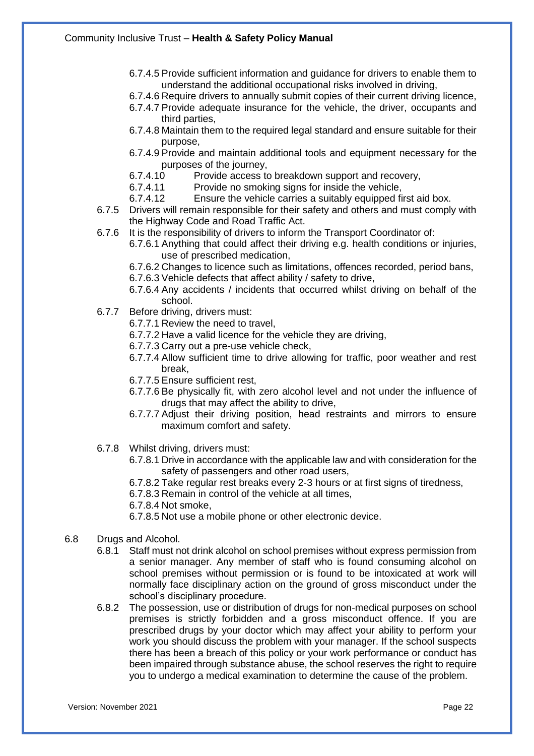- 6.7.4.5 Provide sufficient information and guidance for drivers to enable them to understand the additional occupational risks involved in driving,
- 6.7.4.6 Require drivers to annually submit copies of their current driving licence,
- 6.7.4.7 Provide adequate insurance for the vehicle, the driver, occupants and third parties,
- 6.7.4.8 Maintain them to the required legal standard and ensure suitable for their purpose,
- 6.7.4.9 Provide and maintain additional tools and equipment necessary for the purposes of the journey,
- 6.7.4.10 Provide access to breakdown support and recovery,
- 6.7.4.11 Provide no smoking signs for inside the vehicle,
- 6.7.4.12 Ensure the vehicle carries a suitably equipped first aid box.

6.7.5 Drivers will remain responsible for their safety and others and must comply with the Highway Code and Road Traffic Act.

6.7.6 It is the responsibility of drivers to inform the Transport Coordinator of:

- 6.7.6.1 Anything that could affect their driving e.g. health conditions or injuries, use of prescribed medication,
- 6.7.6.2 Changes to licence such as limitations, offences recorded, period bans,
- 6.7.6.3 Vehicle defects that affect ability / safety to drive,
- 6.7.6.4 Any accidents / incidents that occurred whilst driving on behalf of the school.

6.7.7 Before driving, drivers must:

- 6.7.7.1 Review the need to travel,
- 6.7.7.2 Have a valid licence for the vehicle they are driving,
- 6.7.7.3 Carry out a pre-use vehicle check,
- 6.7.7.4 Allow sufficient time to drive allowing for traffic, poor weather and rest break,
- 6.7.7.5 Ensure sufficient rest,
- 6.7.7.6 Be physically fit, with zero alcohol level and not under the influence of drugs that may affect the ability to drive,
- 6.7.7.7 Adjust their driving position, head restraints and mirrors to ensure maximum comfort and safety.

6.7.8 Whilst driving, drivers must:

- 6.7.8.1 Drive in accordance with the applicable law and with consideration for the safety of passengers and other road users,
- 6.7.8.2 Take regular rest breaks every 2-3 hours or at first signs of tiredness,
- 6.7.8.3 Remain in control of the vehicle at all times,
- 6.7.8.4 Not smoke,
- 6.7.8.5 Not use a mobile phone or other electronic device.

6.8 Drugs and Alcohol.

6.8.1 Staff must not drink alcohol on school premises without express permission from a senior manager. Any member of staff who is found consuming alcohol on school premises without permission or is found to be intoxicated at work will normally face disciplinary action on the ground of gross misconduct under the school's disciplinary procedure.

6.8.2 The possession, use or distribution of drugs for non-medical purposes on school premises is strictly forbidden and a gross misconduct offence. If you are prescribed drugs by your doctor which may affect your ability to perform your work you should discuss the problem with your manager. If the school suspects there has been a breach of this policy or your work performance or conduct has been impaired through substance abuse, the school reserves the right to require you to undergo a medical examination to determine the cause of the problem.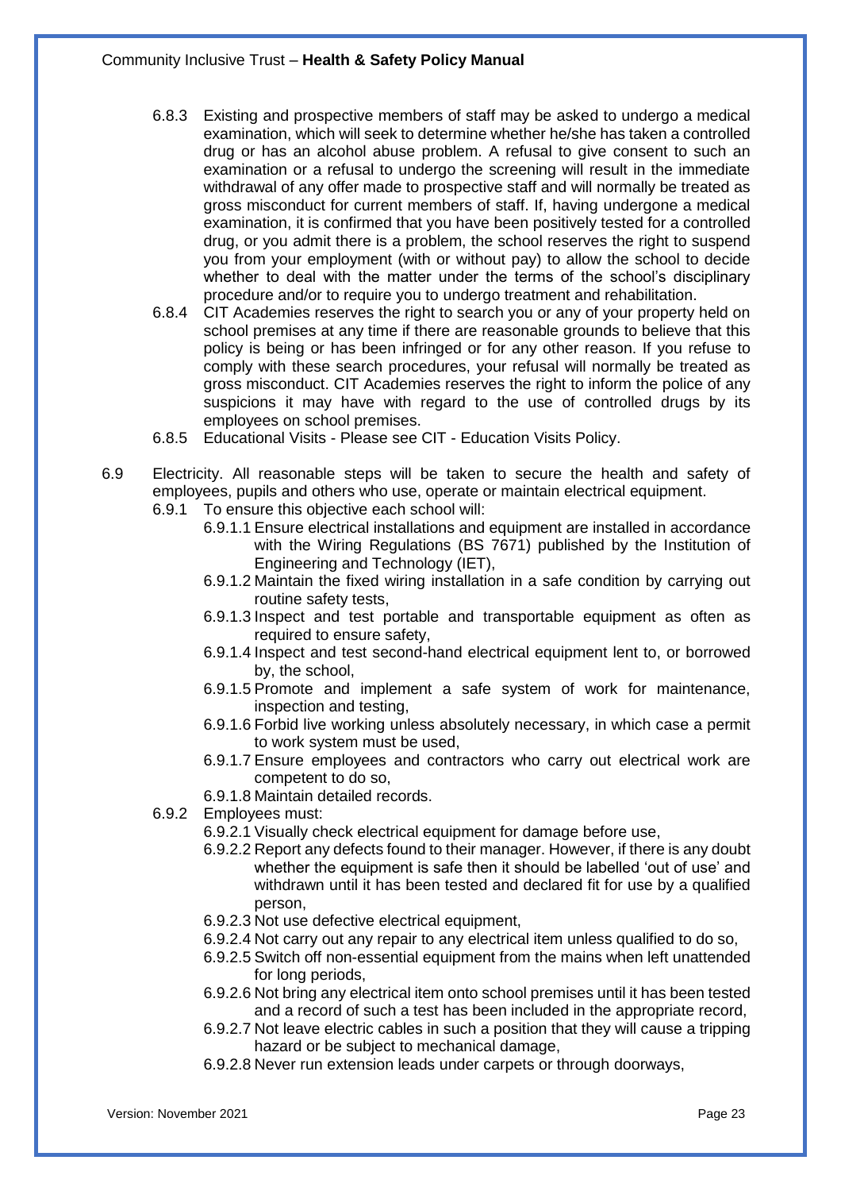- 6.8.3 Existing and prospective members of staff may be asked to undergo a medical examination, which will seek to determine whether he/she has taken a controlled drug or has an alcohol abuse problem. A refusal to give consent to such an examination or a refusal to undergo the screening will result in the immediate withdrawal of any offer made to prospective staff and will normally be treated as gross misconduct for current members of staff. If, having undergone a medical examination, it is confirmed that you have been positively tested for a controlled drug, or you admit there is a problem, the school reserves the right to suspend you from your employment (with or without pay) to allow the school to decide whether to deal with the matter under the terms of the school's disciplinary procedure and/or to require you to undergo treatment and rehabilitation.
- 6.8.4 CIT Academies reserves the right to search you or any of your property held on school premises at any time if there are reasonable grounds to believe that this policy is being or has been infringed or for any other reason. If you refuse to comply with these search procedures, your refusal will normally be treated as gross misconduct. CIT Academies reserves the right to inform the police of any suspicions it may have with regard to the use of controlled drugs by its employees on school premises.
- 6.8.5 Educational Visits - Please see CIT - Education Visits Policy.

6.9 Electricity. All reasonable steps will be taken to secure the health and safety of employees, pupils and others who use, operate or maintain electrical equipment.

- 6.9.1 To ensure this objective each school will:
  - 6.9.1.1 Ensure electrical installations and equipment are installed in accordance with the Wiring Regulations (BS 7671) published by the Institution of Engineering and Technology (IET),
  - 6.9.1.2 Maintain the fixed wiring installation in a safe condition by carrying out routine safety tests,
  - 6.9.1.3 Inspect and test portable and transportable equipment as often as required to ensure safety,
  - 6.9.1.4 Inspect and test second-hand electrical equipment lent to, or borrowed by, the school,
  - 6.9.1.5 Promote and implement a safe system of work for maintenance, inspection and testing,
  - 6.9.1.6 Forbid live working unless absolutely necessary, in which case a permit to work system must be used,
  - 6.9.1.7 Ensure employees and contractors who carry out electrical work are competent to do so,
  - 6.9.1.8 Maintain detailed records.
- 6.9.2 Employees must:
  - 6.9.2.1 Visually check electrical equipment for damage before use,
  - 6.9.2.2 Report any defects found to their manager. However, if there is any doubt whether the equipment is safe then it should be labelled 'out of use' and withdrawn until it has been tested and declared fit for use by a qualified person,
  - 6.9.2.3 Not use defective electrical equipment,
  - 6.9.2.4 Not carry out any repair to any electrical item unless qualified to do so,
  - 6.9.2.5 Switch off non-essential equipment from the mains when left unattended for long periods,
  - 6.9.2.6 Not bring any electrical item onto school premises until it has been tested and a record of such a test has been included in the appropriate record,
  - 6.9.2.7 Not leave electric cables in such a position that they will cause a tripping hazard or be subject to mechanical damage,
  - 6.9.2.8 Never run extension leads under carpets or through doorways,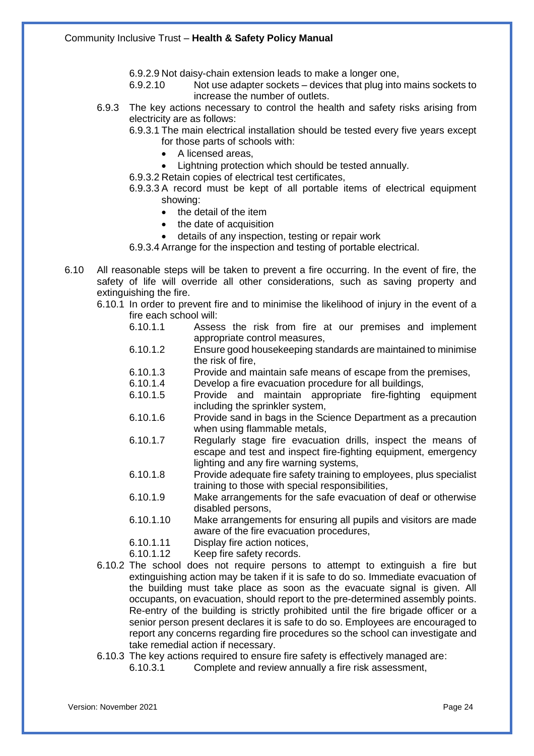6.9.2.9 Not daisy-chain extension leads to make a longer one,

6.9.2.10 Not use adapter sockets – devices that plug into mains sockets to increase the number of outlets.

6.9.3 The key actions necessary to control the health and safety risks arising from electricity are as follows:

6.9.3.1 The main electrical installation should be tested every five years except for those parts of schools with:

- A licensed areas,
- Lightning protection which should be tested annually.

6.9.3.2 Retain copies of electrical test certificates,

6.9.3.3 A record must be kept of all portable items of electrical equipment showing:

- the detail of the item
- the date of acquisition
- details of any inspection, testing or repair work

6.9.3.4 Arrange for the inspection and testing of portable electrical.

6.10 All reasonable steps will be taken to prevent a fire occurring. In the event of fire, the safety of life will override all other considerations, such as saving property and extinguishing the fire.

6.10.1 In order to prevent fire and to minimise the likelihood of injury in the event of a fire each school will:

6.10.1.1 Assess the risk from fire at our premises and implement appropriate control measures,

6.10.1.2 Ensure good housekeeping standards are maintained to minimise the risk of fire,

6.10.1.3 Provide and maintain safe means of escape from the premises,

6.10.1.4 Develop a fire evacuation procedure for all buildings,

6.10.1.5 Provide and maintain appropriate fire-fighting equipment including the sprinkler system,

6.10.1.6 Provide sand in bags in the Science Department as a precaution when using flammable metals,

6.10.1.7 Regularly stage fire evacuation drills, inspect the means of escape and test and inspect fire-fighting equipment, emergency lighting and any fire warning systems,

6.10.1.8 Provide adequate fire safety training to employees, plus specialist training to those with special responsibilities,

6.10.1.9 Make arrangements for the safe evacuation of deaf or otherwise disabled persons,

6.10.1.10 Make arrangements for ensuring all pupils and visitors are made aware of the fire evacuation procedures,

6.10.1.11 Display fire action notices,

6.10.1.12 Keep fire safety records.

6.10.2 The school does not require persons to attempt to extinguish a fire but extinguishing action may be taken if it is safe to do so. Immediate evacuation of the building must take place as soon as the evacuate signal is given. All occupants, on evacuation, should report to the pre-determined assembly points. Re-entry of the building is strictly prohibited until the fire brigade officer or a senior person present declares it is safe to do so. Employees are encouraged to report any concerns regarding fire procedures so the school can investigate and take remedial action if necessary.

6.10.3 The key actions required to ensure fire safety is effectively managed are:

6.10.3.1 Complete and review annually a fire risk assessment,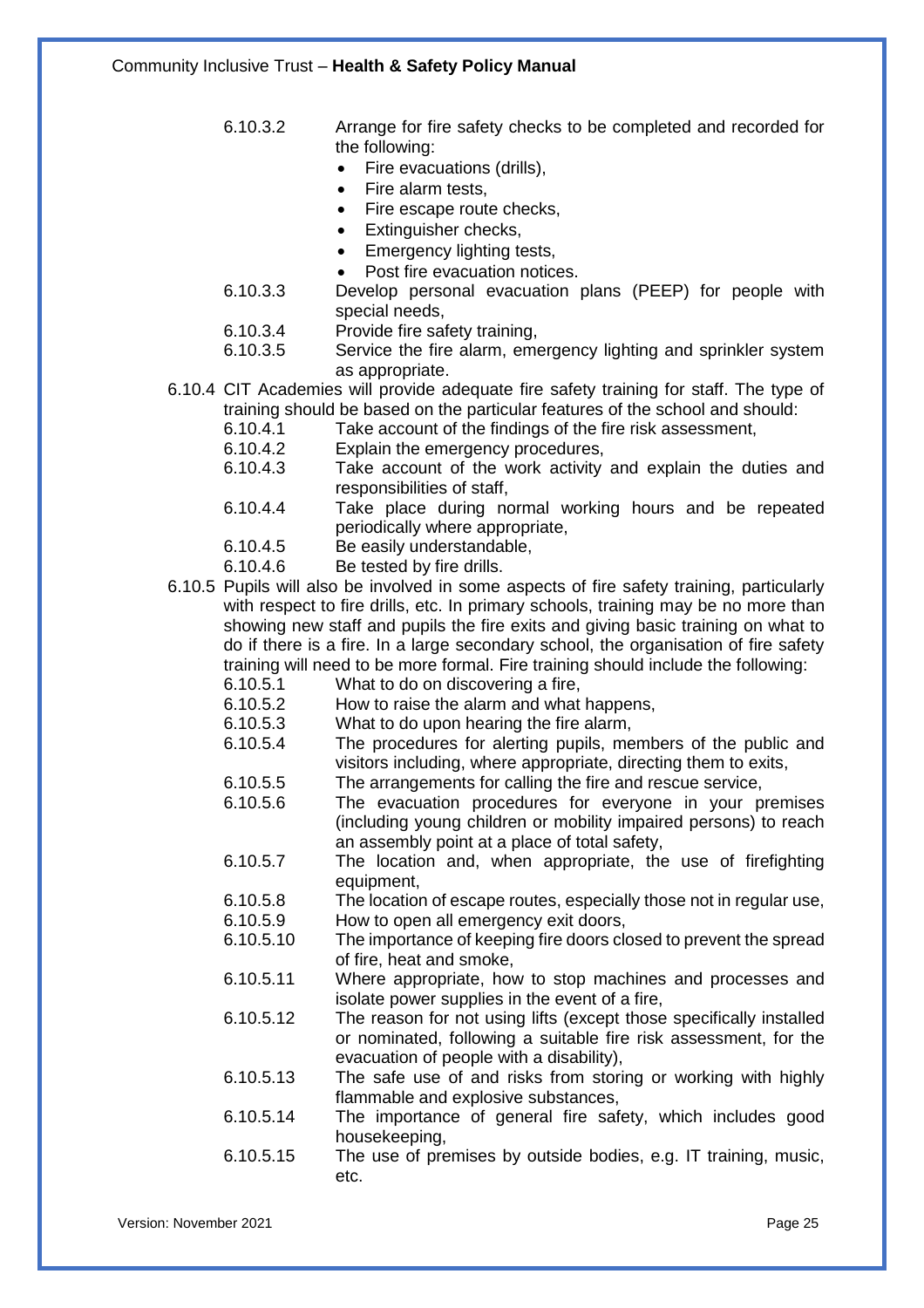6.10.3.2 Arrange for fire safety checks to be completed and recorded for the following:

- Fire evacuations (drills),
- Fire alarm tests,
- Fire escape route checks,
- Extinguisher checks,
- Emergency lighting tests,
- Post fire evacuation notices.

6.10.3.3 Develop personal evacuation plans (PEEP) for people with special needs,

6.10.3.4 Provide fire safety training,

6.10.3.5 Service the fire alarm, emergency lighting and sprinkler system as appropriate.

6.10.4 CIT Academies will provide adequate fire safety training for staff. The type of training should be based on the particular features of the school and should:

6.10.4.1 Take account of the findings of the fire risk assessment,

6.10.4.2 Explain the emergency procedures,

6.10.4.3 Take account of the work activity and explain the duties and responsibilities of staff,

6.10.4.4 Take place during normal working hours and be repeated periodically where appropriate,

6.10.4.5 Be easily understandable,

6.10.4.6 Be tested by fire drills.

6.10.5 Pupils will also be involved in some aspects of fire safety training, particularly with respect to fire drills, etc. In primary schools, training may be no more than showing new staff and pupils the fire exits and giving basic training on what to do if there is a fire. In a large secondary school, the organisation of fire safety training will need to be more formal. Fire training should include the following:

6.10.5.1 What to do on discovering a fire,

6.10.5.2 How to raise the alarm and what happens,

6.10.5.3 What to do upon hearing the fire alarm,

6.10.5.4 The procedures for alerting pupils, members of the public and visitors including, where appropriate, directing them to exits,

6.10.5.5 The arrangements for calling the fire and rescue service,

6.10.5.6 The evacuation procedures for everyone in your premises (including young children or mobility impaired persons) to reach an assembly point at a place of total safety,

6.10.5.7 The location and, when appropriate, the use of firefighting equipment,

6.10.5.8 The location of escape routes, especially those not in regular use,

6.10.5.9 How to open all emergency exit doors,

6.10.5.10 The importance of keeping fire doors closed to prevent the spread of fire, heat and smoke,

6.10.5.11 Where appropriate, how to stop machines and processes and isolate power supplies in the event of a fire,

6.10.5.12 The reason for not using lifts (except those specifically installed or nominated, following a suitable fire risk assessment, for the evacuation of people with a disability),

6.10.5.13 The safe use of and risks from storing or working with highly flammable and explosive substances,

6.10.5.14 The importance of general fire safety, which includes good housekeeping,

6.10.5.15 The use of premises by outside bodies, e.g. IT training, music, etc.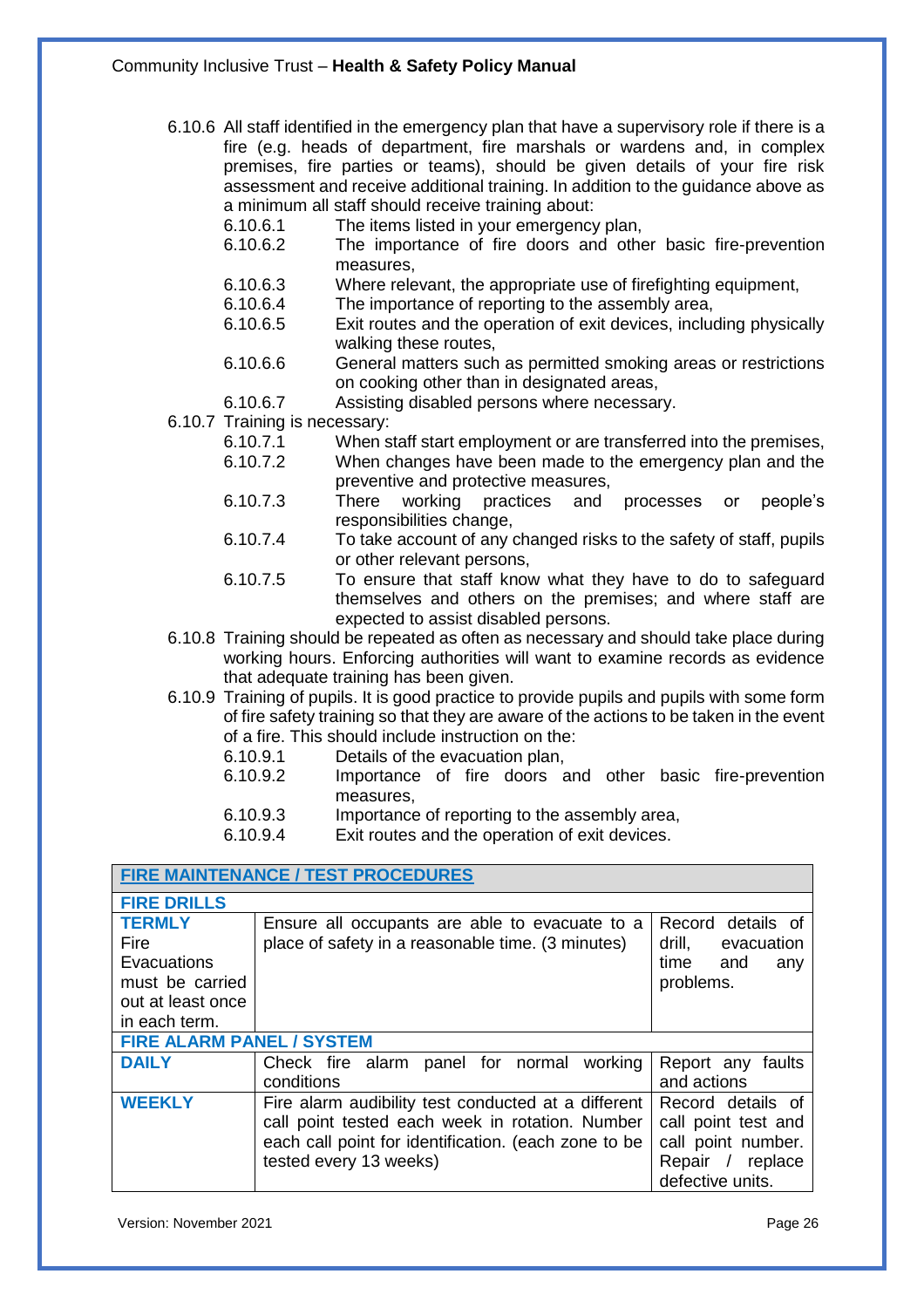6.10.6 All staff identified in the emergency plan that have a supervisory role if there is a fire (e.g. heads of department, fire marshals or wardens and, in complex premises, fire parties or teams), should be given details of your fire risk assessment and receive additional training. In addition to the guidance above as a minimum all staff should receive training about:

- 6.10.6.1 The items listed in your emergency plan,
- 6.10.6.2 The importance of fire doors and other basic fire-prevention measures,
- 6.10.6.3 Where relevant, the appropriate use of firefighting equipment,
- 6.10.6.4 The importance of reporting to the assembly area,
- 6.10.6.5 Exit routes and the operation of exit devices, including physically walking these routes,
- 6.10.6.6 General matters such as permitted smoking areas or restrictions on cooking other than in designated areas,
- 6.10.6.7 Assisting disabled persons where necessary.

6.10.7 Training is necessary:

- 6.10.7.1 When staff start employment or are transferred into the premises,
- 6.10.7.2 When changes have been made to the emergency plan and the preventive and protective measures,
- 6.10.7.3 There working practices and processes or people's responsibilities change,
- 6.10.7.4 To take account of any changed risks to the safety of staff, pupils or other relevant persons,
- 6.10.7.5 To ensure that staff know what they have to do to safeguard themselves and others on the premises; and where staff are expected to assist disabled persons.

6.10.8 Training should be repeated as often as necessary and should take place during working hours. Enforcing authorities will want to examine records as evidence that adequate training has been given.

6.10.9 Training of pupils. It is good practice to provide pupils and pupils with some form of fire safety training so that they are aware of the actions to be taken in the event of a fire. This should include instruction on the:

- 6.10.9.1 Details of the evacuation plan,
- 6.10.9.2 Importance of fire doors and other basic fire-prevention measures,
- 6.10.9.3 Importance of reporting to the assembly area,
- 6.10.9.4 Exit routes and the operation of exit devices.

| **FIRE MAINTENANCE / TEST PROCEDURES** | | |
|---|---|---|
| **FIRE DRILLS** | | |
| **TERMLY** Fire Evacuations must be carried out at least once in each term. | Ensure all occupants are able to evacuate to a place of safety in a reasonable time. (3 minutes) | Record details of drill, evacuation time and any problems. |
| **FIRE ALARM PANEL / SYSTEM** | | |
| **DAILY** | Check fire alarm panel for normal working conditions | Report any faults and actions |
| **WEEKLY** | Fire alarm audibility test conducted at a different call point tested each week in rotation. Number each call point for identification. (each zone to be tested every 13 weeks) | Record details of call point test and call point number. Repair / replace defective units. |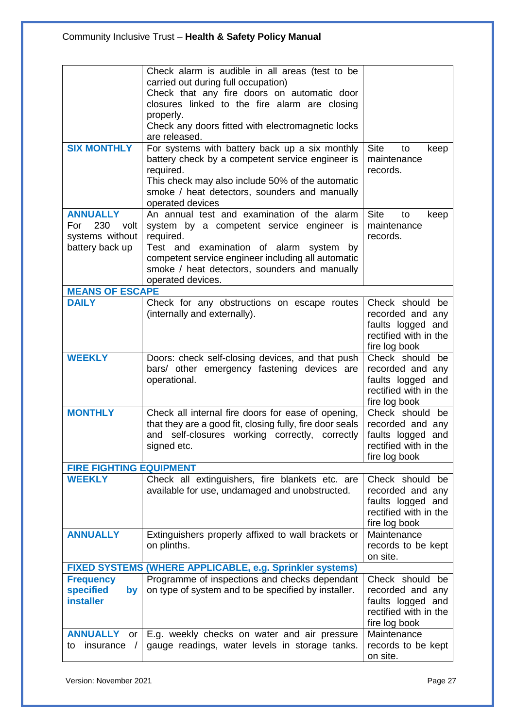| | | |
|---|---|---|
| | Check alarm is audible in all areas (test to be carried out during full occupation)<br>Check that any fire doors on automatic door closures linked to the fire alarm are closing properly.<br>Check any doors fitted with electromagnetic locks are released. | |
| **SIX MONTHLY** | For systems with battery back up a six monthly battery check by a competent service engineer is required.<br>This check may also include 50% of the automatic smoke / heat detectors, sounders and manually operated devices | Site to keep maintenance records. |
| **ANNUALLY** For 230 volt systems without battery back up | An annual test and examination of the alarm system by a competent service engineer is required.<br>Test and examination of alarm system by competent service engineer including all automatic smoke / heat detectors, sounders and manually operated devices. | Site to keep maintenance records. |
| **MEANS OF ESCAPE** | | |
| **DAILY** | Check for any obstructions on escape routes (internally and externally). | Check should be recorded and any faults logged and rectified with in the fire log book |
| **WEEKLY** | Doors: check self-closing devices, and that push bars/ other emergency fastening devices are operational. | Check should be recorded and any faults logged and rectified with in the fire log book |
| **MONTHLY** | Check all internal fire doors for ease of opening, that they are a good fit, closing fully, fire door seals and self-closures working correctly, correctly signed etc. | Check should be recorded and any faults logged and rectified with in the fire log book |
| **FIRE FIGHTING EQUIPMENT** | | |
| **WEEKLY** | Check all extinguishers, fire blankets etc. are available for use, undamaged and unobstructed. | Check should be recorded and any faults logged and rectified with in the fire log book |
| **ANNUALLY** | Extinguishers properly affixed to wall brackets or on plinths. | Maintenance records to be kept on site. |
| **FIXED SYSTEMS (WHERE APPLICABLE, e.g. Sprinkler systems)** | | |
| **Frequency specified by installer** | Programme of inspections and checks dependant on type of system and to be specified by installer. | Check should be recorded and any faults logged and rectified with in the fire log book |
| **ANNUALLY** or to insurance / | E.g. weekly checks on water and air pressure gauge readings, water levels in storage tanks. | Maintenance records to be kept on site. |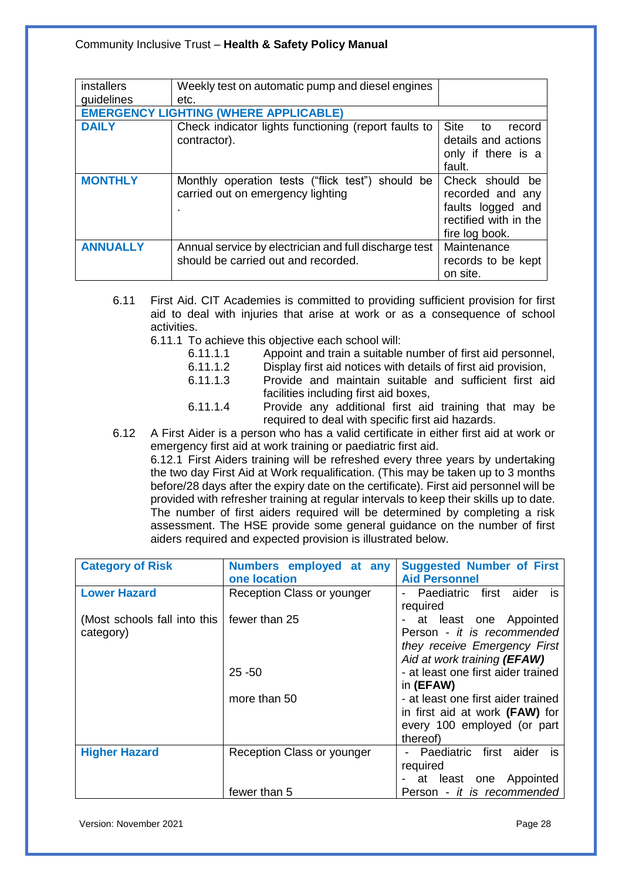| installers guidelines | Weekly test on automatic pump and diesel engines etc. | |
|---|---|---|
| **EMERGENCY LIGHTING (WHERE APPLICABLE)** | | |
| **DAILY** | Check indicator lights functioning (report faults to contractor). | Site to record details and actions only if there is a fault. |
| **MONTHLY** | Monthly operation tests ("flick test") should be carried out on emergency lighting<br>. | Check should be recorded and any faults logged and rectified with in the fire log book. |
| **ANNUALLY** | Annual service by electrician and full discharge test should be carried out and recorded. | Maintenance records to be kept on site. |

6.11 First Aid. CIT Academies is committed to providing sufficient provision for first aid to deal with injuries that arise at work or as a consequence of school activities.

6.11.1 To achieve this objective each school will:

- 6.11.1.1 Appoint and train a suitable number of first aid personnel,
- 6.11.1.2 Display first aid notices with details of first aid provision,
- 6.11.1.3 Provide and maintain suitable and sufficient first aid facilities including first aid boxes,
- 6.11.1.4 Provide any additional first aid training that may be required to deal with specific first aid hazards.

6.12 A First Aider is a person who has a valid certificate in either first aid at work or emergency first aid at work training or paediatric first aid.

6.12.1 First Aiders training will be refreshed every three years by undertaking the two day First Aid at Work requalification. (This may be taken up to 3 months before/28 days after the expiry date on the certificate). First aid personnel will be provided with refresher training at regular intervals to keep their skills up to date. The number of first aiders required will be determined by completing a risk assessment. The HSE provide some general guidance on the number of first aiders required and expected provision is illustrated below.

| **Category of Risk** | **Numbers employed at any one location** | **Suggested Number of First Aid Personnel** |
|---|---|---|
| **Lower Hazard** | Reception Class or younger | - Paediatric first aider is required |
| (Most schools fall into this category) | fewer than 25 | - at least one Appointed Person - *it is recommended they receive Emergency First Aid at work training **(EFAW)*** |
| | 25 -50 | - at least one first aider trained in **(EFAW)** |
| | more than 50 | - at least one first aider trained in first aid at work **(FAW)** for every 100 employed (or part thereof) |
| **Higher Hazard** | Reception Class or younger | - Paediatric first aider is required |
| | fewer than 5 | - at least one Appointed Person - *it is recommended* |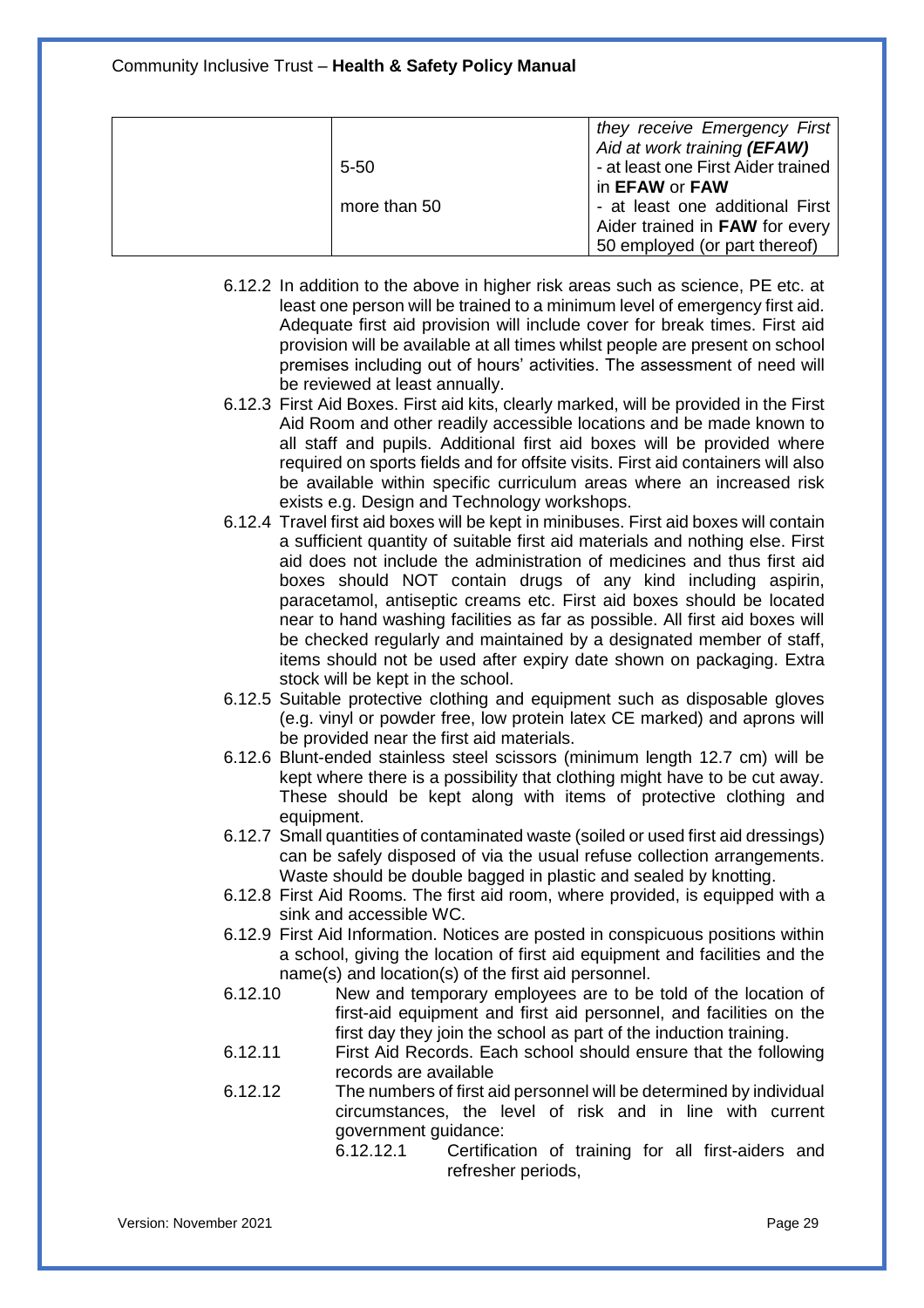| | | |
|---|---|---|
| | | *they receive Emergency First Aid at work training **(EFAW)*** |
| | 5-50 | - at least one First Aider trained in **EFAW** or **FAW** |
| | more than 50 | - at least one additional First Aider trained in **FAW** for every 50 employed (or part thereof) |

6.12.2 In addition to the above in higher risk areas such as science, PE etc. at least one person will be trained to a minimum level of emergency first aid. Adequate first aid provision will include cover for break times. First aid provision will be available at all times whilst people are present on school premises including out of hours' activities. The assessment of need will be reviewed at least annually.

6.12.3 First Aid Boxes. First aid kits, clearly marked, will be provided in the First Aid Room and other readily accessible locations and be made known to all staff and pupils. Additional first aid boxes will be provided where required on sports fields and for offsite visits. First aid containers will also be available within specific curriculum areas where an increased risk exists e.g. Design and Technology workshops.

6.12.4 Travel first aid boxes will be kept in minibuses. First aid boxes will contain a sufficient quantity of suitable first aid materials and nothing else. First aid does not include the administration of medicines and thus first aid boxes should NOT contain drugs of any kind including aspirin, paracetamol, antiseptic creams etc. First aid boxes should be located near to hand washing facilities as far as possible. All first aid boxes will be checked regularly and maintained by a designated member of staff, items should not be used after expiry date shown on packaging. Extra stock will be kept in the school.

6.12.5 Suitable protective clothing and equipment such as disposable gloves (e.g. vinyl or powder free, low protein latex CE marked) and aprons will be provided near the first aid materials.

6.12.6 Blunt-ended stainless steel scissors (minimum length 12.7 cm) will be kept where there is a possibility that clothing might have to be cut away. These should be kept along with items of protective clothing and equipment.

6.12.7 Small quantities of contaminated waste (soiled or used first aid dressings) can be safely disposed of via the usual refuse collection arrangements. Waste should be double bagged in plastic and sealed by knotting.

6.12.8 First Aid Rooms. The first aid room, where provided, is equipped with a sink and accessible WC.

6.12.9 First Aid Information. Notices are posted in conspicuous positions within a school, giving the location of first aid equipment and facilities and the name(s) and location(s) of the first aid personnel.

6.12.10 New and temporary employees are to be told of the location of first-aid equipment and first aid personnel, and facilities on the first day they join the school as part of the induction training.

6.12.11 First Aid Records. Each school should ensure that the following records are available

6.12.12 The numbers of first aid personnel will be determined by individual circumstances, the level of risk and in line with current government guidance:

- 6.12.12.1 Certification of training for all first-aiders and refresher periods,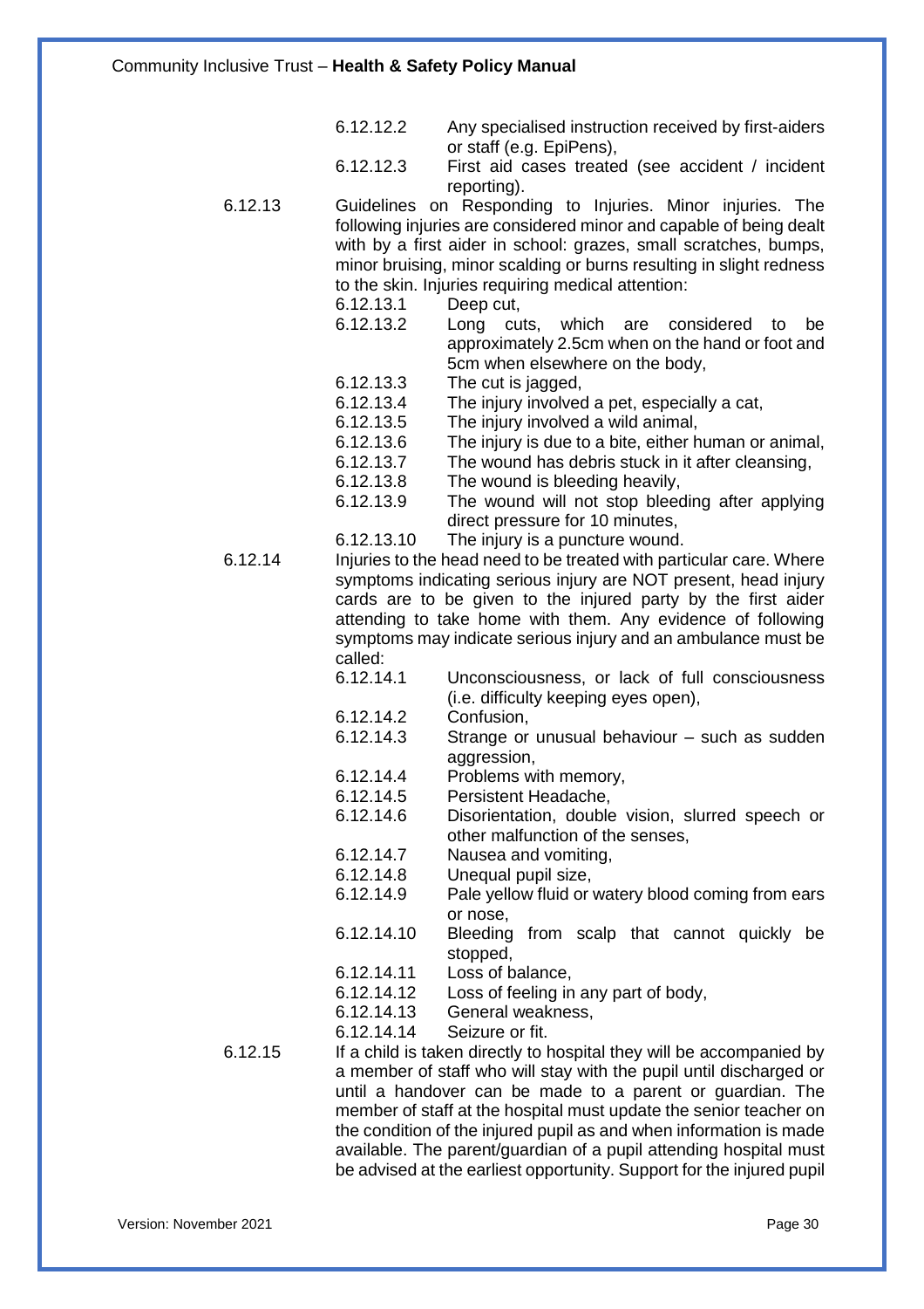6.12.12.2 Any specialised instruction received by first-aiders or staff (e.g. EpiPens),

6.12.12.3 First aid cases treated (see accident / incident reporting).

6.12.13 Guidelines on Responding to Injuries. Minor injuries. The following injuries are considered minor and capable of being dealt with by a first aider in school: grazes, small scratches, bumps, minor bruising, minor scalding or burns resulting in slight redness to the skin. Injuries requiring medical attention:

6.12.13.1 Deep cut,

6.12.13.2 Long cuts, which are considered to be approximately 2.5cm when on the hand or foot and 5cm when elsewhere on the body,

6.12.13.3 The cut is jagged,

6.12.13.4 The injury involved a pet, especially a cat,

6.12.13.5 The injury involved a wild animal,

6.12.13.6 The injury is due to a bite, either human or animal,

6.12.13.7 The wound has debris stuck in it after cleansing,

6.12.13.8 The wound is bleeding heavily,

6.12.13.9 The wound will not stop bleeding after applying direct pressure for 10 minutes,

6.12.13.10 The injury is a puncture wound.

6.12.14 Injuries to the head need to be treated with particular care. Where symptoms indicating serious injury are NOT present, head injury cards are to be given to the injured party by the first aider attending to take home with them. Any evidence of following symptoms may indicate serious injury and an ambulance must be called:

6.12.14.1 Unconsciousness, or lack of full consciousness (i.e. difficulty keeping eyes open),

6.12.14.2 Confusion,

6.12.14.3 Strange or unusual behaviour – such as sudden aggression,

6.12.14.4 Problems with memory,

6.12.14.5 Persistent Headache,

6.12.14.6 Disorientation, double vision, slurred speech or other malfunction of the senses,

6.12.14.7 Nausea and vomiting,

6.12.14.8 Unequal pupil size,

6.12.14.9 Pale yellow fluid or watery blood coming from ears or nose,

6.12.14.10 Bleeding from scalp that cannot quickly be stopped,

6.12.14.11 Loss of balance,

6.12.14.12 Loss of feeling in any part of body,

6.12.14.13 General weakness,

6.12.14.14 Seizure or fit.

6.12.15 If a child is taken directly to hospital they will be accompanied by a member of staff who will stay with the pupil until discharged or until a handover can be made to a parent or guardian. The member of staff at the hospital must update the senior teacher on the condition of the injured pupil as and when information is made available. The parent/guardian of a pupil attending hospital must be advised at the earliest opportunity. Support for the injured pupil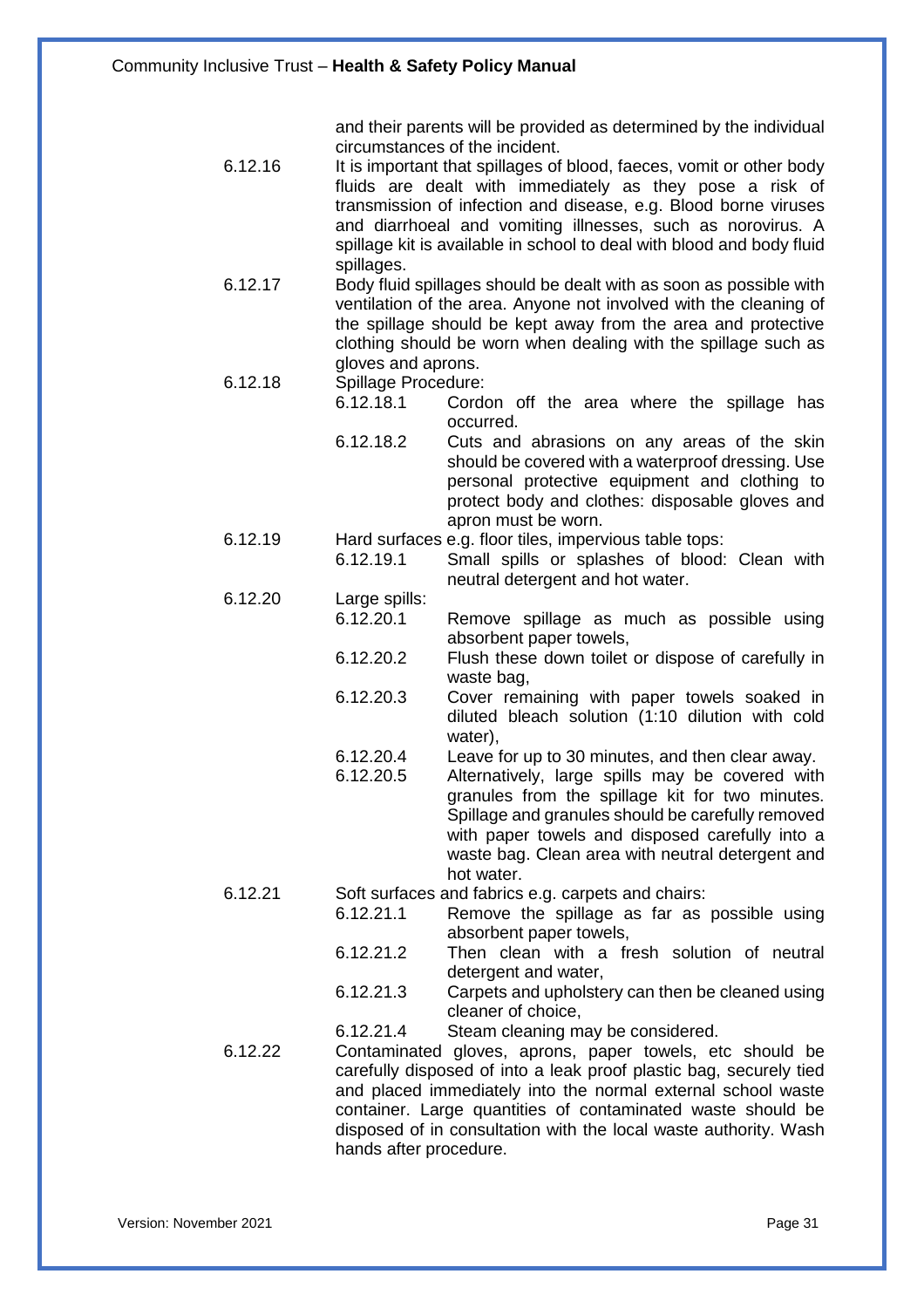and their parents will be provided as determined by the individual circumstances of the incident.

6.12.16 It is important that spillages of blood, faeces, vomit or other body fluids are dealt with immediately as they pose a risk of transmission of infection and disease, e.g. Blood borne viruses and diarrhoeal and vomiting illnesses, such as norovirus. A spillage kit is available in school to deal with blood and body fluid spillages.

6.12.17 Body fluid spillages should be dealt with as soon as possible with ventilation of the area. Anyone not involved with the cleaning of the spillage should be kept away from the area and protective clothing should be worn when dealing with the spillage such as gloves and aprons.

6.12.18 Spillage Procedure:

- 6.12.18.1 Cordon off the area where the spillage has occurred.
- 6.12.18.2 Cuts and abrasions on any areas of the skin should be covered with a waterproof dressing. Use personal protective equipment and clothing to protect body and clothes: disposable gloves and apron must be worn.

6.12.19 Hard surfaces e.g. floor tiles, impervious table tops:

- 6.12.19.1 Small spills or splashes of blood: Clean with neutral detergent and hot water.

6.12.20 Large spills:

- 6.12.20.1 Remove spillage as much as possible using absorbent paper towels,
- 6.12.20.2 Flush these down toilet or dispose of carefully in waste bag,
- 6.12.20.3 Cover remaining with paper towels soaked in diluted bleach solution (1:10 dilution with cold water),
- 6.12.20.4 Leave for up to 30 minutes, and then clear away.
- 6.12.20.5 Alternatively, large spills may be covered with granules from the spillage kit for two minutes. Spillage and granules should be carefully removed with paper towels and disposed carefully into a waste bag. Clean area with neutral detergent and hot water.

6.12.21 Soft surfaces and fabrics e.g. carpets and chairs:

- 6.12.21.1 Remove the spillage as far as possible using absorbent paper towels,
- 6.12.21.2 Then clean with a fresh solution of neutral detergent and water,
- 6.12.21.3 Carpets and upholstery can then be cleaned using cleaner of choice,
- 6.12.21.4 Steam cleaning may be considered.

6.12.22 Contaminated gloves, aprons, paper towels, etc should be carefully disposed of into a leak proof plastic bag, securely tied and placed immediately into the normal external school waste container. Large quantities of contaminated waste should be disposed of in consultation with the local waste authority. Wash hands after procedure.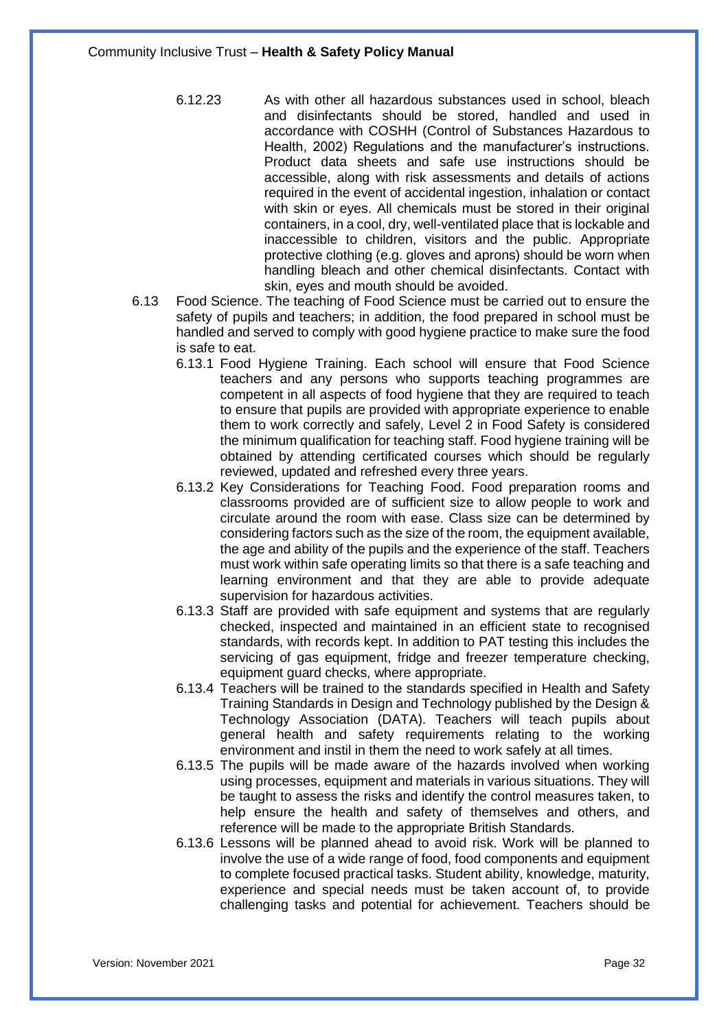6.12.23 As with other all hazardous substances used in school, bleach and disinfectants should be stored, handled and used in accordance with COSHH (Control of Substances Hazardous to Health, 2002) Regulations and the manufacturer's instructions. Product data sheets and safe use instructions should be accessible, along with risk assessments and details of actions required in the event of accidental ingestion, inhalation or contact with skin or eyes. All chemicals must be stored in their original containers, in a cool, dry, well-ventilated place that is lockable and inaccessible to children, visitors and the public. Appropriate protective clothing (e.g. gloves and aprons) should be worn when handling bleach and other chemical disinfectants. Contact with skin, eyes and mouth should be avoided.

6.13 Food Science. The teaching of Food Science must be carried out to ensure the safety of pupils and teachers; in addition, the food prepared in school must be handled and served to comply with good hygiene practice to make sure the food is safe to eat.

6.13.1 Food Hygiene Training. Each school will ensure that Food Science teachers and any persons who supports teaching programmes are competent in all aspects of food hygiene that they are required to teach to ensure that pupils are provided with appropriate experience to enable them to work correctly and safely, Level 2 in Food Safety is considered the minimum qualification for teaching staff. Food hygiene training will be obtained by attending certificated courses which should be regularly reviewed, updated and refreshed every three years.

6.13.2 Key Considerations for Teaching Food. Food preparation rooms and classrooms provided are of sufficient size to allow people to work and circulate around the room with ease. Class size can be determined by considering factors such as the size of the room, the equipment available, the age and ability of the pupils and the experience of the staff. Teachers must work within safe operating limits so that there is a safe teaching and learning environment and that they are able to provide adequate supervision for hazardous activities.

6.13.3 Staff are provided with safe equipment and systems that are regularly checked, inspected and maintained in an efficient state to recognised standards, with records kept. In addition to PAT testing this includes the servicing of gas equipment, fridge and freezer temperature checking, equipment guard checks, where appropriate.

6.13.4 Teachers will be trained to the standards specified in Health and Safety Training Standards in Design and Technology published by the Design & Technology Association (DATA). Teachers will teach pupils about general health and safety requirements relating to the working environment and instil in them the need to work safely at all times.

6.13.5 The pupils will be made aware of the hazards involved when working using processes, equipment and materials in various situations. They will be taught to assess the risks and identify the control measures taken, to help ensure the health and safety of themselves and others, and reference will be made to the appropriate British Standards.

6.13.6 Lessons will be planned ahead to avoid risk. Work will be planned to involve the use of a wide range of food, food components and equipment to complete focused practical tasks. Student ability, knowledge, maturity, experience and special needs must be taken account of, to provide challenging tasks and potential for achievement. Teachers should be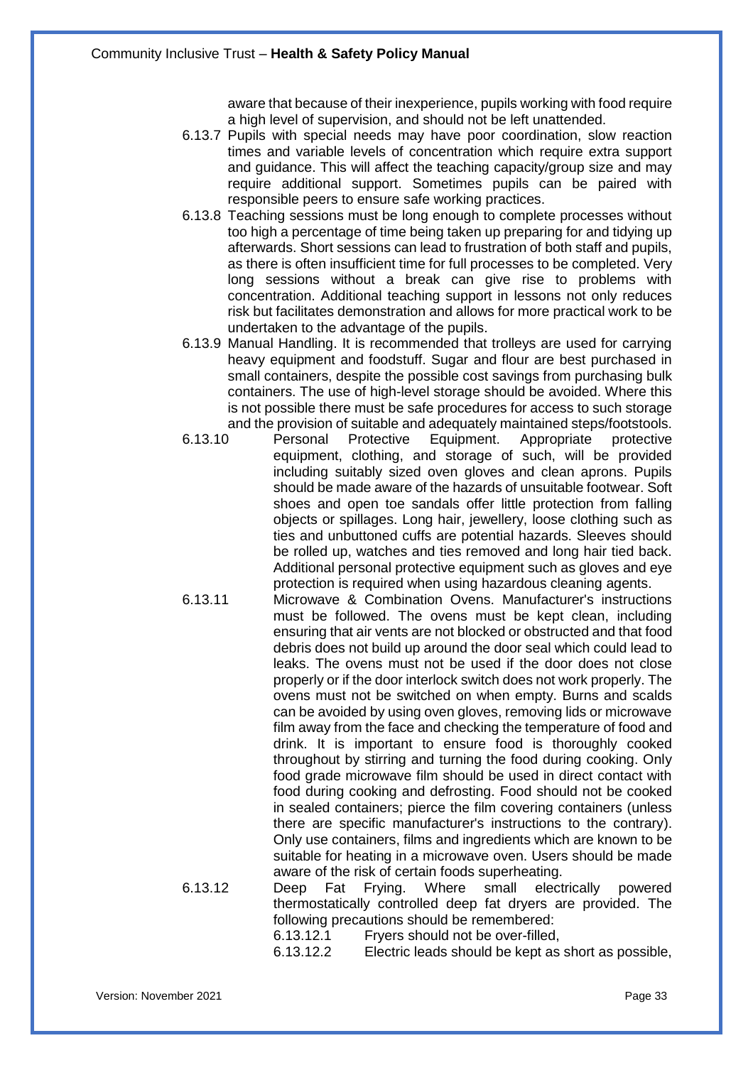aware that because of their inexperience, pupils working with food require a high level of supervision, and should not be left unattended.

6.13.7 Pupils with special needs may have poor coordination, slow reaction times and variable levels of concentration which require extra support and guidance. This will affect the teaching capacity/group size and may require additional support. Sometimes pupils can be paired with responsible peers to ensure safe working practices.

6.13.8 Teaching sessions must be long enough to complete processes without too high a percentage of time being taken up preparing for and tidying up afterwards. Short sessions can lead to frustration of both staff and pupils, as there is often insufficient time for full processes to be completed. Very long sessions without a break can give rise to problems with concentration. Additional teaching support in lessons not only reduces risk but facilitates demonstration and allows for more practical work to be undertaken to the advantage of the pupils.

6.13.9 Manual Handling. It is recommended that trolleys are used for carrying heavy equipment and foodstuff. Sugar and flour are best purchased in small containers, despite the possible cost savings from purchasing bulk containers. The use of high-level storage should be avoided. Where this is not possible there must be safe procedures for access to such storage and the provision of suitable and adequately maintained steps/footstools.

6.13.10 Personal Protective Equipment. Appropriate protective equipment, clothing, and storage of such, will be provided including suitably sized oven gloves and clean aprons. Pupils should be made aware of the hazards of unsuitable footwear. Soft shoes and open toe sandals offer little protection from falling objects or spillages. Long hair, jewellery, loose clothing such as ties and unbuttoned cuffs are potential hazards. Sleeves should be rolled up, watches and ties removed and long hair tied back. Additional personal protective equipment such as gloves and eye protection is required when using hazardous cleaning agents.

6.13.11 Microwave & Combination Ovens. Manufacturer's instructions must be followed. The ovens must be kept clean, including ensuring that air vents are not blocked or obstructed and that food debris does not build up around the door seal which could lead to leaks. The ovens must not be used if the door does not close properly or if the door interlock switch does not work properly. The ovens must not be switched on when empty. Burns and scalds can be avoided by using oven gloves, removing lids or microwave film away from the face and checking the temperature of food and drink. It is important to ensure food is thoroughly cooked throughout by stirring and turning the food during cooking. Only food grade microwave film should be used in direct contact with food during cooking and defrosting. Food should not be cooked in sealed containers; pierce the film covering containers (unless there are specific manufacturer's instructions to the contrary). Only use containers, films and ingredients which are known to be suitable for heating in a microwave oven. Users should be made aware of the risk of certain foods superheating.

6.13.12 Deep Fat Frying. Where small electrically powered thermostatically controlled deep fat dryers are provided. The following precautions should be remembered:

6.13.12.1 Fryers should not be over-filled,

6.13.12.2 Electric leads should be kept as short as possible,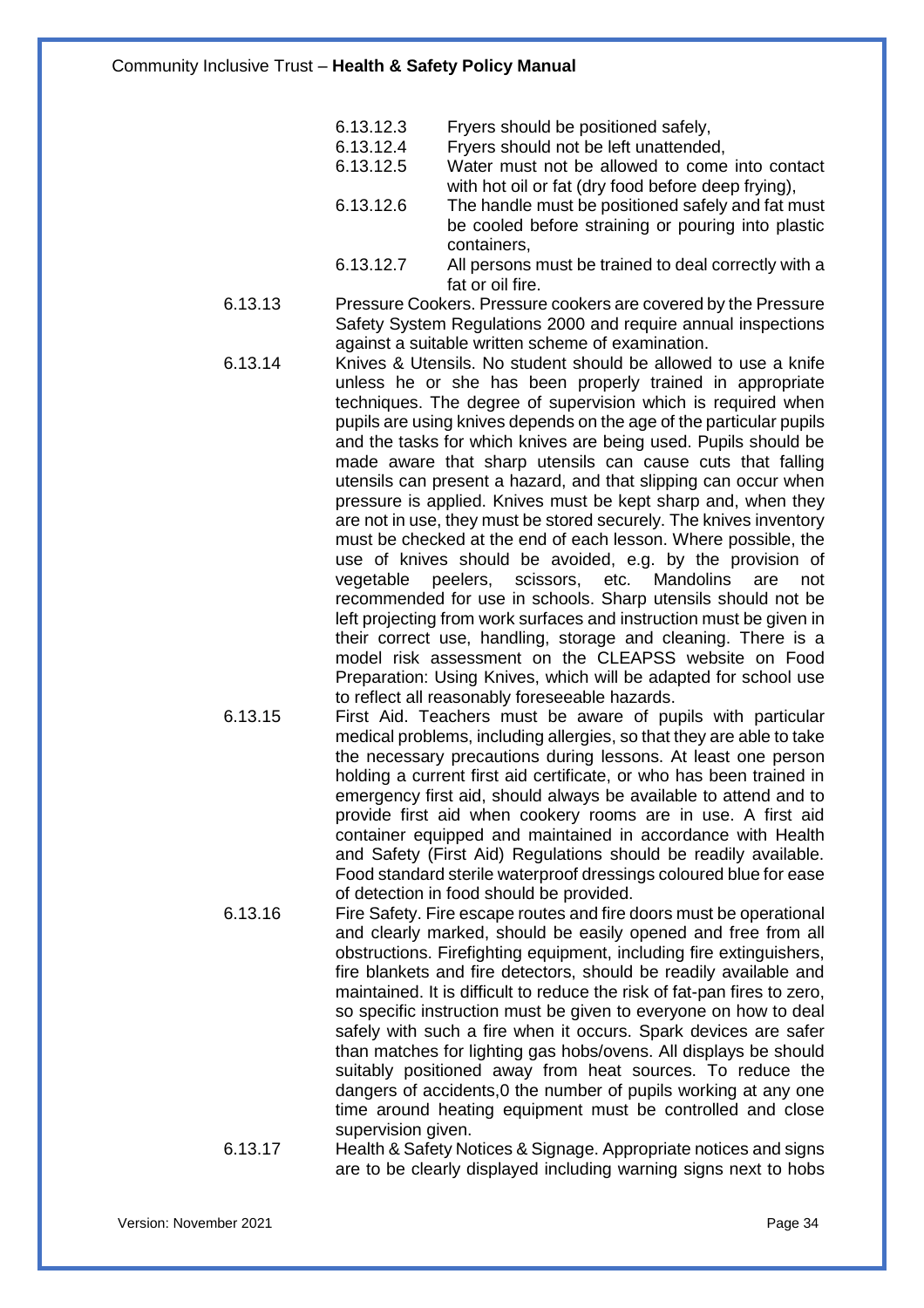6.13.12.3 Fryers should be positioned safely,

6.13.12.4 Fryers should not be left unattended,

6.13.12.5 Water must not be allowed to come into contact with hot oil or fat (dry food before deep frying),

6.13.12.6 The handle must be positioned safely and fat must be cooled before straining or pouring into plastic containers,

6.13.12.7 All persons must be trained to deal correctly with a fat or oil fire.

6.13.13 Pressure Cookers. Pressure cookers are covered by the Pressure Safety System Regulations 2000 and require annual inspections against a suitable written scheme of examination.

6.13.14 Knives & Utensils. No student should be allowed to use a knife unless he or she has been properly trained in appropriate techniques. The degree of supervision which is required when pupils are using knives depends on the age of the particular pupils and the tasks for which knives are being used. Pupils should be made aware that sharp utensils can cause cuts that falling utensils can present a hazard, and that slipping can occur when pressure is applied. Knives must be kept sharp and, when they are not in use, they must be stored securely. The knives inventory must be checked at the end of each lesson. Where possible, the use of knives should be avoided, e.g. by the provision of vegetable peelers, scissors, etc. Mandolins are not recommended for use in schools. Sharp utensils should not be left projecting from work surfaces and instruction must be given in their correct use, handling, storage and cleaning. There is a model risk assessment on the CLEAPSS website on Food Preparation: Using Knives, which will be adapted for school use to reflect all reasonably foreseeable hazards.

6.13.15 First Aid. Teachers must be aware of pupils with particular medical problems, including allergies, so that they are able to take the necessary precautions during lessons. At least one person holding a current first aid certificate, or who has been trained in emergency first aid, should always be available to attend and to provide first aid when cookery rooms are in use. A first aid container equipped and maintained in accordance with Health and Safety (First Aid) Regulations should be readily available. Food standard sterile waterproof dressings coloured blue for ease of detection in food should be provided.

6.13.16 Fire Safety. Fire escape routes and fire doors must be operational and clearly marked, should be easily opened and free from all obstructions. Firefighting equipment, including fire extinguishers, fire blankets and fire detectors, should be readily available and maintained. It is difficult to reduce the risk of fat-pan fires to zero, so specific instruction must be given to everyone on how to deal safely with such a fire when it occurs. Spark devices are safer than matches for lighting gas hobs/ovens. All displays be should suitably positioned away from heat sources. To reduce the dangers of accidents,0 the number of pupils working at any one time around heating equipment must be controlled and close supervision given.

6.13.17 Health & Safety Notices & Signage. Appropriate notices and signs are to be clearly displayed including warning signs next to hobs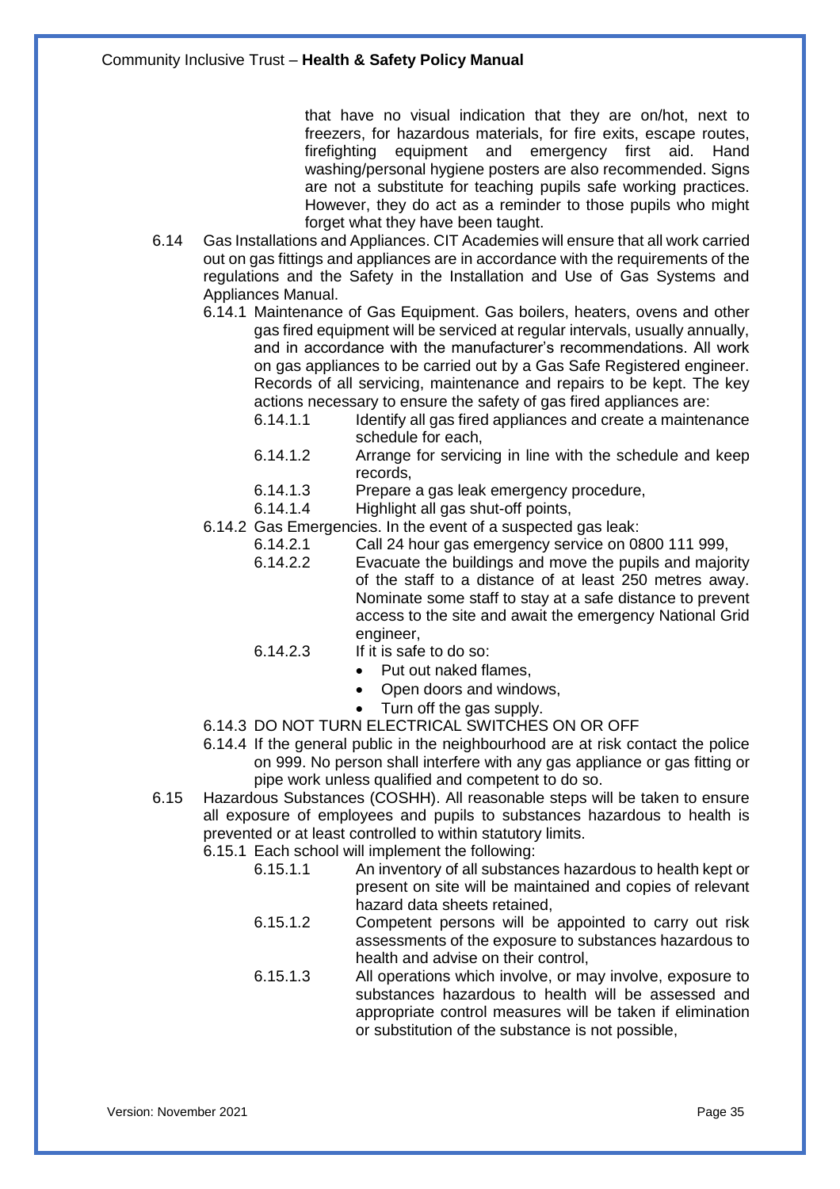that have no visual indication that they are on/hot, next to freezers, for hazardous materials, for fire exits, escape routes, firefighting equipment and emergency first aid. Hand washing/personal hygiene posters are also recommended. Signs are not a substitute for teaching pupils safe working practices. However, they do act as a reminder to those pupils who might forget what they have been taught.

6.14 Gas Installations and Appliances. CIT Academies will ensure that all work carried out on gas fittings and appliances are in accordance with the requirements of the regulations and the Safety in the Installation and Use of Gas Systems and Appliances Manual.

6.14.1 Maintenance of Gas Equipment. Gas boilers, heaters, ovens and other gas fired equipment will be serviced at regular intervals, usually annually, and in accordance with the manufacturer's recommendations. All work on gas appliances to be carried out by a Gas Safe Registered engineer. Records of all servicing, maintenance and repairs to be kept. The key actions necessary to ensure the safety of gas fired appliances are:

6.14.1.1 Identify all gas fired appliances and create a maintenance schedule for each,

6.14.1.2 Arrange for servicing in line with the schedule and keep records,

6.14.1.3 Prepare a gas leak emergency procedure,

6.14.1.4 Highlight all gas shut-off points,

6.14.2 Gas Emergencies. In the event of a suspected gas leak:

6.14.2.1 Call 24 hour gas emergency service on 0800 111 999,

6.14.2.2 Evacuate the buildings and move the pupils and majority of the staff to a distance of at least 250 metres away. Nominate some staff to stay at a safe distance to prevent access to the site and await the emergency National Grid engineer,

6.14.2.3 If it is safe to do so:

- Put out naked flames,
- Open doors and windows,
- Turn off the gas supply.

6.14.3 DO NOT TURN ELECTRICAL SWITCHES ON OR OFF

6.14.4 If the general public in the neighbourhood are at risk contact the police on 999. No person shall interfere with any gas appliance or gas fitting or pipe work unless qualified and competent to do so.

6.15 Hazardous Substances (COSHH). All reasonable steps will be taken to ensure all exposure of employees and pupils to substances hazardous to health is prevented or at least controlled to within statutory limits.

6.15.1 Each school will implement the following:

6.15.1.1 An inventory of all substances hazardous to health kept or present on site will be maintained and copies of relevant hazard data sheets retained,

6.15.1.2 Competent persons will be appointed to carry out risk assessments of the exposure to substances hazardous to health and advise on their control,

6.15.1.3 All operations which involve, or may involve, exposure to substances hazardous to health will be assessed and appropriate control measures will be taken if elimination or substitution of the substance is not possible,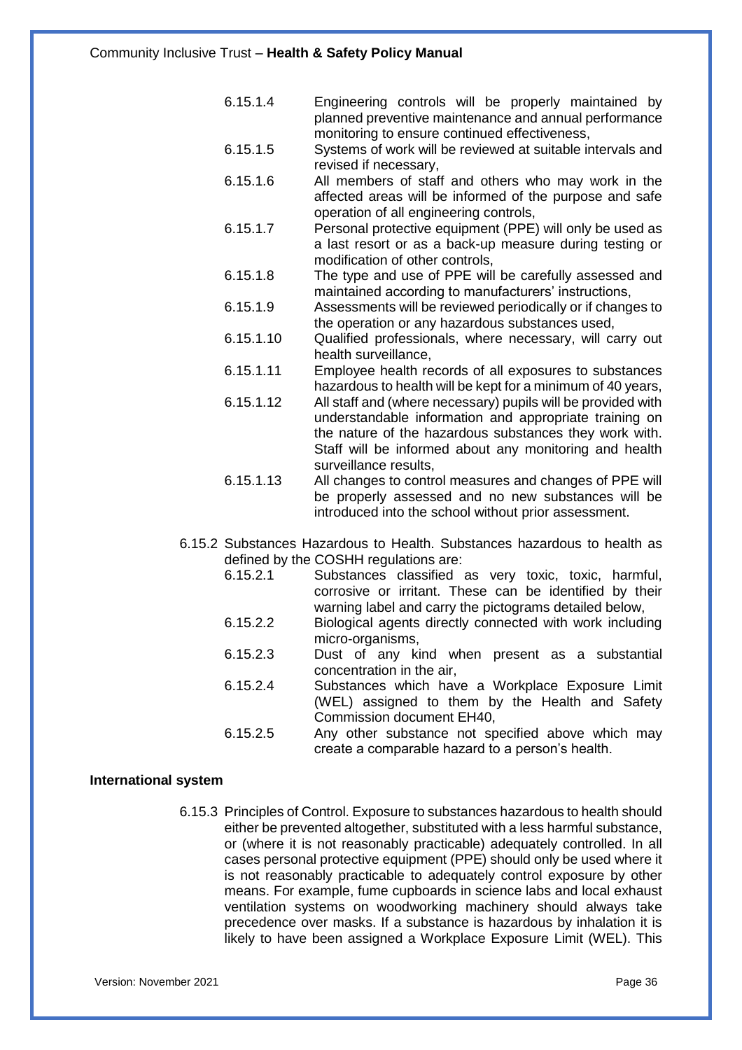6.15.1.4 Engineering controls will be properly maintained by planned preventive maintenance and annual performance monitoring to ensure continued effectiveness,

6.15.1.5 Systems of work will be reviewed at suitable intervals and revised if necessary,

6.15.1.6 All members of staff and others who may work in the affected areas will be informed of the purpose and safe operation of all engineering controls,

6.15.1.7 Personal protective equipment (PPE) will only be used as a last resort or as a back-up measure during testing or modification of other controls,

6.15.1.8 The type and use of PPE will be carefully assessed and maintained according to manufacturers' instructions,

6.15.1.9 Assessments will be reviewed periodically or if changes to the operation or any hazardous substances used,

6.15.1.10 Qualified professionals, where necessary, will carry out health surveillance,

6.15.1.11 Employee health records of all exposures to substances hazardous to health will be kept for a minimum of 40 years,

6.15.1.12 All staff and (where necessary) pupils will be provided with understandable information and appropriate training on the nature of the hazardous substances they work with. Staff will be informed about any monitoring and health surveillance results,

6.15.1.13 All changes to control measures and changes of PPE will be properly assessed and no new substances will be introduced into the school without prior assessment.

6.15.2 Substances Hazardous to Health. Substances hazardous to health as defined by the COSHH regulations are:

6.15.2.1 Substances classified as very toxic, toxic, harmful, corrosive or irritant. These can be identified by their warning label and carry the pictograms detailed below,

6.15.2.2 Biological agents directly connected with work including micro-organisms,

6.15.2.3 Dust of any kind when present as a substantial concentration in the air,

6.15.2.4 Substances which have a Workplace Exposure Limit (WEL) assigned to them by the Health and Safety Commission document EH40,

6.15.2.5 Any other substance not specified above which may create a comparable hazard to a person's health.

**International system**

6.15.3 Principles of Control. Exposure to substances hazardous to health should either be prevented altogether, substituted with a less harmful substance, or (where it is not reasonably practicable) adequately controlled. In all cases personal protective equipment (PPE) should only be used where it is not reasonably practicable to adequately control exposure by other means. For example, fume cupboards in science labs and local exhaust ventilation systems on woodworking machinery should always take precedence over masks. If a substance is hazardous by inhalation it is likely to have been assigned a Workplace Exposure Limit (WEL). This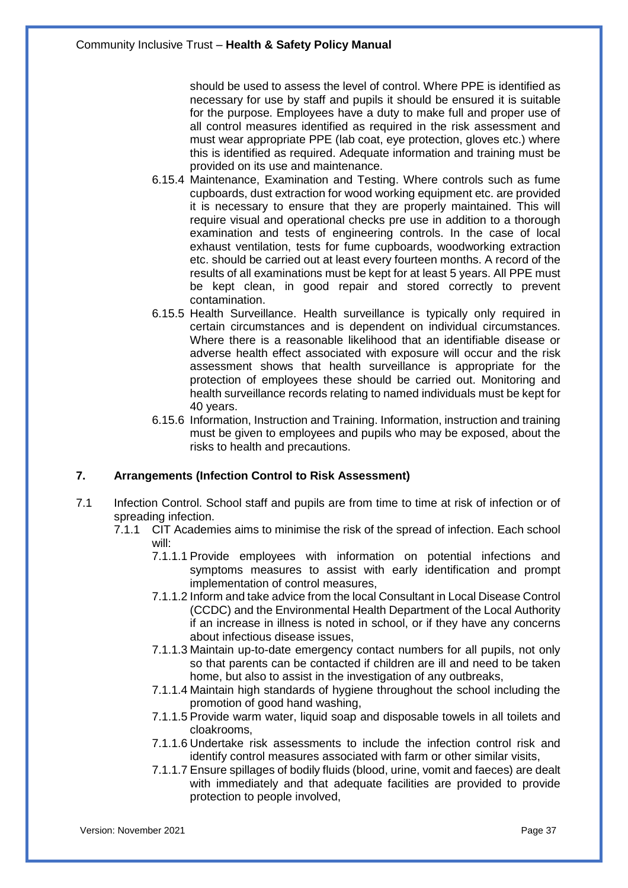should be used to assess the level of control. Where PPE is identified as necessary for use by staff and pupils it should be ensured it is suitable for the purpose. Employees have a duty to make full and proper use of all control measures identified as required in the risk assessment and must wear appropriate PPE (lab coat, eye protection, gloves etc.) where this is identified as required. Adequate information and training must be provided on its use and maintenance.

6.15.4 Maintenance, Examination and Testing. Where controls such as fume cupboards, dust extraction for wood working equipment etc. are provided it is necessary to ensure that they are properly maintained. This will require visual and operational checks pre use in addition to a thorough examination and tests of engineering controls. In the case of local exhaust ventilation, tests for fume cupboards, woodworking extraction etc. should be carried out at least every fourteen months. A record of the results of all examinations must be kept for at least 5 years. All PPE must be kept clean, in good repair and stored correctly to prevent contamination.

6.15.5 Health Surveillance. Health surveillance is typically only required in certain circumstances and is dependent on individual circumstances. Where there is a reasonable likelihood that an identifiable disease or adverse health effect associated with exposure will occur and the risk assessment shows that health surveillance is appropriate for the protection of employees these should be carried out. Monitoring and health surveillance records relating to named individuals must be kept for 40 years.

6.15.6 Information, Instruction and Training. Information, instruction and training must be given to employees and pupils who may be exposed, about the risks to health and precautions.

## 7. Arrangements (Infection Control to Risk Assessment)

7.1 Infection Control. School staff and pupils are from time to time at risk of infection or of spreading infection.

7.1.1 CIT Academies aims to minimise the risk of the spread of infection. Each school will:

7.1.1.1 Provide employees with information on potential infections and symptoms measures to assist with early identification and prompt implementation of control measures,

7.1.1.2 Inform and take advice from the local Consultant in Local Disease Control (CCDC) and the Environmental Health Department of the Local Authority if an increase in illness is noted in school, or if they have any concerns about infectious disease issues,

7.1.1.3 Maintain up-to-date emergency contact numbers for all pupils, not only so that parents can be contacted if children are ill and need to be taken home, but also to assist in the investigation of any outbreaks,

7.1.1.4 Maintain high standards of hygiene throughout the school including the promotion of good hand washing,

7.1.1.5 Provide warm water, liquid soap and disposable towels in all toilets and cloakrooms,

7.1.1.6 Undertake risk assessments to include the infection control risk and identify control measures associated with farm or other similar visits,

7.1.1.7 Ensure spillages of bodily fluids (blood, urine, vomit and faeces) are dealt with immediately and that adequate facilities are provided to provide protection to people involved,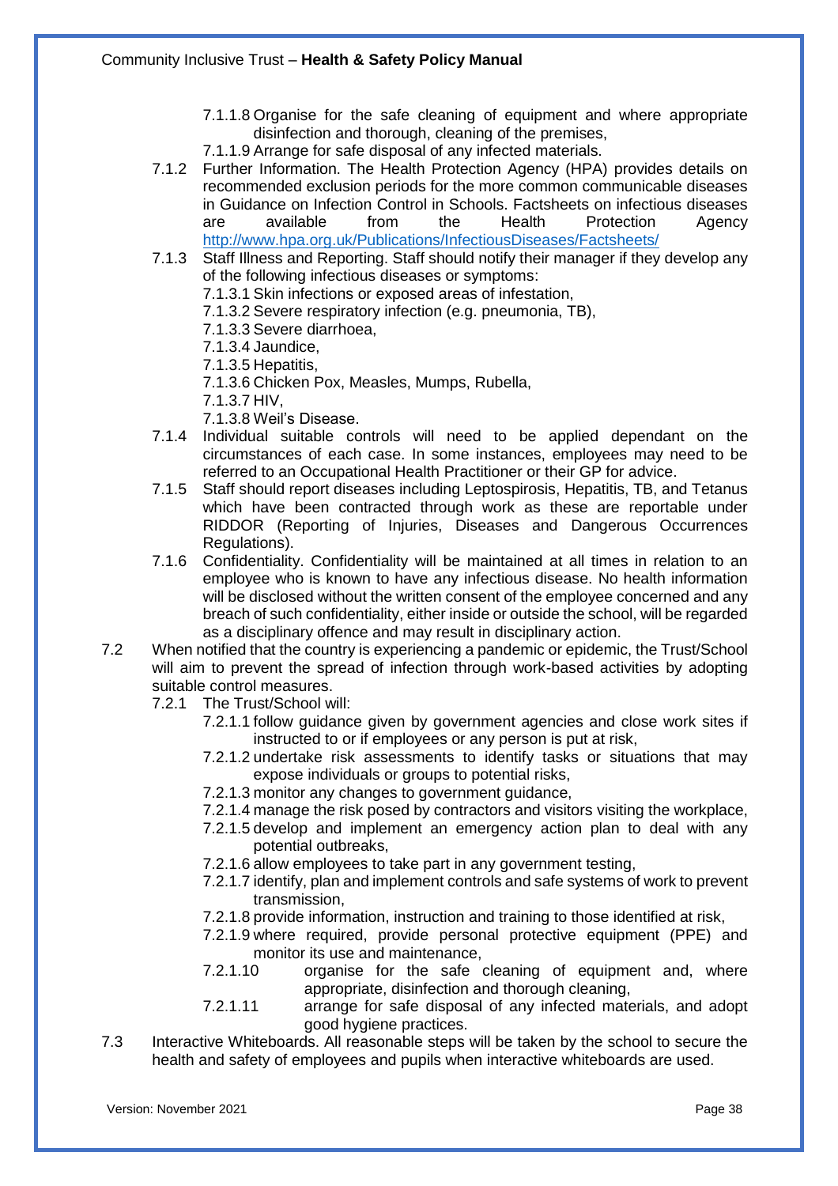7.1.1.8 Organise for the safe cleaning of equipment and where appropriate disinfection and thorough, cleaning of the premises,

7.1.1.9 Arrange for safe disposal of any infected materials.

7.1.2 Further Information. The Health Protection Agency (HPA) provides details on recommended exclusion periods for the more common communicable diseases in Guidance on Infection Control in Schools. Factsheets on infectious diseases are available from the Health Protection Agency http://www.hpa.org.uk/Publications/InfectiousDiseases/Factsheets/

7.1.3 Staff Illness and Reporting. Staff should notify their manager if they develop any of the following infectious diseases or symptoms:

7.1.3.1 Skin infections or exposed areas of infestation,

7.1.3.2 Severe respiratory infection (e.g. pneumonia, TB),

7.1.3.3 Severe diarrhoea,

7.1.3.4 Jaundice,

7.1.3.5 Hepatitis,

7.1.3.6 Chicken Pox, Measles, Mumps, Rubella,

7.1.3.7 HIV,

7.1.3.8 Weil's Disease.

7.1.4 Individual suitable controls will need to be applied dependant on the circumstances of each case. In some instances, employees may need to be referred to an Occupational Health Practitioner or their GP for advice.

7.1.5 Staff should report diseases including Leptospirosis, Hepatitis, TB, and Tetanus which have been contracted through work as these are reportable under RIDDOR (Reporting of Injuries, Diseases and Dangerous Occurrences Regulations).

7.1.6 Confidentiality. Confidentiality will be maintained at all times in relation to an employee who is known to have any infectious disease. No health information will be disclosed without the written consent of the employee concerned and any breach of such confidentiality, either inside or outside the school, will be regarded as a disciplinary offence and may result in disciplinary action.

7.2 When notified that the country is experiencing a pandemic or epidemic, the Trust/School will aim to prevent the spread of infection through work-based activities by adopting suitable control measures.

7.2.1 The Trust/School will:

7.2.1.1 follow guidance given by government agencies and close work sites if instructed to or if employees or any person is put at risk,

7.2.1.2 undertake risk assessments to identify tasks or situations that may expose individuals or groups to potential risks,

7.2.1.3 monitor any changes to government guidance,

7.2.1.4 manage the risk posed by contractors and visitors visiting the workplace,

7.2.1.5 develop and implement an emergency action plan to deal with any potential outbreaks,

7.2.1.6 allow employees to take part in any government testing,

7.2.1.7 identify, plan and implement controls and safe systems of work to prevent transmission,

7.2.1.8 provide information, instruction and training to those identified at risk,

7.2.1.9 where required, provide personal protective equipment (PPE) and monitor its use and maintenance,

7.2.1.10 organise for the safe cleaning of equipment and, where appropriate, disinfection and thorough cleaning,

7.2.1.11 arrange for safe disposal of any infected materials, and adopt good hygiene practices.

7.3 Interactive Whiteboards. All reasonable steps will be taken by the school to secure the health and safety of employees and pupils when interactive whiteboards are used.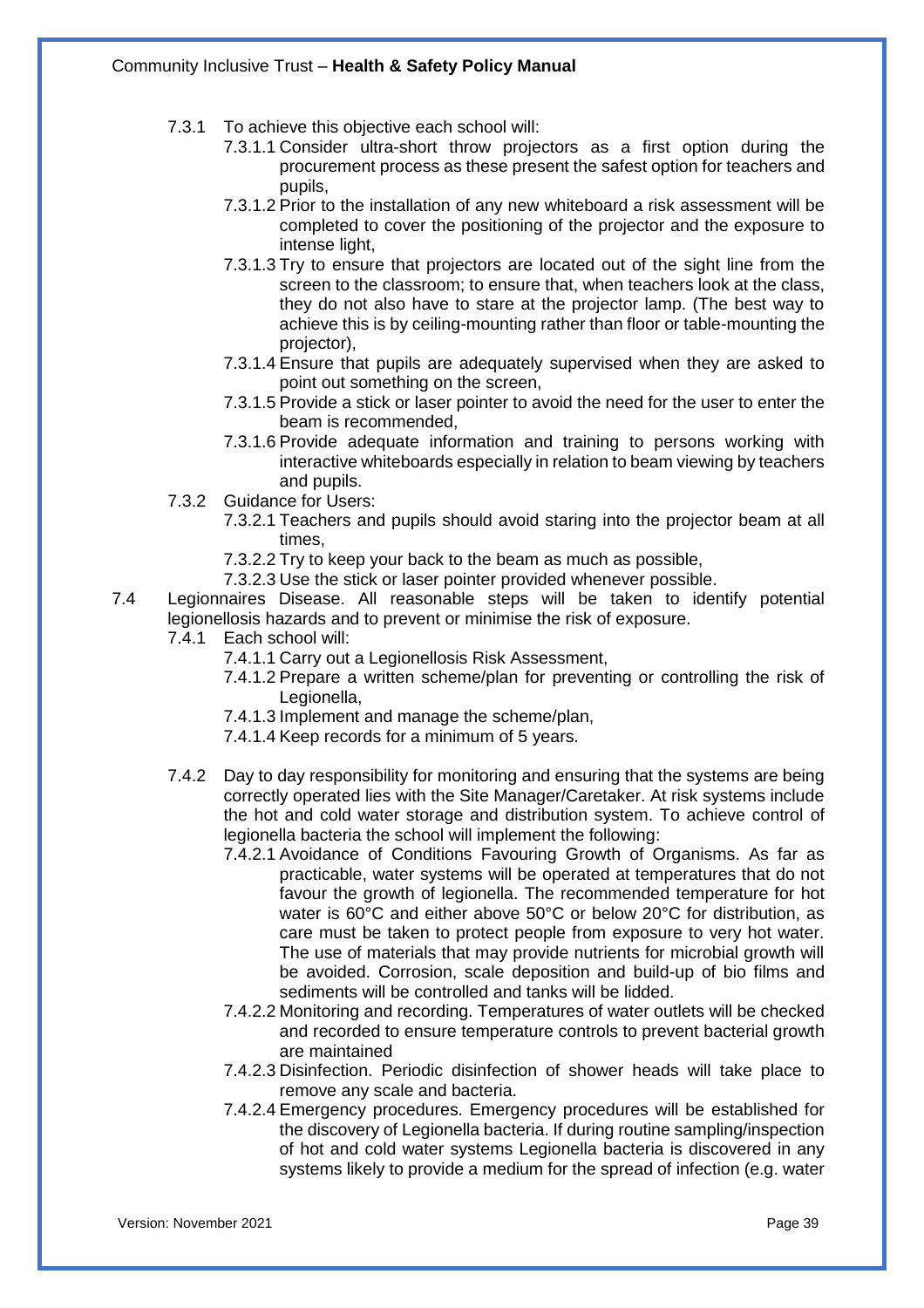- 7.3.1 To achieve this objective each school will:
    - 7.3.1.1 Consider ultra-short throw projectors as a first option during the procurement process as these present the safest option for teachers and pupils,
    - 7.3.1.2 Prior to the installation of any new whiteboard a risk assessment will be completed to cover the positioning of the projector and the exposure to intense light,
    - 7.3.1.3 Try to ensure that projectors are located out of the sight line from the screen to the classroom; to ensure that, when teachers look at the class, they do not also have to stare at the projector lamp. (The best way to achieve this is by ceiling-mounting rather than floor or table-mounting the projector),
    - 7.3.1.4 Ensure that pupils are adequately supervised when they are asked to point out something on the screen,
    - 7.3.1.5 Provide a stick or laser pointer to avoid the need for the user to enter the beam is recommended,
    - 7.3.1.6 Provide adequate information and training to persons working with interactive whiteboards especially in relation to beam viewing by teachers and pupils.
- 7.3.2 Guidance for Users:
    - 7.3.2.1 Teachers and pupils should avoid staring into the projector beam at all times,
    - 7.3.2.2 Try to keep your back to the beam as much as possible,
    - 7.3.2.3 Use the stick or laser pointer provided whenever possible.

7.4 Legionnaires Disease. All reasonable steps will be taken to identify potential legionellosis hazards and to prevent or minimise the risk of exposure.

- 7.4.1 Each school will:
    - 7.4.1.1 Carry out a Legionellosis Risk Assessment,
    - 7.4.1.2 Prepare a written scheme/plan for preventing or controlling the risk of Legionella,
    - 7.4.1.3 Implement and manage the scheme/plan,
    - 7.4.1.4 Keep records for a minimum of 5 years.
- 7.4.2 Day to day responsibility for monitoring and ensuring that the systems are being correctly operated lies with the Site Manager/Caretaker. At risk systems include the hot and cold water storage and distribution system. To achieve control of legionella bacteria the school will implement the following:
    - 7.4.2.1 Avoidance of Conditions Favouring Growth of Organisms. As far as practicable, water systems will be operated at temperatures that do not favour the growth of legionella. The recommended temperature for hot water is 60°C and either above 50°C or below 20°C for distribution, as care must be taken to protect people from exposure to very hot water. The use of materials that may provide nutrients for microbial growth will be avoided. Corrosion, scale deposition and build-up of bio films and sediments will be controlled and tanks will be lidded.
    - 7.4.2.2 Monitoring and recording. Temperatures of water outlets will be checked and recorded to ensure temperature controls to prevent bacterial growth are maintained
    - 7.4.2.3 Disinfection. Periodic disinfection of shower heads will take place to remove any scale and bacteria.
    - 7.4.2.4 Emergency procedures. Emergency procedures will be established for the discovery of Legionella bacteria. If during routine sampling/inspection of hot and cold water systems Legionella bacteria is discovered in any systems likely to provide a medium for the spread of infection (e.g. water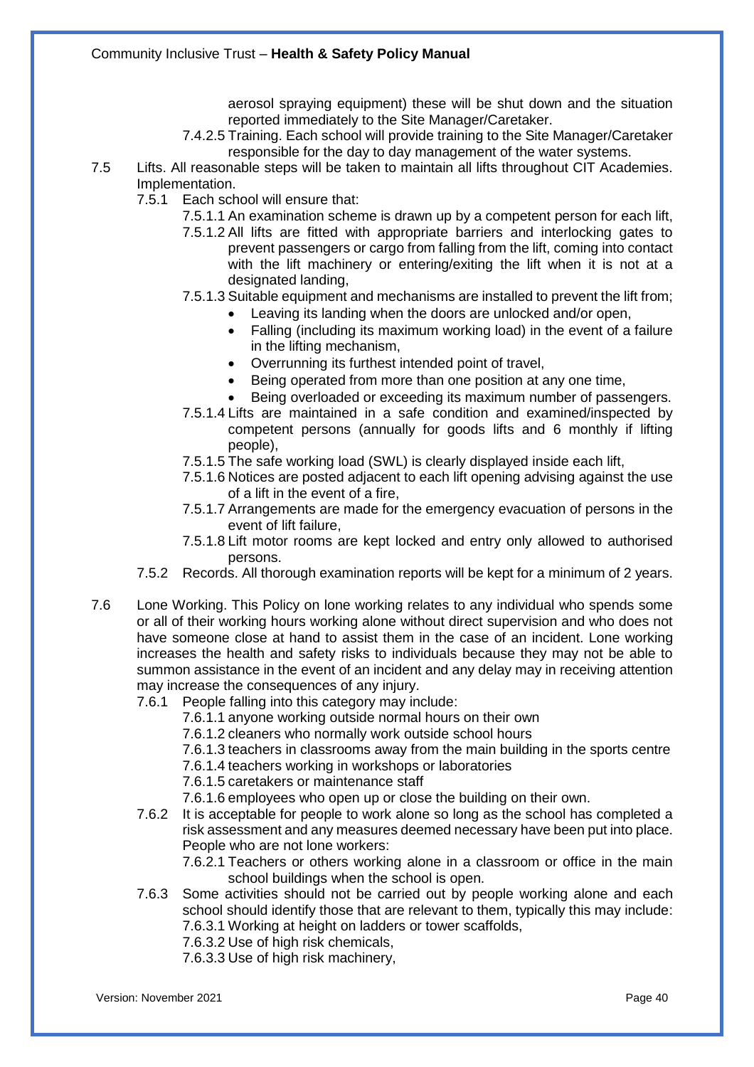aerosol spraying equipment) these will be shut down and the situation reported immediately to the Site Manager/Caretaker.

7.4.2.5 Training. Each school will provide training to the Site Manager/Caretaker responsible for the day to day management of the water systems.

7.5 Lifts. All reasonable steps will be taken to maintain all lifts throughout CIT Academies. Implementation.

7.5.1 Each school will ensure that:

7.5.1.1 An examination scheme is drawn up by a competent person for each lift,

7.5.1.2 All lifts are fitted with appropriate barriers and interlocking gates to prevent passengers or cargo from falling from the lift, coming into contact with the lift machinery or entering/exiting the lift when it is not at a designated landing,

7.5.1.3 Suitable equipment and mechanisms are installed to prevent the lift from;

- Leaving its landing when the doors are unlocked and/or open,
- Falling (including its maximum working load) in the event of a failure in the lifting mechanism,
- Overrunning its furthest intended point of travel,
- Being operated from more than one position at any one time,
- Being overloaded or exceeding its maximum number of passengers.

7.5.1.4 Lifts are maintained in a safe condition and examined/inspected by competent persons (annually for goods lifts and 6 monthly if lifting people),

7.5.1.5 The safe working load (SWL) is clearly displayed inside each lift,

7.5.1.6 Notices are posted adjacent to each lift opening advising against the use of a lift in the event of a fire,

7.5.1.7 Arrangements are made for the emergency evacuation of persons in the event of lift failure,

7.5.1.8 Lift motor rooms are kept locked and entry only allowed to authorised persons.

7.5.2 Records. All thorough examination reports will be kept for a minimum of 2 years.

7.6 Lone Working. This Policy on lone working relates to any individual who spends some or all of their working hours working alone without direct supervision and who does not have someone close at hand to assist them in the case of an incident. Lone working increases the health and safety risks to individuals because they may not be able to summon assistance in the event of an incident and any delay may in receiving attention may increase the consequences of any injury.

7.6.1 People falling into this category may include:

7.6.1.1 anyone working outside normal hours on their own

7.6.1.2 cleaners who normally work outside school hours

7.6.1.3 teachers in classrooms away from the main building in the sports centre

7.6.1.4 teachers working in workshops or laboratories

7.6.1.5 caretakers or maintenance staff

7.6.1.6 employees who open up or close the building on their own.

7.6.2 It is acceptable for people to work alone so long as the school has completed a risk assessment and any measures deemed necessary have been put into place. People who are not lone workers:

7.6.2.1 Teachers or others working alone in a classroom or office in the main school buildings when the school is open.

7.6.3 Some activities should not be carried out by people working alone and each school should identify those that are relevant to them, typically this may include:

7.6.3.1 Working at height on ladders or tower scaffolds,

7.6.3.2 Use of high risk chemicals,

7.6.3.3 Use of high risk machinery,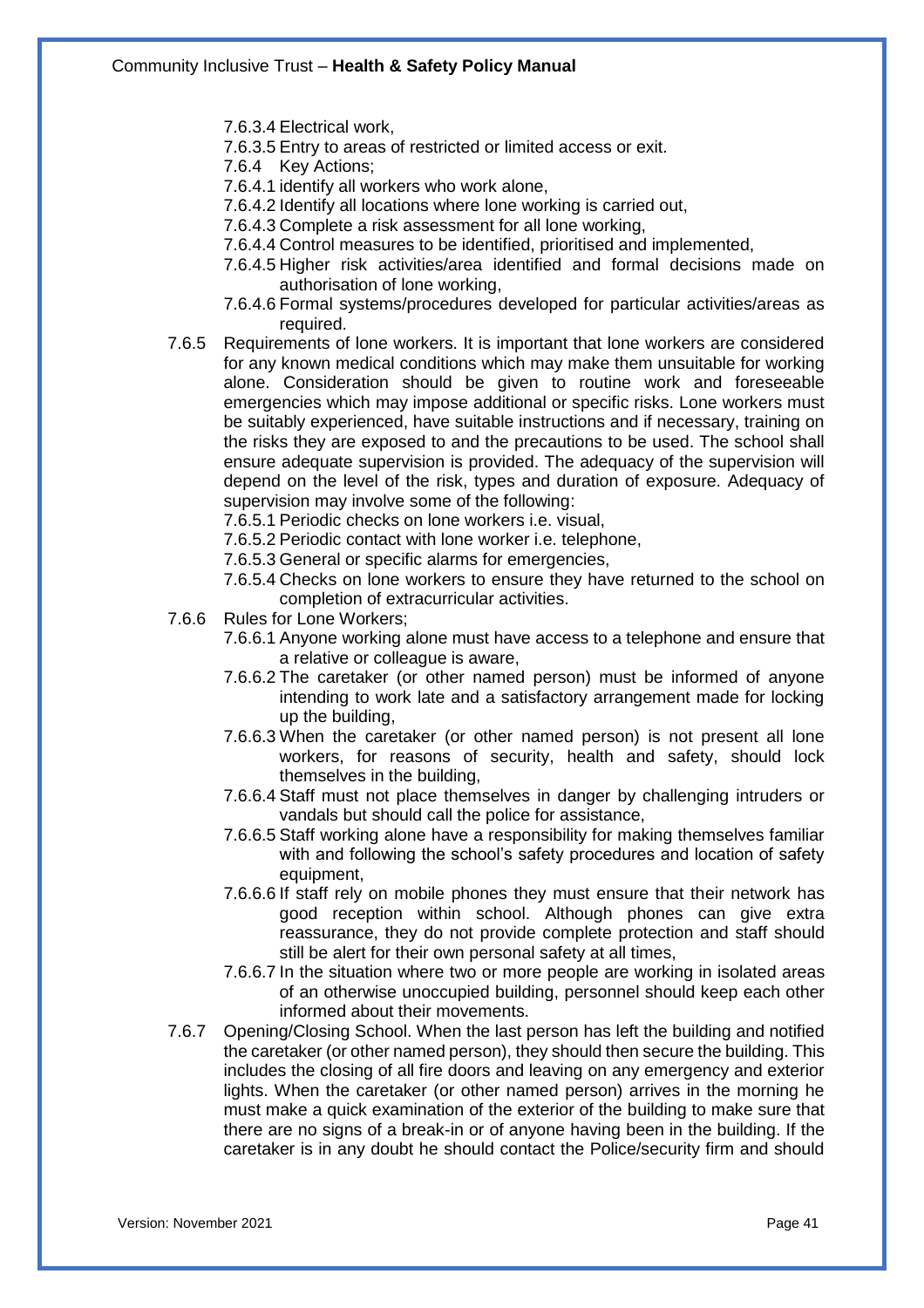7.6.3.4 Electrical work,

7.6.3.5 Entry to areas of restricted or limited access or exit.

7.6.4 Key Actions;

7.6.4.1 identify all workers who work alone,

7.6.4.2 Identify all locations where lone working is carried out,

7.6.4.3 Complete a risk assessment for all lone working,

7.6.4.4 Control measures to be identified, prioritised and implemented,

7.6.4.5 Higher risk activities/area identified and formal decisions made on authorisation of lone working,

7.6.4.6 Formal systems/procedures developed for particular activities/areas as required.

7.6.5 Requirements of lone workers. It is important that lone workers are considered for any known medical conditions which may make them unsuitable for working alone. Consideration should be given to routine work and foreseeable emergencies which may impose additional or specific risks. Lone workers must be suitably experienced, have suitable instructions and if necessary, training on the risks they are exposed to and the precautions to be used. The school shall ensure adequate supervision is provided. The adequacy of the supervision will depend on the level of the risk, types and duration of exposure. Adequacy of supervision may involve some of the following:

7.6.5.1 Periodic checks on lone workers i.e. visual,

7.6.5.2 Periodic contact with lone worker i.e. telephone,

7.6.5.3 General or specific alarms for emergencies,

7.6.5.4 Checks on lone workers to ensure they have returned to the school on completion of extracurricular activities.

7.6.6 Rules for Lone Workers;

7.6.6.1 Anyone working alone must have access to a telephone and ensure that a relative or colleague is aware,

7.6.6.2 The caretaker (or other named person) must be informed of anyone intending to work late and a satisfactory arrangement made for locking up the building,

7.6.6.3 When the caretaker (or other named person) is not present all lone workers, for reasons of security, health and safety, should lock themselves in the building,

7.6.6.4 Staff must not place themselves in danger by challenging intruders or vandals but should call the police for assistance,

7.6.6.5 Staff working alone have a responsibility for making themselves familiar with and following the school's safety procedures and location of safety equipment,

7.6.6.6 If staff rely on mobile phones they must ensure that their network has good reception within school. Although phones can give extra reassurance, they do not provide complete protection and staff should still be alert for their own personal safety at all times,

7.6.6.7 In the situation where two or more people are working in isolated areas of an otherwise unoccupied building, personnel should keep each other informed about their movements.

7.6.7 Opening/Closing School. When the last person has left the building and notified the caretaker (or other named person), they should then secure the building. This includes the closing of all fire doors and leaving on any emergency and exterior lights. When the caretaker (or other named person) arrives in the morning he must make a quick examination of the exterior of the building to make sure that there are no signs of a break-in or of anyone having been in the building. If the caretaker is in any doubt he should contact the Police/security firm and should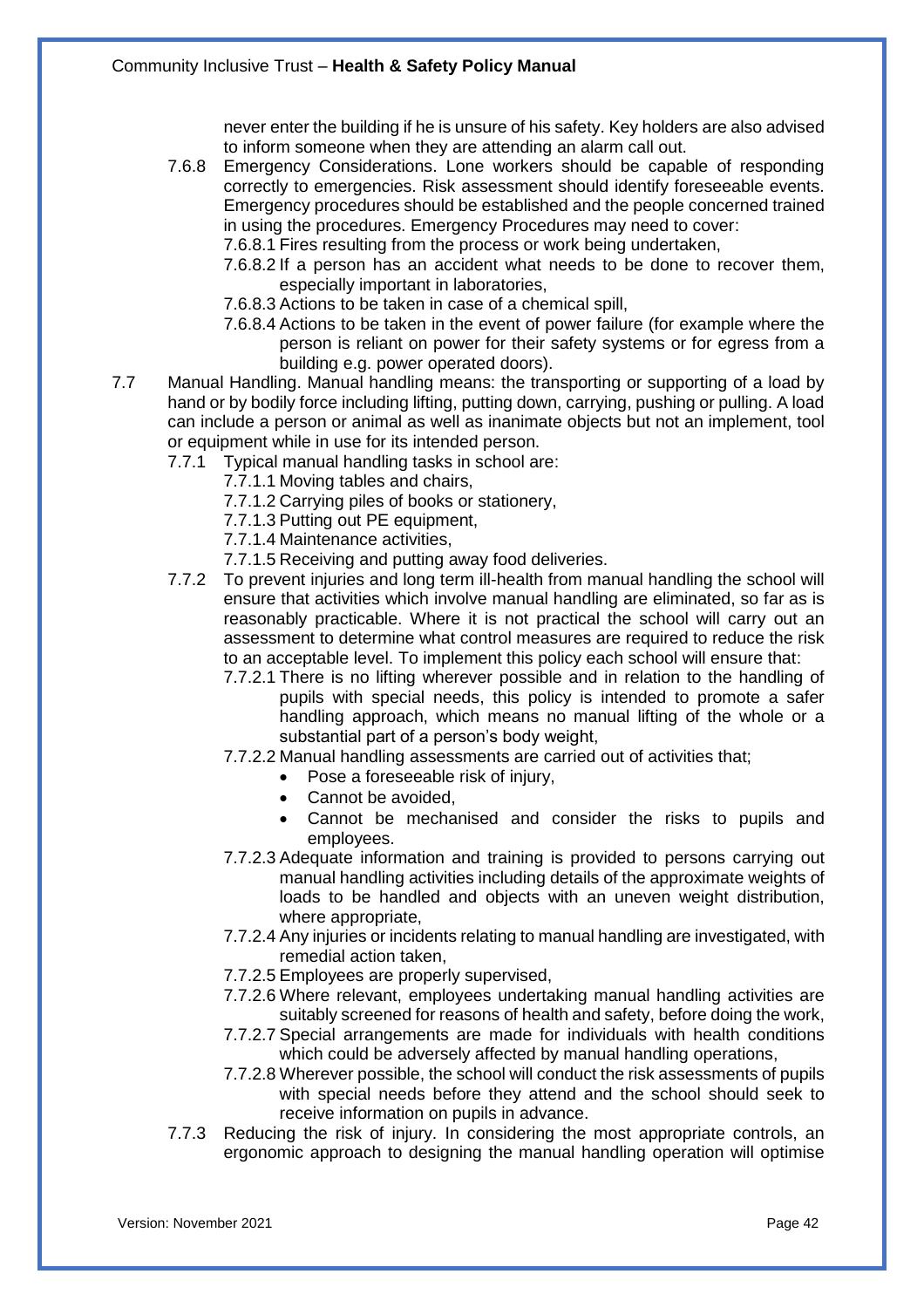never enter the building if he is unsure of his safety. Key holders are also advised to inform someone when they are attending an alarm call out.

7.6.8 Emergency Considerations. Lone workers should be capable of responding correctly to emergencies. Risk assessment should identify foreseeable events. Emergency procedures should be established and the people concerned trained in using the procedures. Emergency Procedures may need to cover:

7.6.8.1 Fires resulting from the process or work being undertaken,

7.6.8.2 If a person has an accident what needs to be done to recover them, especially important in laboratories,

7.6.8.3 Actions to be taken in case of a chemical spill,

7.6.8.4 Actions to be taken in the event of power failure (for example where the person is reliant on power for their safety systems or for egress from a building e.g. power operated doors).

7.7 Manual Handling. Manual handling means: the transporting or supporting of a load by hand or by bodily force including lifting, putting down, carrying, pushing or pulling. A load can include a person or animal as well as inanimate objects but not an implement, tool or equipment while in use for its intended person.

7.7.1 Typical manual handling tasks in school are:

7.7.1.1 Moving tables and chairs,

7.7.1.2 Carrying piles of books or stationery,

7.7.1.3 Putting out PE equipment,

7.7.1.4 Maintenance activities,

7.7.1.5 Receiving and putting away food deliveries.

7.7.2 To prevent injuries and long term ill-health from manual handling the school will ensure that activities which involve manual handling are eliminated, so far as is reasonably practicable. Where it is not practical the school will carry out an assessment to determine what control measures are required to reduce the risk to an acceptable level. To implement this policy each school will ensure that:

7.7.2.1 There is no lifting wherever possible and in relation to the handling of pupils with special needs, this policy is intended to promote a safer handling approach, which means no manual lifting of the whole or a substantial part of a person's body weight,

7.7.2.2 Manual handling assessments are carried out of activities that;

- Pose a foreseeable risk of injury,
- Cannot be avoided,
- Cannot be mechanised and consider the risks to pupils and employees.

7.7.2.3 Adequate information and training is provided to persons carrying out manual handling activities including details of the approximate weights of loads to be handled and objects with an uneven weight distribution, where appropriate,

7.7.2.4 Any injuries or incidents relating to manual handling are investigated, with remedial action taken,

7.7.2.5 Employees are properly supervised,

7.7.2.6 Where relevant, employees undertaking manual handling activities are suitably screened for reasons of health and safety, before doing the work,

7.7.2.7 Special arrangements are made for individuals with health conditions which could be adversely affected by manual handling operations,

7.7.2.8 Wherever possible, the school will conduct the risk assessments of pupils with special needs before they attend and the school should seek to receive information on pupils in advance.

7.7.3 Reducing the risk of injury. In considering the most appropriate controls, an ergonomic approach to designing the manual handling operation will optimise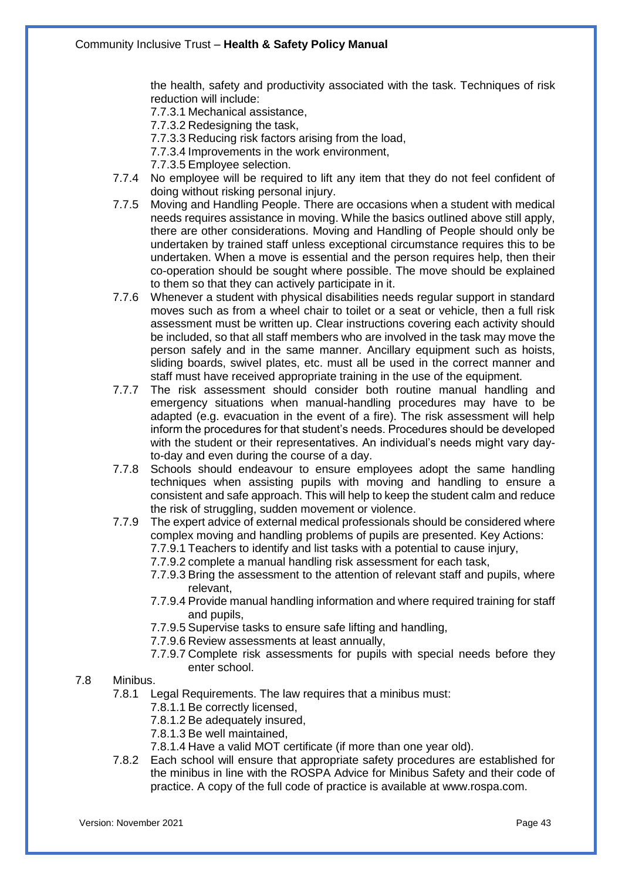the health, safety and productivity associated with the task. Techniques of risk reduction will include:

7.7.3.1 Mechanical assistance,

7.7.3.2 Redesigning the task,

7.7.3.3 Reducing risk factors arising from the load,

7.7.3.4 Improvements in the work environment,

7.7.3.5 Employee selection.

7.7.4 No employee will be required to lift any item that they do not feel confident of doing without risking personal injury.

7.7.5 Moving and Handling People. There are occasions when a student with medical needs requires assistance in moving. While the basics outlined above still apply, there are other considerations. Moving and Handling of People should only be undertaken by trained staff unless exceptional circumstance requires this to be undertaken. When a move is essential and the person requires help, then their co-operation should be sought where possible. The move should be explained to them so that they can actively participate in it.

7.7.6 Whenever a student with physical disabilities needs regular support in standard moves such as from a wheel chair to toilet or a seat or vehicle, then a full risk assessment must be written up. Clear instructions covering each activity should be included, so that all staff members who are involved in the task may move the person safely and in the same manner. Ancillary equipment such as hoists, sliding boards, swivel plates, etc. must all be used in the correct manner and staff must have received appropriate training in the use of the equipment.

7.7.7 The risk assessment should consider both routine manual handling and emergency situations when manual-handling procedures may have to be adapted (e.g. evacuation in the event of a fire). The risk assessment will help inform the procedures for that student's needs. Procedures should be developed with the student or their representatives. An individual's needs might vary day-to-day and even during the course of a day.

7.7.8 Schools should endeavour to ensure employees adopt the same handling techniques when assisting pupils with moving and handling to ensure a consistent and safe approach. This will help to keep the student calm and reduce the risk of struggling, sudden movement or violence.

7.7.9 The expert advice of external medical professionals should be considered where complex moving and handling problems of pupils are presented. Key Actions:

7.7.9.1 Teachers to identify and list tasks with a potential to cause injury,

7.7.9.2 complete a manual handling risk assessment for each task,

7.7.9.3 Bring the assessment to the attention of relevant staff and pupils, where relevant,

7.7.9.4 Provide manual handling information and where required training for staff and pupils,

7.7.9.5 Supervise tasks to ensure safe lifting and handling,

7.7.9.6 Review assessments at least annually,

7.7.9.7 Complete risk assessments for pupils with special needs before they enter school.

7.8 Minibus.

7.8.1 Legal Requirements. The law requires that a minibus must:

7.8.1.1 Be correctly licensed,

7.8.1.2 Be adequately insured,

7.8.1.3 Be well maintained,

7.8.1.4 Have a valid MOT certificate (if more than one year old).

7.8.2 Each school will ensure that appropriate safety procedures are established for the minibus in line with the ROSPA Advice for Minibus Safety and their code of practice. A copy of the full code of practice is available at www.rospa.com.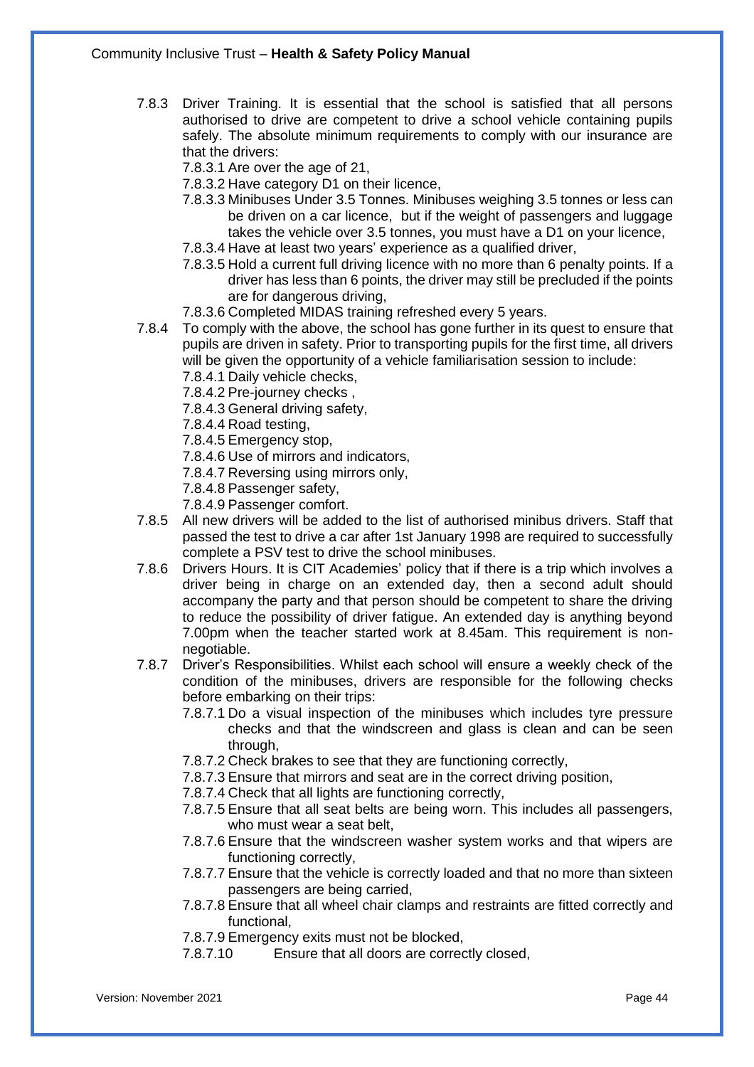7.8.3 Driver Training. It is essential that the school is satisfied that all persons authorised to drive are competent to drive a school vehicle containing pupils safely. The absolute minimum requirements to comply with our insurance are that the drivers:

- 7.8.3.1 Are over the age of 21,
- 7.8.3.2 Have category D1 on their licence,
- 7.8.3.3 Minibuses Under 3.5 Tonnes. Minibuses weighing 3.5 tonnes or less can be driven on a car licence, but if the weight of passengers and luggage takes the vehicle over 3.5 tonnes, you must have a D1 on your licence,
- 7.8.3.4 Have at least two years' experience as a qualified driver,
- 7.8.3.5 Hold a current full driving licence with no more than 6 penalty points. If a driver has less than 6 points, the driver may still be precluded if the points are for dangerous driving,
- 7.8.3.6 Completed MIDAS training refreshed every 5 years.

7.8.4 To comply with the above, the school has gone further in its quest to ensure that pupils are driven in safety. Prior to transporting pupils for the first time, all drivers will be given the opportunity of a vehicle familiarisation session to include:

- 7.8.4.1 Daily vehicle checks,
- 7.8.4.2 Pre-journey checks ,
- 7.8.4.3 General driving safety,
- 7.8.4.4 Road testing,
- 7.8.4.5 Emergency stop,
- 7.8.4.6 Use of mirrors and indicators,
- 7.8.4.7 Reversing using mirrors only,
- 7.8.4.8 Passenger safety,
- 7.8.4.9 Passenger comfort.

7.8.5 All new drivers will be added to the list of authorised minibus drivers. Staff that passed the test to drive a car after 1st January 1998 are required to successfully complete a PSV test to drive the school minibuses.

7.8.6 Drivers Hours. It is CIT Academies' policy that if there is a trip which involves a driver being in charge on an extended day, then a second adult should accompany the party and that person should be competent to share the driving to reduce the possibility of driver fatigue. An extended day is anything beyond 7.00pm when the teacher started work at 8.45am. This requirement is non-negotiable.

7.8.7 Driver's Responsibilities. Whilst each school will ensure a weekly check of the condition of the minibuses, drivers are responsible for the following checks before embarking on their trips:

- 7.8.7.1 Do a visual inspection of the minibuses which includes tyre pressure checks and that the windscreen and glass is clean and can be seen through,
- 7.8.7.2 Check brakes to see that they are functioning correctly,
- 7.8.7.3 Ensure that mirrors and seat are in the correct driving position,
- 7.8.7.4 Check that all lights are functioning correctly,
- 7.8.7.5 Ensure that all seat belts are being worn. This includes all passengers, who must wear a seat belt,
- 7.8.7.6 Ensure that the windscreen washer system works and that wipers are functioning correctly,
- 7.8.7.7 Ensure that the vehicle is correctly loaded and that no more than sixteen passengers are being carried,
- 7.8.7.8 Ensure that all wheel chair clamps and restraints are fitted correctly and functional,
- 7.8.7.9 Emergency exits must not be blocked,
- 7.8.7.10 Ensure that all doors are correctly closed,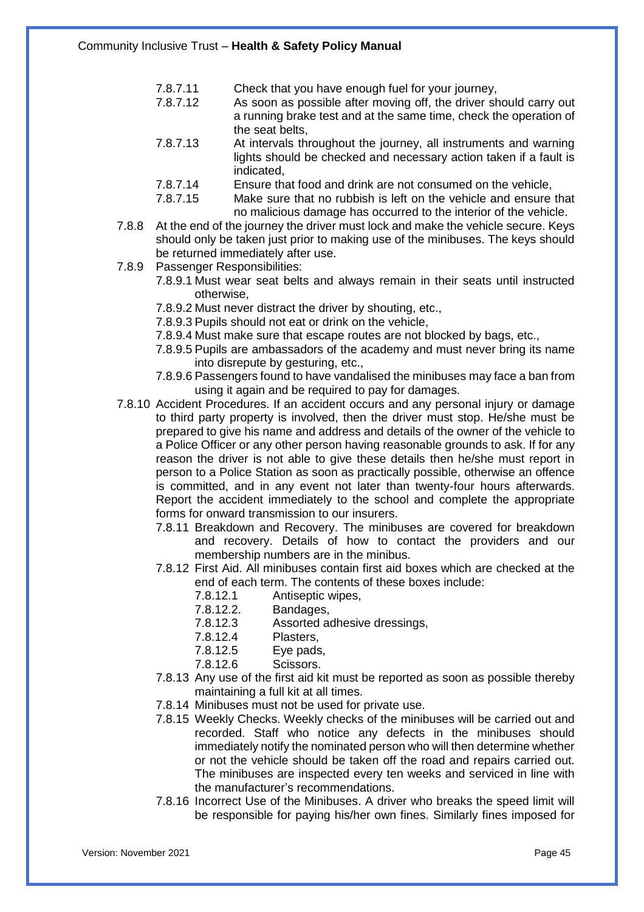- 7.8.7.11 Check that you have enough fuel for your journey,
- 7.8.7.12 As soon as possible after moving off, the driver should carry out a running brake test and at the same time, check the operation of the seat belts,
- 7.8.7.13 At intervals throughout the journey, all instruments and warning lights should be checked and necessary action taken if a fault is indicated,
- 7.8.7.14 Ensure that food and drink are not consumed on the vehicle,
- 7.8.7.15 Make sure that no rubbish is left on the vehicle and ensure that no malicious damage has occurred to the interior of the vehicle.

7.8.8 At the end of the journey the driver must lock and make the vehicle secure. Keys should only be taken just prior to making use of the minibuses. The keys should be returned immediately after use.

7.8.9 Passenger Responsibilities:

- 7.8.9.1 Must wear seat belts and always remain in their seats until instructed otherwise,
- 7.8.9.2 Must never distract the driver by shouting, etc.,
- 7.8.9.3 Pupils should not eat or drink on the vehicle,
- 7.8.9.4 Must make sure that escape routes are not blocked by bags, etc.,
- 7.8.9.5 Pupils are ambassadors of the academy and must never bring its name into disrepute by gesturing, etc.,
- 7.8.9.6 Passengers found to have vandalised the minibuses may face a ban from using it again and be required to pay for damages.

7.8.10 Accident Procedures. If an accident occurs and any personal injury or damage to third party property is involved, then the driver must stop. He/she must be prepared to give his name and address and details of the owner of the vehicle to a Police Officer or any other person having reasonable grounds to ask. If for any reason the driver is not able to give these details then he/she must report in person to a Police Station as soon as practically possible, otherwise an offence is committed, and in any event not later than twenty-four hours afterwards. Report the accident immediately to the school and complete the appropriate forms for onward transmission to our insurers.

- 7.8.11 Breakdown and Recovery. The minibuses are covered for breakdown and recovery. Details of how to contact the providers and our membership numbers are in the minibus.
- 7.8.12 First Aid. All minibuses contain first aid boxes which are checked at the end of each term. The contents of these boxes include:
  - 7.8.12.1 Antiseptic wipes,
  - 7.8.12.2. Bandages,
  - 7.8.12.3 Assorted adhesive dressings,
  - 7.8.12.4 Plasters,
  - 7.8.12.5 Eye pads,
  - 7.8.12.6 Scissors.
- 7.8.13 Any use of the first aid kit must be reported as soon as possible thereby maintaining a full kit at all times.
- 7.8.14 Minibuses must not be used for private use.
- 7.8.15 Weekly Checks. Weekly checks of the minibuses will be carried out and recorded. Staff who notice any defects in the minibuses should immediately notify the nominated person who will then determine whether or not the vehicle should be taken off the road and repairs carried out. The minibuses are inspected every ten weeks and serviced in line with the manufacturer's recommendations.
- 7.8.16 Incorrect Use of the Minibuses. A driver who breaks the speed limit will be responsible for paying his/her own fines. Similarly fines imposed for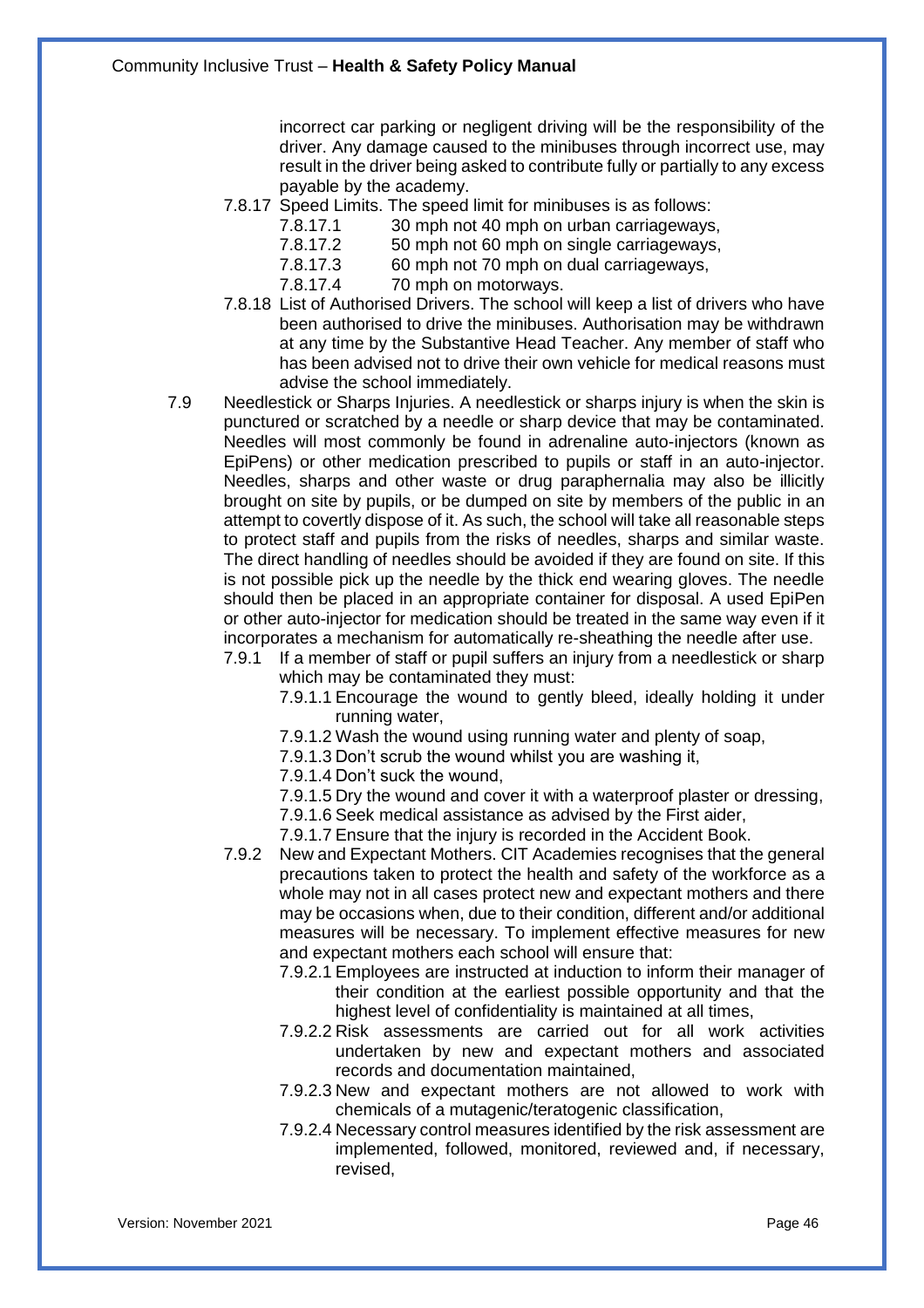incorrect car parking or negligent driving will be the responsibility of the driver. Any damage caused to the minibuses through incorrect use, may result in the driver being asked to contribute fully or partially to any excess payable by the academy.

7.8.17 Speed Limits. The speed limit for minibuses is as follows:

- 7.8.17.1 30 mph not 40 mph on urban carriageways,
- 7.8.17.2 50 mph not 60 mph on single carriageways,
- 7.8.17.3 60 mph not 70 mph on dual carriageways,
- 7.8.17.4 70 mph on motorways.

7.8.18 List of Authorised Drivers. The school will keep a list of drivers who have been authorised to drive the minibuses. Authorisation may be withdrawn at any time by the Substantive Head Teacher. Any member of staff who has been advised not to drive their own vehicle for medical reasons must advise the school immediately.

7.9 Needlestick or Sharps Injuries. A needlestick or sharps injury is when the skin is punctured or scratched by a needle or sharp device that may be contaminated. Needles will most commonly be found in adrenaline auto-injectors (known as EpiPens) or other medication prescribed to pupils or staff in an auto-injector. Needles, sharps and other waste or drug paraphernalia may also be illicitly brought on site by pupils, or be dumped on site by members of the public in an attempt to covertly dispose of it. As such, the school will take all reasonable steps to protect staff and pupils from the risks of needles, sharps and similar waste. The direct handling of needles should be avoided if they are found on site. If this is not possible pick up the needle by the thick end wearing gloves. The needle should then be placed in an appropriate container for disposal. A used EpiPen or other auto-injector for medication should be treated in the same way even if it incorporates a mechanism for automatically re-sheathing the needle after use.

7.9.1 If a member of staff or pupil suffers an injury from a needlestick or sharp which may be contaminated they must:

- 7.9.1.1 Encourage the wound to gently bleed, ideally holding it under running water,
- 7.9.1.2 Wash the wound using running water and plenty of soap,
- 7.9.1.3 Don't scrub the wound whilst you are washing it,
- 7.9.1.4 Don't suck the wound,
- 7.9.1.5 Dry the wound and cover it with a waterproof plaster or dressing,
- 7.9.1.6 Seek medical assistance as advised by the First aider,
- 7.9.1.7 Ensure that the injury is recorded in the Accident Book.

7.9.2 New and Expectant Mothers. CIT Academies recognises that the general precautions taken to protect the health and safety of the workforce as a whole may not in all cases protect new and expectant mothers and there may be occasions when, due to their condition, different and/or additional measures will be necessary. To implement effective measures for new and expectant mothers each school will ensure that:

- 7.9.2.1 Employees are instructed at induction to inform their manager of their condition at the earliest possible opportunity and that the highest level of confidentiality is maintained at all times,
- 7.9.2.2 Risk assessments are carried out for all work activities undertaken by new and expectant mothers and associated records and documentation maintained,
- 7.9.2.3 New and expectant mothers are not allowed to work with chemicals of a mutagenic/teratogenic classification,
- 7.9.2.4 Necessary control measures identified by the risk assessment are implemented, followed, monitored, reviewed and, if necessary, revised,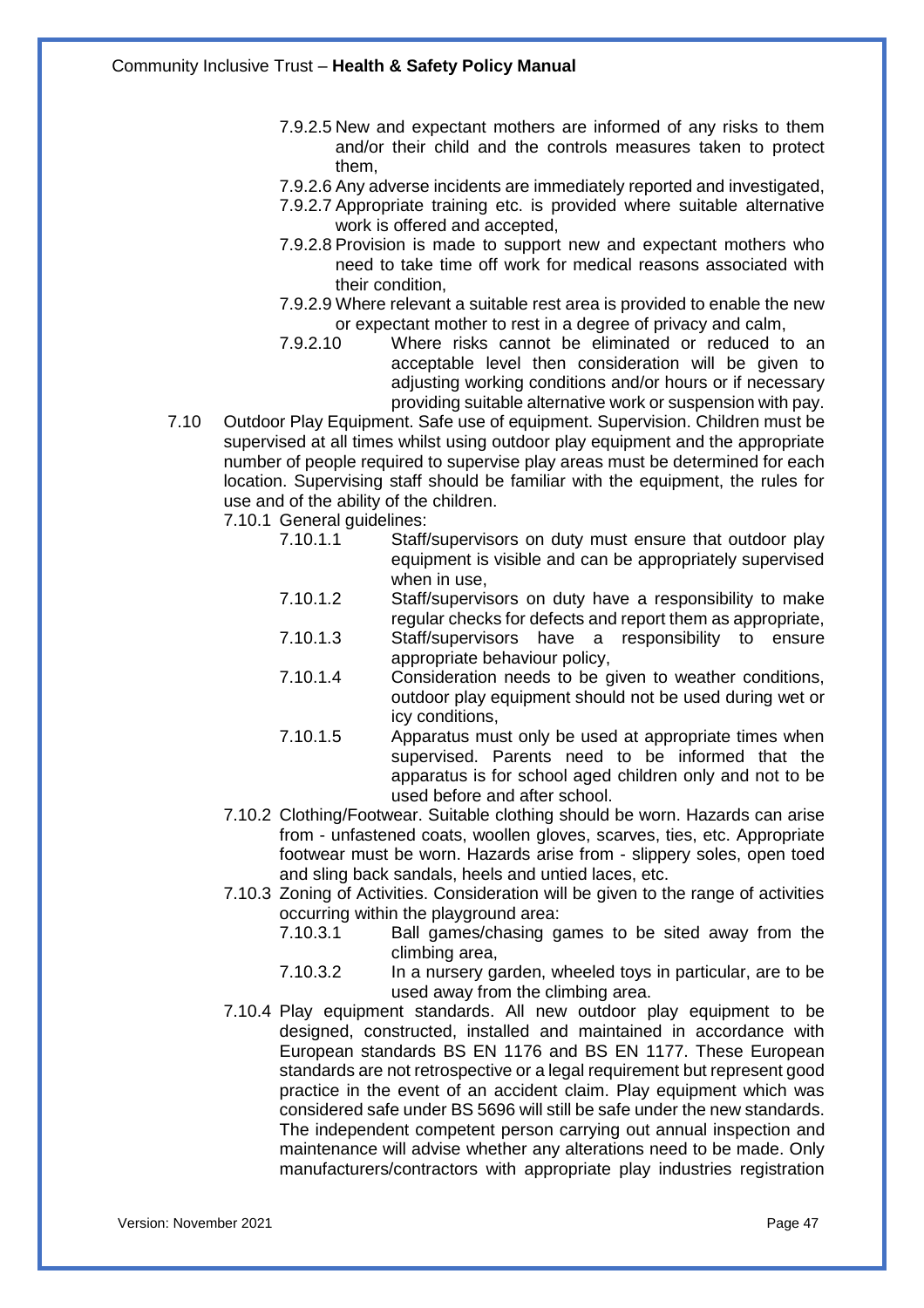- 7.9.2.5 New and expectant mothers are informed of any risks to them and/or their child and the controls measures taken to protect them,
- 7.9.2.6 Any adverse incidents are immediately reported and investigated,
- 7.9.2.7 Appropriate training etc. is provided where suitable alternative work is offered and accepted,
- 7.9.2.8 Provision is made to support new and expectant mothers who need to take time off work for medical reasons associated with their condition,
- 7.9.2.9 Where relevant a suitable rest area is provided to enable the new or expectant mother to rest in a degree of privacy and calm,
- 7.9.2.10 Where risks cannot be eliminated or reduced to an acceptable level then consideration will be given to adjusting working conditions and/or hours or if necessary providing suitable alternative work or suspension with pay.

7.10 Outdoor Play Equipment. Safe use of equipment. Supervision. Children must be supervised at all times whilst using outdoor play equipment and the appropriate number of people required to supervise play areas must be determined for each location. Supervising staff should be familiar with the equipment, the rules for use and of the ability of the children.

7.10.1 General guidelines:

- 7.10.1.1 Staff/supervisors on duty must ensure that outdoor play equipment is visible and can be appropriately supervised when in use,
- 7.10.1.2 Staff/supervisors on duty have a responsibility to make regular checks for defects and report them as appropriate,
- 7.10.1.3 Staff/supervisors have a responsibility to ensure appropriate behaviour policy,
- 7.10.1.4 Consideration needs to be given to weather conditions, outdoor play equipment should not be used during wet or icy conditions,
- 7.10.1.5 Apparatus must only be used at appropriate times when supervised. Parents need to be informed that the apparatus is for school aged children only and not to be used before and after school.

7.10.2 Clothing/Footwear. Suitable clothing should be worn. Hazards can arise from - unfastened coats, woollen gloves, scarves, ties, etc. Appropriate footwear must be worn. Hazards arise from - slippery soles, open toed and sling back sandals, heels and untied laces, etc.

7.10.3 Zoning of Activities. Consideration will be given to the range of activities occurring within the playground area:

- 7.10.3.1 Ball games/chasing games to be sited away from the climbing area,
- 7.10.3.2 In a nursery garden, wheeled toys in particular, are to be used away from the climbing area.

7.10.4 Play equipment standards. All new outdoor play equipment to be designed, constructed, installed and maintained in accordance with European standards BS EN 1176 and BS EN 1177. These European standards are not retrospective or a legal requirement but represent good practice in the event of an accident claim. Play equipment which was considered safe under BS 5696 will still be safe under the new standards. The independent competent person carrying out annual inspection and maintenance will advise whether any alterations need to be made. Only manufacturers/contractors with appropriate play industries registration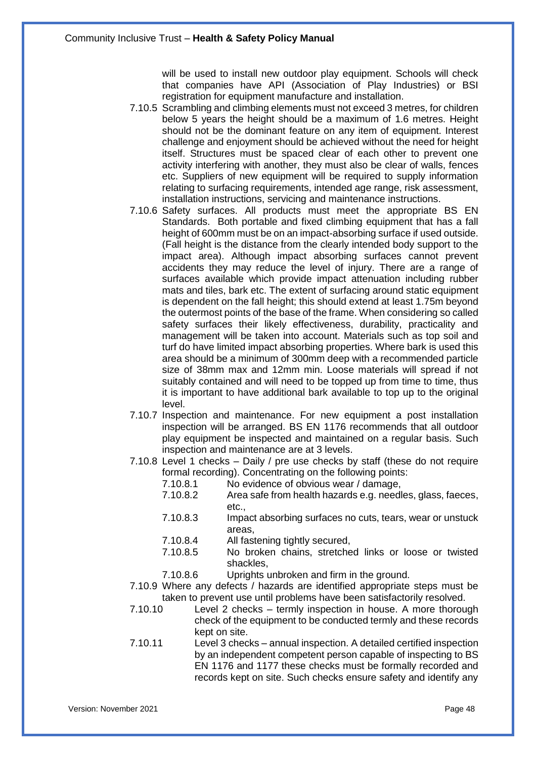will be used to install new outdoor play equipment. Schools will check that companies have API (Association of Play Industries) or BSI registration for equipment manufacture and installation.

7.10.5 Scrambling and climbing elements must not exceed 3 metres, for children below 5 years the height should be a maximum of 1.6 metres. Height should not be the dominant feature on any item of equipment. Interest challenge and enjoyment should be achieved without the need for height itself. Structures must be spaced clear of each other to prevent one activity interfering with another, they must also be clear of walls, fences etc. Suppliers of new equipment will be required to supply information relating to surfacing requirements, intended age range, risk assessment, installation instructions, servicing and maintenance instructions.

7.10.6 Safety surfaces. All products must meet the appropriate BS EN Standards. Both portable and fixed climbing equipment that has a fall height of 600mm must be on an impact-absorbing surface if used outside. (Fall height is the distance from the clearly intended body support to the impact area). Although impact absorbing surfaces cannot prevent accidents they may reduce the level of injury. There are a range of surfaces available which provide impact attenuation including rubber mats and tiles, bark etc. The extent of surfacing around static equipment is dependent on the fall height; this should extend at least 1.75m beyond the outermost points of the base of the frame. When considering so called safety surfaces their likely effectiveness, durability, practicality and management will be taken into account. Materials such as top soil and turf do have limited impact absorbing properties. Where bark is used this area should be a minimum of 300mm deep with a recommended particle size of 38mm max and 12mm min. Loose materials will spread if not suitably contained and will need to be topped up from time to time, thus it is important to have additional bark available to top up to the original level.

7.10.7 Inspection and maintenance. For new equipment a post installation inspection will be arranged. BS EN 1176 recommends that all outdoor play equipment be inspected and maintained on a regular basis. Such inspection and maintenance are at 3 levels.

7.10.8 Level 1 checks – Daily / pre use checks by staff (these do not require formal recording). Concentrating on the following points:

- 7.10.8.1 No evidence of obvious wear / damage,
- 7.10.8.2 Area safe from health hazards e.g. needles, glass, faeces, etc.,
- 7.10.8.3 Impact absorbing surfaces no cuts, tears, wear or unstuck areas,
- 7.10.8.4 All fastening tightly secured,
- 7.10.8.5 No broken chains, stretched links or loose or twisted shackles,
- 7.10.8.6 Uprights unbroken and firm in the ground.

7.10.9 Where any defects / hazards are identified appropriate steps must be taken to prevent use until problems have been satisfactorily resolved.

7.10.10 Level 2 checks – termly inspection in house. A more thorough check of the equipment to be conducted termly and these records kept on site.

7.10.11 Level 3 checks – annual inspection. A detailed certified inspection by an independent competent person capable of inspecting to BS EN 1176 and 1177 these checks must be formally recorded and records kept on site. Such checks ensure safety and identify any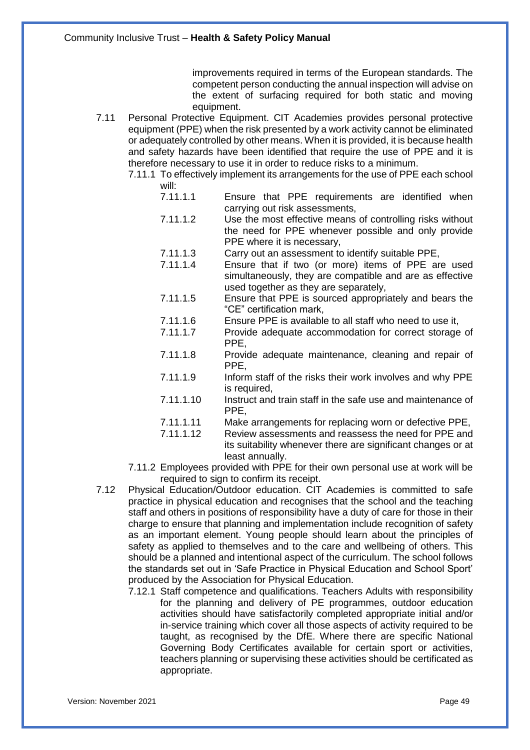improvements required in terms of the European standards. The competent person conducting the annual inspection will advise on the extent of surfacing required for both static and moving equipment.

7.11 Personal Protective Equipment. CIT Academies provides personal protective equipment (PPE) when the risk presented by a work activity cannot be eliminated or adequately controlled by other means. When it is provided, it is because health and safety hazards have been identified that require the use of PPE and it is therefore necessary to use it in order to reduce risks to a minimum.

7.11.1 To effectively implement its arrangements for the use of PPE each school will:

- 7.11.1.1 Ensure that PPE requirements are identified when carrying out risk assessments,
- 7.11.1.2 Use the most effective means of controlling risks without the need for PPE whenever possible and only provide PPE where it is necessary,
- 7.11.1.3 Carry out an assessment to identify suitable PPE,
- 7.11.1.4 Ensure that if two (or more) items of PPE are used simultaneously, they are compatible and are as effective used together as they are separately,
- 7.11.1.5 Ensure that PPE is sourced appropriately and bears the "CE" certification mark,
- 7.11.1.6 Ensure PPE is available to all staff who need to use it,
- 7.11.1.7 Provide adequate accommodation for correct storage of PPE,
- 7.11.1.8 Provide adequate maintenance, cleaning and repair of PPE,
- 7.11.1.9 Inform staff of the risks their work involves and why PPE is required,
- 7.11.1.10 Instruct and train staff in the safe use and maintenance of PPE,
- 7.11.1.11 Make arrangements for replacing worn or defective PPE,
- 7.11.1.12 Review assessments and reassess the need for PPE and its suitability whenever there are significant changes or at least annually.

7.11.2 Employees provided with PPE for their own personal use at work will be required to sign to confirm its receipt.

7.12 Physical Education/Outdoor education. CIT Academies is committed to safe practice in physical education and recognises that the school and the teaching staff and others in positions of responsibility have a duty of care for those in their charge to ensure that planning and implementation include recognition of safety as an important element. Young people should learn about the principles of safety as applied to themselves and to the care and wellbeing of others. This should be a planned and intentional aspect of the curriculum. The school follows the standards set out in 'Safe Practice in Physical Education and School Sport' produced by the Association for Physical Education.

7.12.1 Staff competence and qualifications. Teachers Adults with responsibility for the planning and delivery of PE programmes, outdoor education activities should have satisfactorily completed appropriate initial and/or in-service training which cover all those aspects of activity required to be taught, as recognised by the DfE. Where there are specific National Governing Body Certificates available for certain sport or activities, teachers planning or supervising these activities should be certificated as appropriate.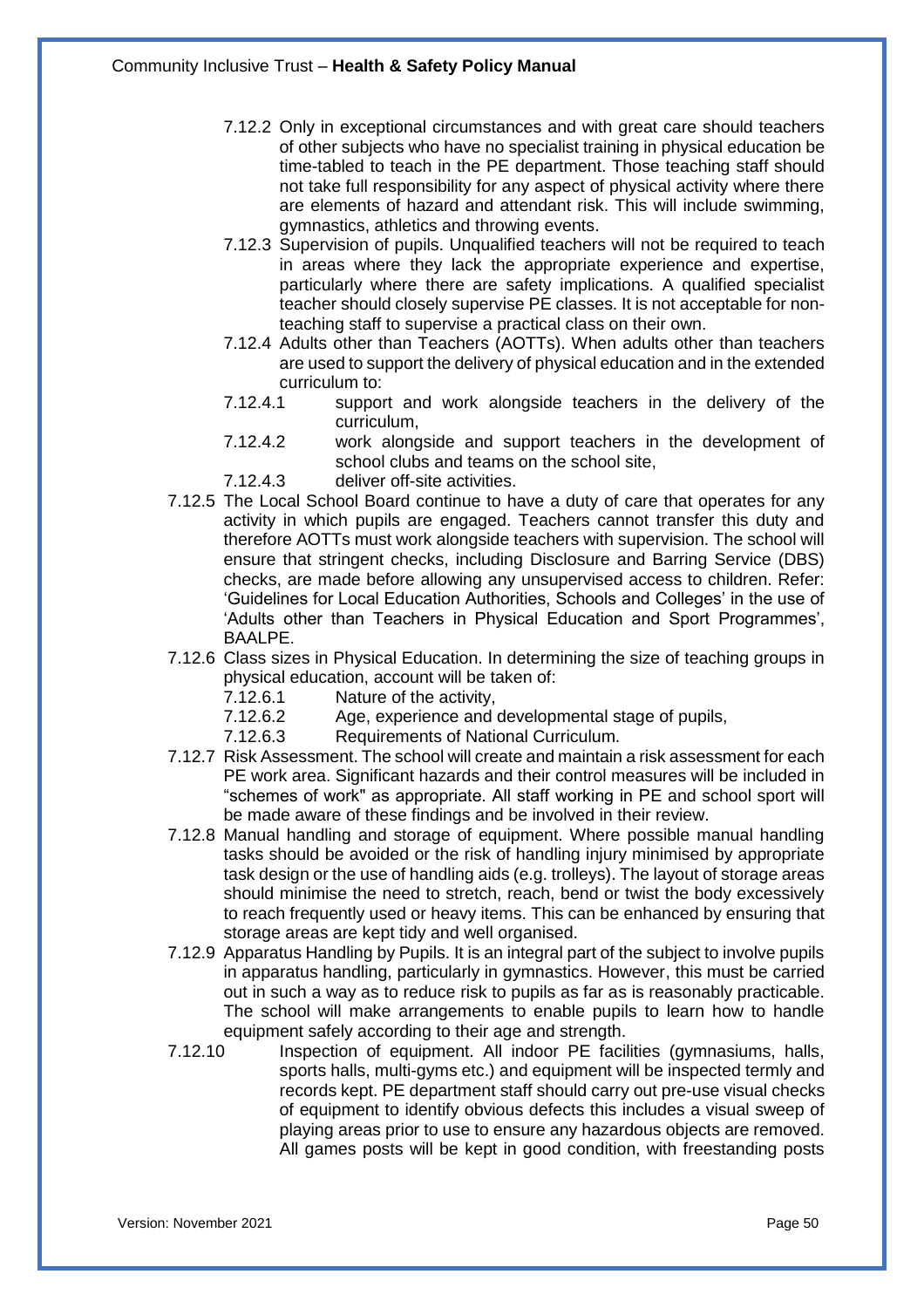7.12.2 Only in exceptional circumstances and with great care should teachers of other subjects who have no specialist training in physical education be time-tabled to teach in the PE department. Those teaching staff should not take full responsibility for any aspect of physical activity where there are elements of hazard and attendant risk. This will include swimming, gymnastics, athletics and throwing events.

7.12.3 Supervision of pupils. Unqualified teachers will not be required to teach in areas where they lack the appropriate experience and expertise, particularly where there are safety implications. A qualified specialist teacher should closely supervise PE classes. It is not acceptable for non-teaching staff to supervise a practical class on their own.

7.12.4 Adults other than Teachers (AOTTs). When adults other than teachers are used to support the delivery of physical education and in the extended curriculum to:

- 7.12.4.1 support and work alongside teachers in the delivery of the curriculum,
- 7.12.4.2 work alongside and support teachers in the development of school clubs and teams on the school site,
- 7.12.4.3 deliver off-site activities.

7.12.5 The Local School Board continue to have a duty of care that operates for any activity in which pupils are engaged. Teachers cannot transfer this duty and therefore AOTTs must work alongside teachers with supervision. The school will ensure that stringent checks, including Disclosure and Barring Service (DBS) checks, are made before allowing any unsupervised access to children. Refer: 'Guidelines for Local Education Authorities, Schools and Colleges' in the use of 'Adults other than Teachers in Physical Education and Sport Programmes', BAALPE.

7.12.6 Class sizes in Physical Education. In determining the size of teaching groups in physical education, account will be taken of:

- 7.12.6.1 Nature of the activity,
- 7.12.6.2 Age, experience and developmental stage of pupils,
- 7.12.6.3 Requirements of National Curriculum.

7.12.7 Risk Assessment. The school will create and maintain a risk assessment for each PE work area. Significant hazards and their control measures will be included in "schemes of work" as appropriate. All staff working in PE and school sport will be made aware of these findings and be involved in their review.

7.12.8 Manual handling and storage of equipment. Where possible manual handling tasks should be avoided or the risk of handling injury minimised by appropriate task design or the use of handling aids (e.g. trolleys). The layout of storage areas should minimise the need to stretch, reach, bend or twist the body excessively to reach frequently used or heavy items. This can be enhanced by ensuring that storage areas are kept tidy and well organised.

7.12.9 Apparatus Handling by Pupils. It is an integral part of the subject to involve pupils in apparatus handling, particularly in gymnastics. However, this must be carried out in such a way as to reduce risk to pupils as far as is reasonably practicable. The school will make arrangements to enable pupils to learn how to handle equipment safely according to their age and strength.

7.12.10 Inspection of equipment. All indoor PE facilities (gymnasiums, halls, sports halls, multi-gyms etc.) and equipment will be inspected termly and records kept. PE department staff should carry out pre-use visual checks of equipment to identify obvious defects this includes a visual sweep of playing areas prior to use to ensure any hazardous objects are removed. All games posts will be kept in good condition, with freestanding posts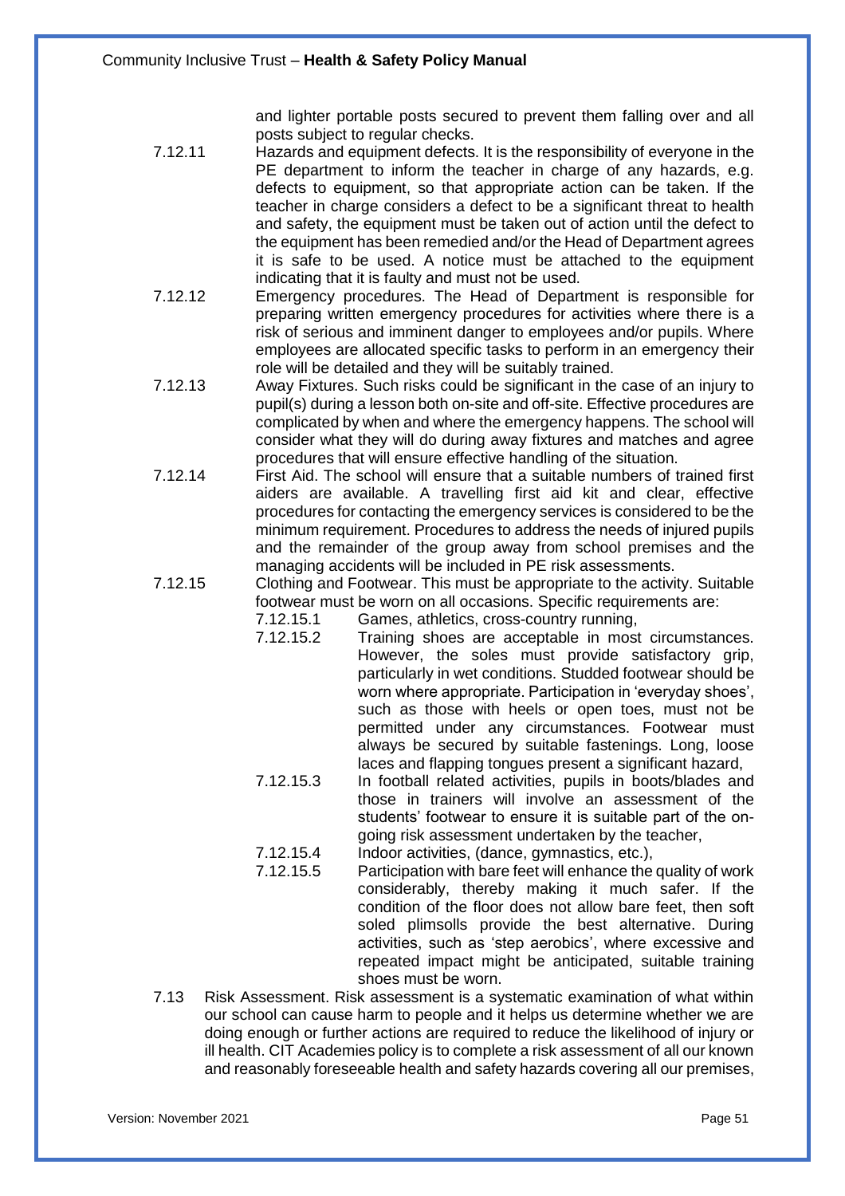and lighter portable posts secured to prevent them falling over and all posts subject to regular checks.

7.12.11 Hazards and equipment defects. It is the responsibility of everyone in the PE department to inform the teacher in charge of any hazards, e.g. defects to equipment, so that appropriate action can be taken. If the teacher in charge considers a defect to be a significant threat to health and safety, the equipment must be taken out of action until the defect to the equipment has been remedied and/or the Head of Department agrees it is safe to be used. A notice must be attached to the equipment indicating that it is faulty and must not be used.

7.12.12 Emergency procedures. The Head of Department is responsible for preparing written emergency procedures for activities where there is a risk of serious and imminent danger to employees and/or pupils. Where employees are allocated specific tasks to perform in an emergency their role will be detailed and they will be suitably trained.

7.12.13 Away Fixtures. Such risks could be significant in the case of an injury to pupil(s) during a lesson both on-site and off-site. Effective procedures are complicated by when and where the emergency happens. The school will consider what they will do during away fixtures and matches and agree procedures that will ensure effective handling of the situation.

7.12.14 First Aid. The school will ensure that a suitable numbers of trained first aiders are available. A travelling first aid kit and clear, effective procedures for contacting the emergency services is considered to be the minimum requirement. Procedures to address the needs of injured pupils and the remainder of the group away from school premises and the managing accidents will be included in PE risk assessments.

7.12.15 Clothing and Footwear. This must be appropriate to the activity. Suitable footwear must be worn on all occasions. Specific requirements are:

- 7.12.15.1 Games, athletics, cross-country running,
- 7.12.15.2 Training shoes are acceptable in most circumstances. However, the soles must provide satisfactory grip, particularly in wet conditions. Studded footwear should be worn where appropriate. Participation in 'everyday shoes', such as those with heels or open toes, must not be permitted under any circumstances. Footwear must always be secured by suitable fastenings. Long, loose laces and flapping tongues present a significant hazard,
- 7.12.15.3 In football related activities, pupils in boots/blades and those in trainers will involve an assessment of the students' footwear to ensure it is suitable part of the on-going risk assessment undertaken by the teacher,
- 7.12.15.4 Indoor activities, (dance, gymnastics, etc.),
- 7.12.15.5 Participation with bare feet will enhance the quality of work considerably, thereby making it much safer. If the condition of the floor does not allow bare feet, then soft soled plimsolls provide the best alternative. During activities, such as 'step aerobics', where excessive and repeated impact might be anticipated, suitable training shoes must be worn.

7.13 Risk Assessment. Risk assessment is a systematic examination of what within our school can cause harm to people and it helps us determine whether we are doing enough or further actions are required to reduce the likelihood of injury or ill health. CIT Academies policy is to complete a risk assessment of all our known and reasonably foreseeable health and safety hazards covering all our premises,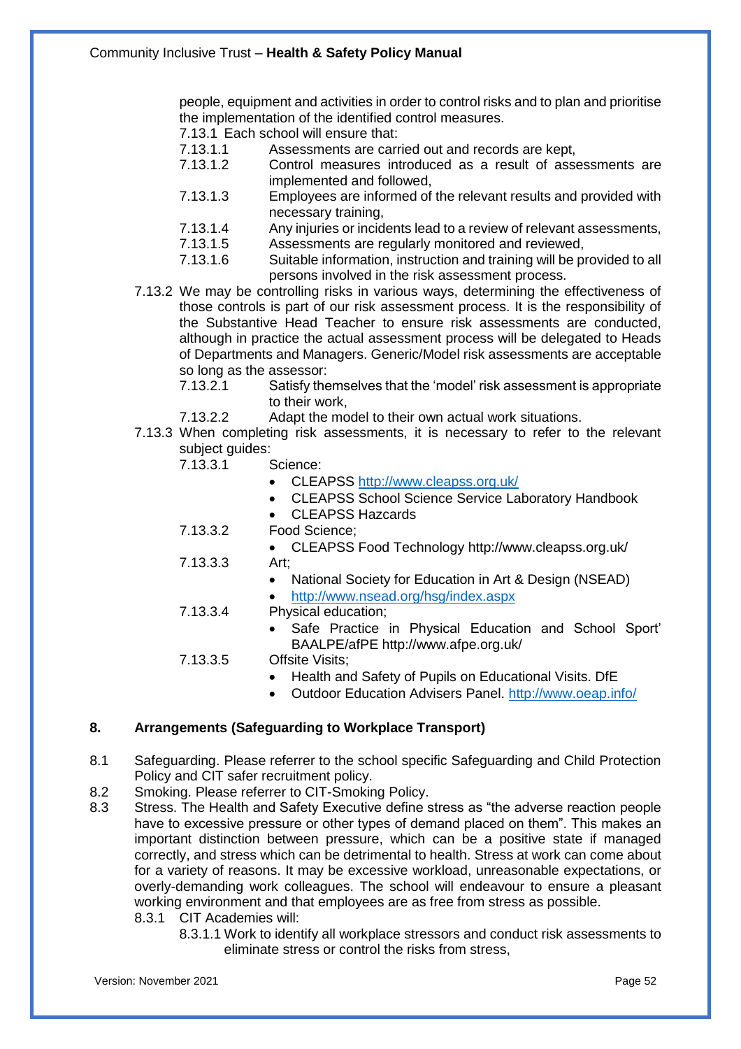people, equipment and activities in order to control risks and to plan and prioritise the implementation of the identified control measures.

7.13.1 Each school will ensure that:

- 7.13.1.1 Assessments are carried out and records are kept,
- 7.13.1.2 Control measures introduced as a result of assessments are implemented and followed,
- 7.13.1.3 Employees are informed of the relevant results and provided with necessary training,
- 7.13.1.4 Any injuries or incidents lead to a review of relevant assessments,
- 7.13.1.5 Assessments are regularly monitored and reviewed,
- 7.13.1.6 Suitable information, instruction and training will be provided to all persons involved in the risk assessment process.

7.13.2 We may be controlling risks in various ways, determining the effectiveness of those controls is part of our risk assessment process. It is the responsibility of the Substantive Head Teacher to ensure risk assessments are conducted, although in practice the actual assessment process will be delegated to Heads of Departments and Managers. Generic/Model risk assessments are acceptable so long as the assessor:

- 7.13.2.1 Satisfy themselves that the 'model' risk assessment is appropriate to their work,
- 7.13.2.2 Adapt the model to their own actual work situations.

7.13.3 When completing risk assessments, it is necessary to refer to the relevant subject guides:

- 7.13.3.1 Science:
  - CLEAPSS http://www.cleapss.org.uk/
  - CLEAPSS School Science Service Laboratory Handbook
  - CLEAPSS Hazcards
- 7.13.3.2 Food Science;
  - CLEAPSS Food Technology http://www.cleapss.org.uk/
- 7.13.3.3 Art;
  - National Society for Education in Art & Design (NSEAD)
  - http://www.nsead.org/hsg/index.aspx
- 7.13.3.4 Physical education;
  - Safe Practice in Physical Education and School Sport' BAALPE/afPE http://www.afpe.org.uk/
- 7.13.3.5 Offsite Visits;
  - Health and Safety of Pupils on Educational Visits. DfE
  - Outdoor Education Advisers Panel. http://www.oeap.info/

## 8. Arrangements (Safeguarding to Workplace Transport)

8.1 Safeguarding. Please referrer to the school specific Safeguarding and Child Protection Policy and CIT safer recruitment policy.

8.2 Smoking. Please referrer to CIT-Smoking Policy.

8.3 Stress. The Health and Safety Executive define stress as "the adverse reaction people have to excessive pressure or other types of demand placed on them". This makes an important distinction between pressure, which can be a positive state if managed correctly, and stress which can be detrimental to health. Stress at work can come about for a variety of reasons. It may be excessive workload, unreasonable expectations, or overly-demanding work colleagues. The school will endeavour to ensure a pleasant working environment and that employees are as free from stress as possible.

8.3.1 CIT Academies will:

- 8.3.1.1 Work to identify all workplace stressors and conduct risk assessments to eliminate stress or control the risks from stress,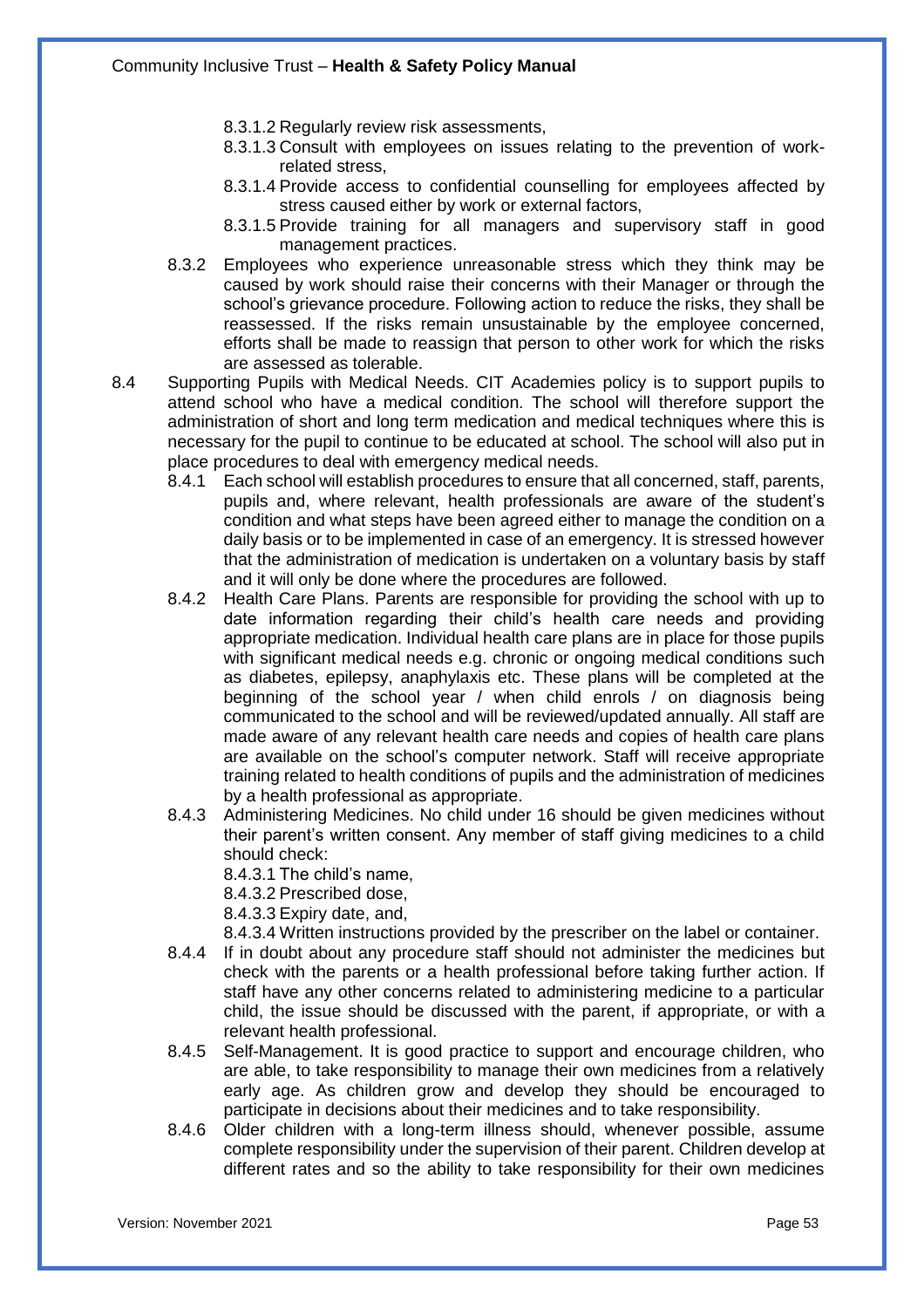8.3.1.2 Regularly review risk assessments,

8.3.1.3 Consult with employees on issues relating to the prevention of work-related stress,

8.3.1.4 Provide access to confidential counselling for employees affected by stress caused either by work or external factors,

8.3.1.5 Provide training for all managers and supervisory staff in good management practices.

8.3.2 Employees who experience unreasonable stress which they think may be caused by work should raise their concerns with their Manager or through the school's grievance procedure. Following action to reduce the risks, they shall be reassessed. If the risks remain unsustainable by the employee concerned, efforts shall be made to reassign that person to other work for which the risks are assessed as tolerable.

8.4 Supporting Pupils with Medical Needs. CIT Academies policy is to support pupils to attend school who have a medical condition. The school will therefore support the administration of short and long term medication and medical techniques where this is necessary for the pupil to continue to be educated at school. The school will also put in place procedures to deal with emergency medical needs.

8.4.1 Each school will establish procedures to ensure that all concerned, staff, parents, pupils and, where relevant, health professionals are aware of the student's condition and what steps have been agreed either to manage the condition on a daily basis or to be implemented in case of an emergency. It is stressed however that the administration of medication is undertaken on a voluntary basis by staff and it will only be done where the procedures are followed.

8.4.2 Health Care Plans. Parents are responsible for providing the school with up to date information regarding their child's health care needs and providing appropriate medication. Individual health care plans are in place for those pupils with significant medical needs e.g. chronic or ongoing medical conditions such as diabetes, epilepsy, anaphylaxis etc. These plans will be completed at the beginning of the school year / when child enrols / on diagnosis being communicated to the school and will be reviewed/updated annually. All staff are made aware of any relevant health care needs and copies of health care plans are available on the school's computer network. Staff will receive appropriate training related to health conditions of pupils and the administration of medicines by a health professional as appropriate.

8.4.3 Administering Medicines. No child under 16 should be given medicines without their parent's written consent. Any member of staff giving medicines to a child should check:

8.4.3.1 The child's name,

8.4.3.2 Prescribed dose,

8.4.3.3 Expiry date, and,

8.4.3.4 Written instructions provided by the prescriber on the label or container.

8.4.4 If in doubt about any procedure staff should not administer the medicines but check with the parents or a health professional before taking further action. If staff have any other concerns related to administering medicine to a particular child, the issue should be discussed with the parent, if appropriate, or with a relevant health professional.

8.4.5 Self-Management. It is good practice to support and encourage children, who are able, to take responsibility to manage their own medicines from a relatively early age. As children grow and develop they should be encouraged to participate in decisions about their medicines and to take responsibility.

8.4.6 Older children with a long-term illness should, whenever possible, assume complete responsibility under the supervision of their parent. Children develop at different rates and so the ability to take responsibility for their own medicines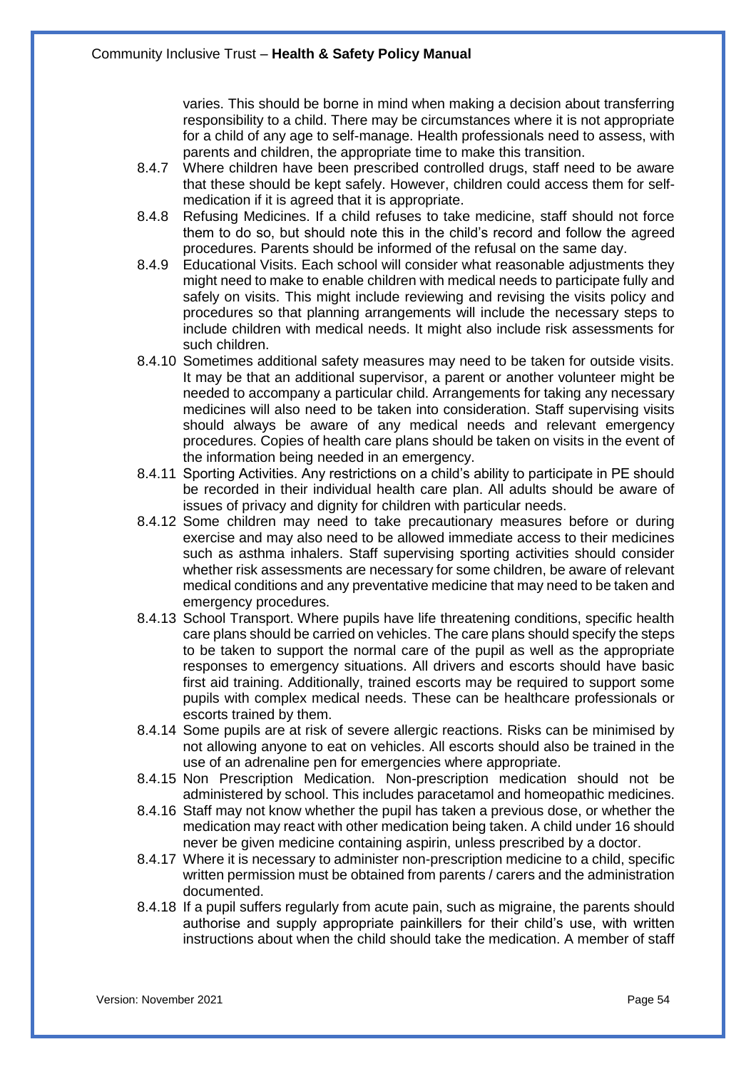varies. This should be borne in mind when making a decision about transferring responsibility to a child. There may be circumstances where it is not appropriate for a child of any age to self-manage. Health professionals need to assess, with parents and children, the appropriate time to make this transition.

8.4.7 Where children have been prescribed controlled drugs, staff need to be aware that these should be kept safely. However, children could access them for self-medication if it is agreed that it is appropriate.

8.4.8 Refusing Medicines. If a child refuses to take medicine, staff should not force them to do so, but should note this in the child's record and follow the agreed procedures. Parents should be informed of the refusal on the same day.

8.4.9 Educational Visits. Each school will consider what reasonable adjustments they might need to make to enable children with medical needs to participate fully and safely on visits. This might include reviewing and revising the visits policy and procedures so that planning arrangements will include the necessary steps to include children with medical needs. It might also include risk assessments for such children.

8.4.10 Sometimes additional safety measures may need to be taken for outside visits. It may be that an additional supervisor, a parent or another volunteer might be needed to accompany a particular child. Arrangements for taking any necessary medicines will also need to be taken into consideration. Staff supervising visits should always be aware of any medical needs and relevant emergency procedures. Copies of health care plans should be taken on visits in the event of the information being needed in an emergency.

8.4.11 Sporting Activities. Any restrictions on a child's ability to participate in PE should be recorded in their individual health care plan. All adults should be aware of issues of privacy and dignity for children with particular needs.

8.4.12 Some children may need to take precautionary measures before or during exercise and may also need to be allowed immediate access to their medicines such as asthma inhalers. Staff supervising sporting activities should consider whether risk assessments are necessary for some children, be aware of relevant medical conditions and any preventative medicine that may need to be taken and emergency procedures.

8.4.13 School Transport. Where pupils have life threatening conditions, specific health care plans should be carried on vehicles. The care plans should specify the steps to be taken to support the normal care of the pupil as well as the appropriate responses to emergency situations. All drivers and escorts should have basic first aid training. Additionally, trained escorts may be required to support some pupils with complex medical needs. These can be healthcare professionals or escorts trained by them.

8.4.14 Some pupils are at risk of severe allergic reactions. Risks can be minimised by not allowing anyone to eat on vehicles. All escorts should also be trained in the use of an adrenaline pen for emergencies where appropriate.

8.4.15 Non Prescription Medication. Non-prescription medication should not be administered by school. This includes paracetamol and homeopathic medicines.

8.4.16 Staff may not know whether the pupil has taken a previous dose, or whether the medication may react with other medication being taken. A child under 16 should never be given medicine containing aspirin, unless prescribed by a doctor.

8.4.17 Where it is necessary to administer non-prescription medicine to a child, specific written permission must be obtained from parents / carers and the administration documented.

8.4.18 If a pupil suffers regularly from acute pain, such as migraine, the parents should authorise and supply appropriate painkillers for their child's use, with written instructions about when the child should take the medication. A member of staff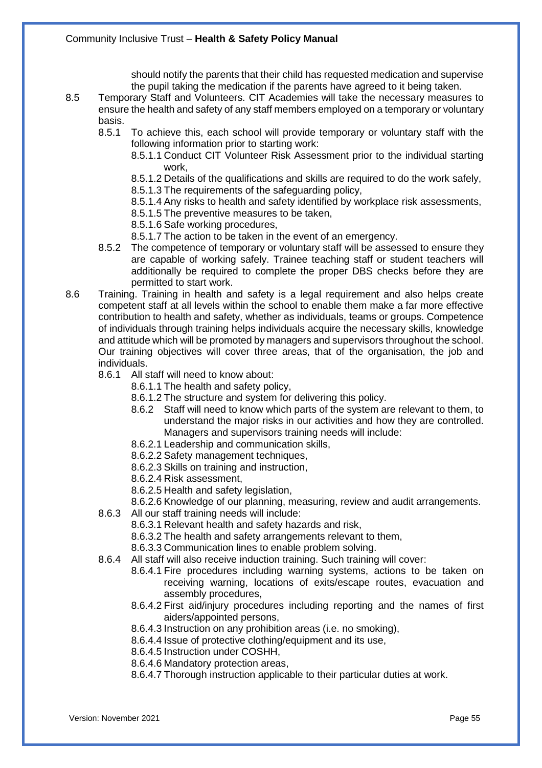should notify the parents that their child has requested medication and supervise the pupil taking the medication if the parents have agreed to it being taken.

8.5 Temporary Staff and Volunteers. CIT Academies will take the necessary measures to ensure the health and safety of any staff members employed on a temporary or voluntary basis.

8.5.1 To achieve this, each school will provide temporary or voluntary staff with the following information prior to starting work:

8.5.1.1 Conduct CIT Volunteer Risk Assessment prior to the individual starting work,

8.5.1.2 Details of the qualifications and skills are required to do the work safely,

8.5.1.3 The requirements of the safeguarding policy,

8.5.1.4 Any risks to health and safety identified by workplace risk assessments,

8.5.1.5 The preventive measures to be taken,

8.5.1.6 Safe working procedures,

8.5.1.7 The action to be taken in the event of an emergency.

8.5.2 The competence of temporary or voluntary staff will be assessed to ensure they are capable of working safely. Trainee teaching staff or student teachers will additionally be required to complete the proper DBS checks before they are permitted to start work.

8.6 Training. Training in health and safety is a legal requirement and also helps create competent staff at all levels within the school to enable them make a far more effective contribution to health and safety, whether as individuals, teams or groups. Competence of individuals through training helps individuals acquire the necessary skills, knowledge and attitude which will be promoted by managers and supervisors throughout the school. Our training objectives will cover three areas, that of the organisation, the job and individuals.

8.6.1 All staff will need to know about:

8.6.1.1 The health and safety policy,

8.6.1.2 The structure and system for delivering this policy.

8.6.2 Staff will need to know which parts of the system are relevant to them, to understand the major risks in our activities and how they are controlled. Managers and supervisors training needs will include:

8.6.2.1 Leadership and communication skills,

8.6.2.2 Safety management techniques,

8.6.2.3 Skills on training and instruction,

8.6.2.4 Risk assessment,

8.6.2.5 Health and safety legislation,

8.6.2.6 Knowledge of our planning, measuring, review and audit arrangements.

8.6.3 All our staff training needs will include:

8.6.3.1 Relevant health and safety hazards and risk,

8.6.3.2 The health and safety arrangements relevant to them,

8.6.3.3 Communication lines to enable problem solving.

8.6.4 All staff will also receive induction training. Such training will cover:

8.6.4.1 Fire procedures including warning systems, actions to be taken on receiving warning, locations of exits/escape routes, evacuation and assembly procedures,

8.6.4.2 First aid/injury procedures including reporting and the names of first aiders/appointed persons,

8.6.4.3 Instruction on any prohibition areas (i.e. no smoking),

8.6.4.4 Issue of protective clothing/equipment and its use,

8.6.4.5 Instruction under COSHH,

8.6.4.6 Mandatory protection areas,

8.6.4.7 Thorough instruction applicable to their particular duties at work.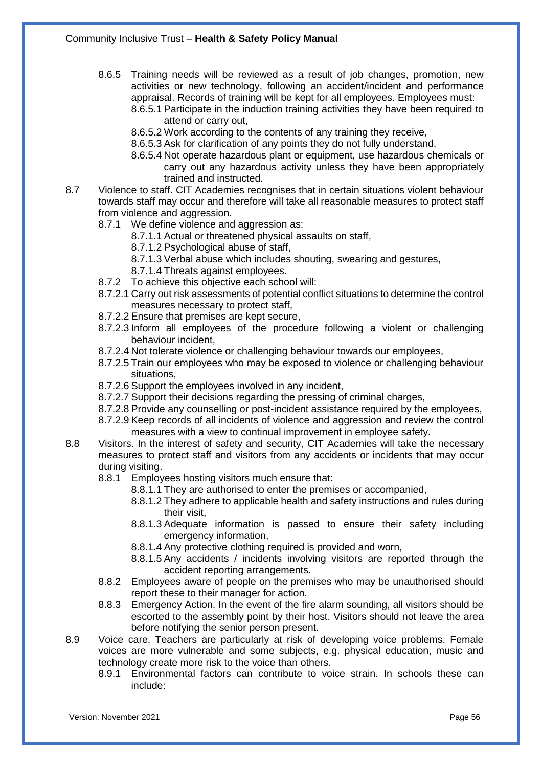8.6.5 Training needs will be reviewed as a result of job changes, promotion, new activities or new technology, following an accident/incident and performance appraisal. Records of training will be kept for all employees. Employees must:

- 8.6.5.1 Participate in the induction training activities they have been required to attend or carry out,
- 8.6.5.2 Work according to the contents of any training they receive,
- 8.6.5.3 Ask for clarification of any points they do not fully understand,
- 8.6.5.4 Not operate hazardous plant or equipment, use hazardous chemicals or carry out any hazardous activity unless they have been appropriately trained and instructed.

8.7 Violence to staff. CIT Academies recognises that in certain situations violent behaviour towards staff may occur and therefore will take all reasonable measures to protect staff from violence and aggression.

8.7.1 We define violence and aggression as:

- 8.7.1.1 Actual or threatened physical assaults on staff,
- 8.7.1.2 Psychological abuse of staff,
- 8.7.1.3 Verbal abuse which includes shouting, swearing and gestures,
- 8.7.1.4 Threats against employees.

8.7.2 To achieve this objective each school will:

- 8.7.2.1 Carry out risk assessments of potential conflict situations to determine the control measures necessary to protect staff,
- 8.7.2.2 Ensure that premises are kept secure,
- 8.7.2.3 Inform all employees of the procedure following a violent or challenging behaviour incident,
- 8.7.2.4 Not tolerate violence or challenging behaviour towards our employees,
- 8.7.2.5 Train our employees who may be exposed to violence or challenging behaviour situations,
- 8.7.2.6 Support the employees involved in any incident,
- 8.7.2.7 Support their decisions regarding the pressing of criminal charges,
- 8.7.2.8 Provide any counselling or post-incident assistance required by the employees,
- 8.7.2.9 Keep records of all incidents of violence and aggression and review the control measures with a view to continual improvement in employee safety.

8.8 Visitors. In the interest of safety and security, CIT Academies will take the necessary measures to protect staff and visitors from any accidents or incidents that may occur during visiting.

8.8.1 Employees hosting visitors much ensure that:

- 8.8.1.1 They are authorised to enter the premises or accompanied,
- 8.8.1.2 They adhere to applicable health and safety instructions and rules during their visit,
- 8.8.1.3 Adequate information is passed to ensure their safety including emergency information,
- 8.8.1.4 Any protective clothing required is provided and worn,
- 8.8.1.5 Any accidents / incidents involving visitors are reported through the accident reporting arrangements.

8.8.2 Employees aware of people on the premises who may be unauthorised should report these to their manager for action.

8.8.3 Emergency Action. In the event of the fire alarm sounding, all visitors should be escorted to the assembly point by their host. Visitors should not leave the area before notifying the senior person present.

8.9 Voice care. Teachers are particularly at risk of developing voice problems. Female voices are more vulnerable and some subjects, e.g. physical education, music and technology create more risk to the voice than others.

8.9.1 Environmental factors can contribute to voice strain. In schools these can include: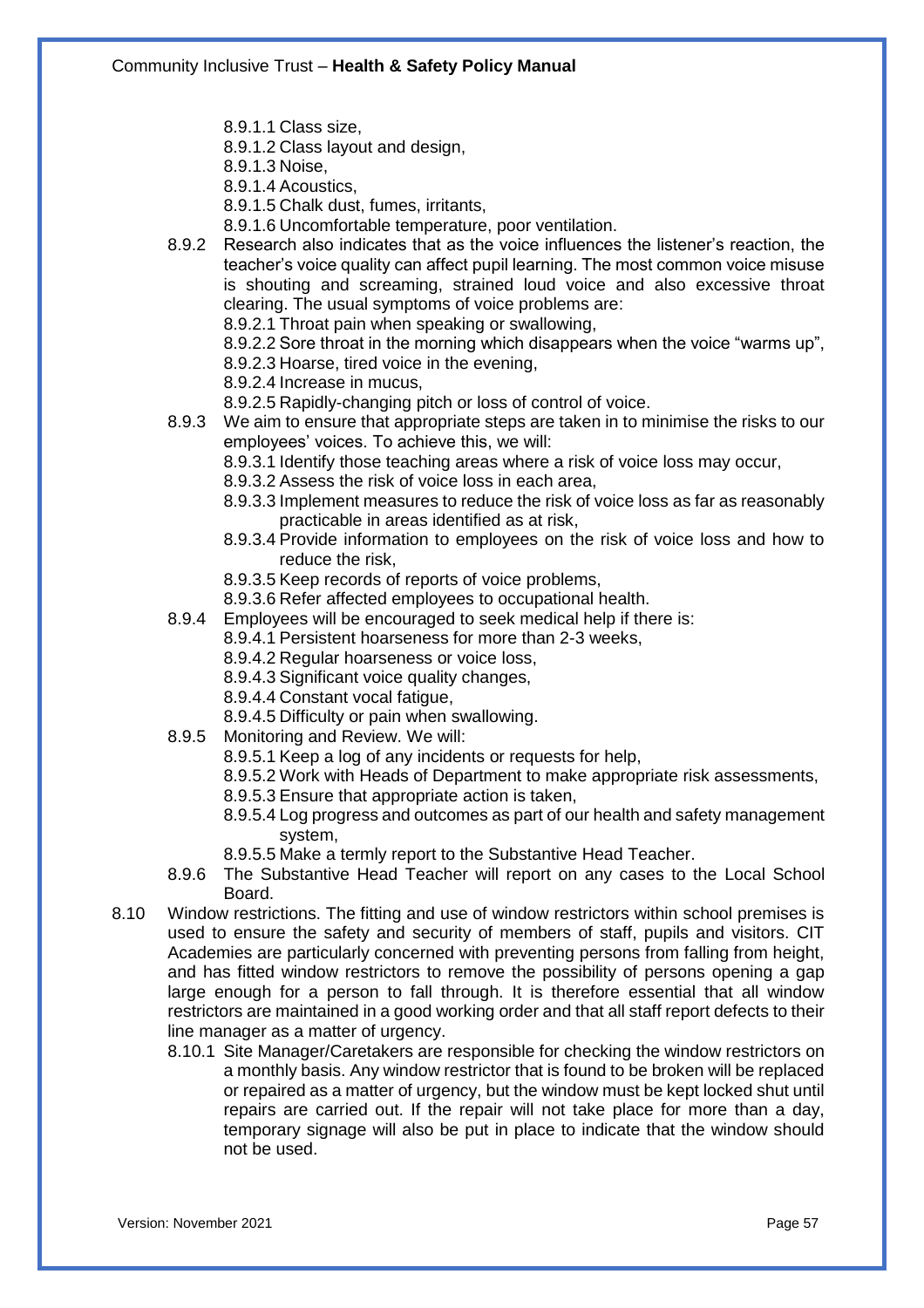8.9.1.1 Class size,

8.9.1.2 Class layout and design,

8.9.1.3 Noise,

8.9.1.4 Acoustics,

8.9.1.5 Chalk dust, fumes, irritants,

8.9.1.6 Uncomfortable temperature, poor ventilation.

8.9.2 Research also indicates that as the voice influences the listener's reaction, the teacher's voice quality can affect pupil learning. The most common voice misuse is shouting and screaming, strained loud voice and also excessive throat clearing. The usual symptoms of voice problems are:

8.9.2.1 Throat pain when speaking or swallowing,

8.9.2.2 Sore throat in the morning which disappears when the voice "warms up",

8.9.2.3 Hoarse, tired voice in the evening,

8.9.2.4 Increase in mucus,

8.9.2.5 Rapidly-changing pitch or loss of control of voice.

8.9.3 We aim to ensure that appropriate steps are taken in to minimise the risks to our employees' voices. To achieve this, we will:

8.9.3.1 Identify those teaching areas where a risk of voice loss may occur,

8.9.3.2 Assess the risk of voice loss in each area,

8.9.3.3 Implement measures to reduce the risk of voice loss as far as reasonably practicable in areas identified as at risk,

8.9.3.4 Provide information to employees on the risk of voice loss and how to reduce the risk,

8.9.3.5 Keep records of reports of voice problems,

8.9.3.6 Refer affected employees to occupational health.

8.9.4 Employees will be encouraged to seek medical help if there is:

8.9.4.1 Persistent hoarseness for more than 2-3 weeks,

8.9.4.2 Regular hoarseness or voice loss,

8.9.4.3 Significant voice quality changes,

8.9.4.4 Constant vocal fatigue,

8.9.4.5 Difficulty or pain when swallowing.

8.9.5 Monitoring and Review. We will:

8.9.5.1 Keep a log of any incidents or requests for help,

8.9.5.2 Work with Heads of Department to make appropriate risk assessments,

8.9.5.3 Ensure that appropriate action is taken,

8.9.5.4 Log progress and outcomes as part of our health and safety management system,

8.9.5.5 Make a termly report to the Substantive Head Teacher.

8.9.6 The Substantive Head Teacher will report on any cases to the Local School Board.

8.10 Window restrictions. The fitting and use of window restrictors within school premises is used to ensure the safety and security of members of staff, pupils and visitors. CIT Academies are particularly concerned with preventing persons from falling from height, and has fitted window restrictors to remove the possibility of persons opening a gap large enough for a person to fall through. It is therefore essential that all window restrictors are maintained in a good working order and that all staff report defects to their line manager as a matter of urgency.

8.10.1 Site Manager/Caretakers are responsible for checking the window restrictors on a monthly basis. Any window restrictor that is found to be broken will be replaced or repaired as a matter of urgency, but the window must be kept locked shut until repairs are carried out. If the repair will not take place for more than a day, temporary signage will also be put in place to indicate that the window should not be used.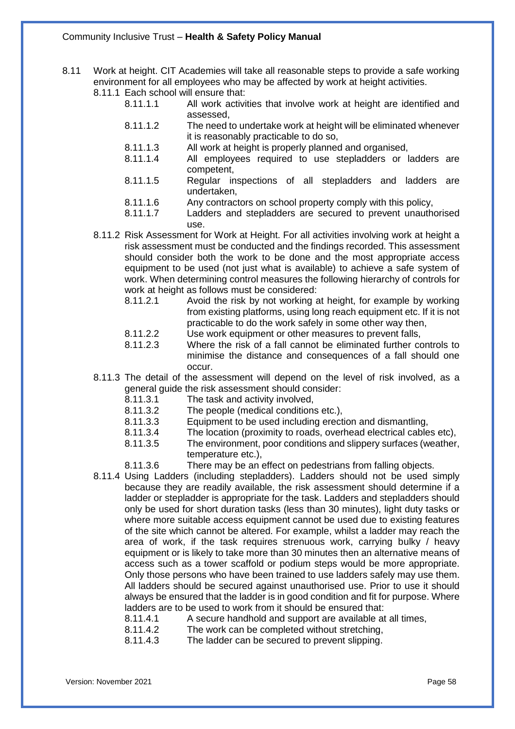8.11 Work at height. CIT Academies will take all reasonable steps to provide a safe working environment for all employees who may be affected by work at height activities.

8.11.1 Each school will ensure that:

- 8.11.1.1 All work activities that involve work at height are identified and assessed,
- 8.11.1.2 The need to undertake work at height will be eliminated whenever it is reasonably practicable to do so,
- 8.11.1.3 All work at height is properly planned and organised,
- 8.11.1.4 All employees required to use stepladders or ladders are competent,
- 8.11.1.5 Regular inspections of all stepladders and ladders are undertaken,
- 8.11.1.6 Any contractors on school property comply with this policy,
- 8.11.1.7 Ladders and stepladders are secured to prevent unauthorised use.

8.11.2 Risk Assessment for Work at Height. For all activities involving work at height a risk assessment must be conducted and the findings recorded. This assessment should consider both the work to be done and the most appropriate access equipment to be used (not just what is available) to achieve a safe system of work. When determining control measures the following hierarchy of controls for work at height as follows must be considered:

- 8.11.2.1 Avoid the risk by not working at height, for example by working from existing platforms, using long reach equipment etc. If it is not practicable to do the work safely in some other way then,
- 8.11.2.2 Use work equipment or other measures to prevent falls,
- 8.11.2.3 Where the risk of a fall cannot be eliminated further controls to minimise the distance and consequences of a fall should one occur.

8.11.3 The detail of the assessment will depend on the level of risk involved, as a general guide the risk assessment should consider:

- 8.11.3.1 The task and activity involved,
- 8.11.3.2 The people (medical conditions etc.),
- 8.11.3.3 Equipment to be used including erection and dismantling,
- 8.11.3.4 The location (proximity to roads, overhead electrical cables etc),
- 8.11.3.5 The environment, poor conditions and slippery surfaces (weather, temperature etc.),
- 8.11.3.6 There may be an effect on pedestrians from falling objects.

8.11.4 Using Ladders (including stepladders). Ladders should not be used simply because they are readily available, the risk assessment should determine if a ladder or stepladder is appropriate for the task. Ladders and stepladders should only be used for short duration tasks (less than 30 minutes), light duty tasks or where more suitable access equipment cannot be used due to existing features of the site which cannot be altered. For example, whilst a ladder may reach the area of work, if the task requires strenuous work, carrying bulky / heavy equipment or is likely to take more than 30 minutes then an alternative means of access such as a tower scaffold or podium steps would be more appropriate. Only those persons who have been trained to use ladders safely may use them. All ladders should be secured against unauthorised use. Prior to use it should always be ensured that the ladder is in good condition and fit for purpose. Where ladders are to be used to work from it should be ensured that:

- 8.11.4.1 A secure handhold and support are available at all times,
- 8.11.4.2 The work can be completed without stretching,
- 8.11.4.3 The ladder can be secured to prevent slipping.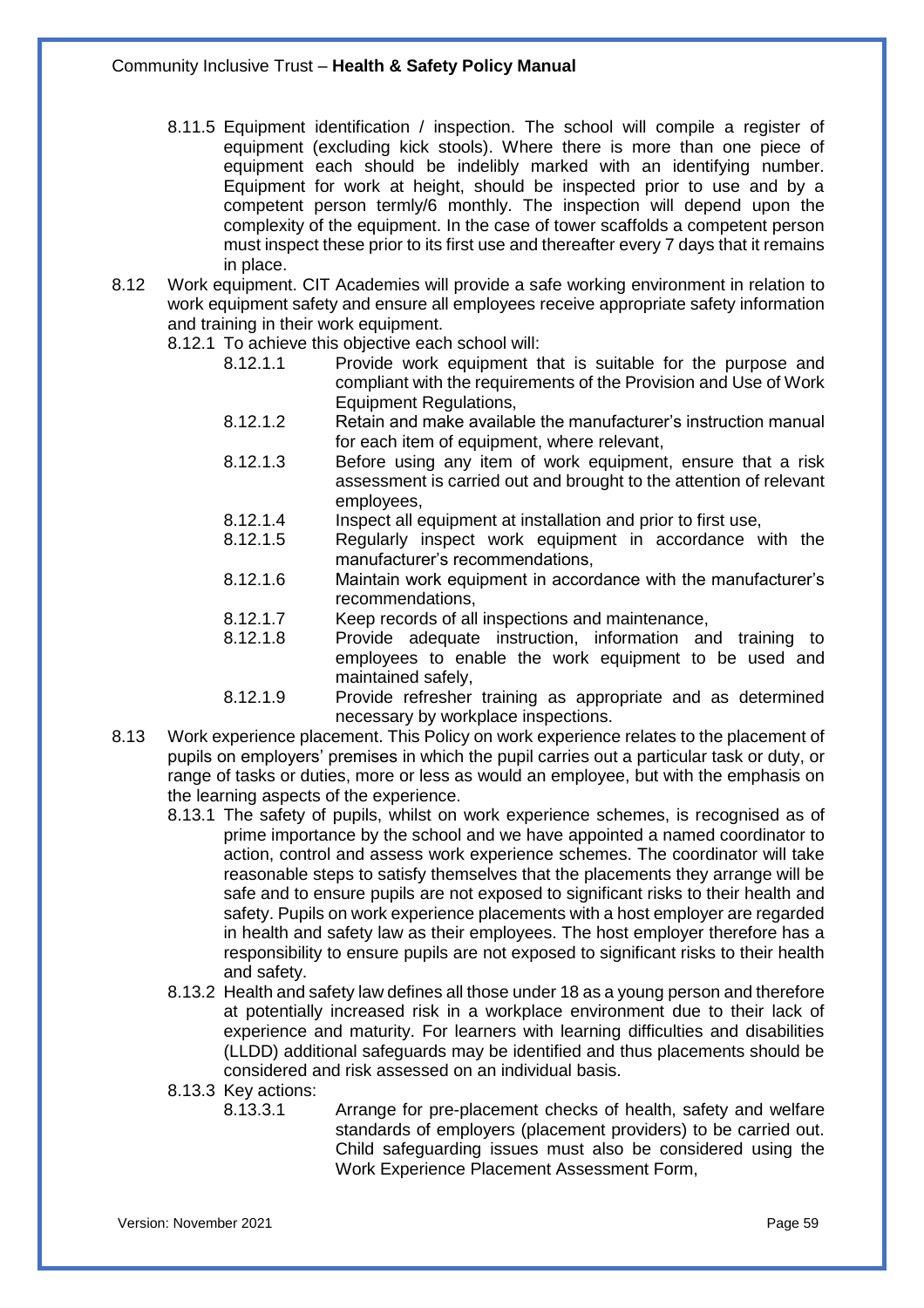8.11.5 Equipment identification / inspection. The school will compile a register of equipment (excluding kick stools). Where there is more than one piece of equipment each should be indelibly marked with an identifying number. Equipment for work at height, should be inspected prior to use and by a competent person termly/6 monthly. The inspection will depend upon the complexity of the equipment. In the case of tower scaffolds a competent person must inspect these prior to its first use and thereafter every 7 days that it remains in place.

8.12 Work equipment. CIT Academies will provide a safe working environment in relation to work equipment safety and ensure all employees receive appropriate safety information and training in their work equipment.

8.12.1 To achieve this objective each school will:

8.12.1.1 Provide work equipment that is suitable for the purpose and compliant with the requirements of the Provision and Use of Work Equipment Regulations,

8.12.1.2 Retain and make available the manufacturer's instruction manual for each item of equipment, where relevant,

8.12.1.3 Before using any item of work equipment, ensure that a risk assessment is carried out and brought to the attention of relevant employees,

8.12.1.4 Inspect all equipment at installation and prior to first use,

8.12.1.5 Regularly inspect work equipment in accordance with the manufacturer's recommendations,

8.12.1.6 Maintain work equipment in accordance with the manufacturer's recommendations,

8.12.1.7 Keep records of all inspections and maintenance,

8.12.1.8 Provide adequate instruction, information and training to employees to enable the work equipment to be used and maintained safely,

8.12.1.9 Provide refresher training as appropriate and as determined necessary by workplace inspections.

8.13 Work experience placement. This Policy on work experience relates to the placement of pupils on employers' premises in which the pupil carries out a particular task or duty, or range of tasks or duties, more or less as would an employee, but with the emphasis on the learning aspects of the experience.

8.13.1 The safety of pupils, whilst on work experience schemes, is recognised as of prime importance by the school and we have appointed a named coordinator to action, control and assess work experience schemes. The coordinator will take reasonable steps to satisfy themselves that the placements they arrange will be safe and to ensure pupils are not exposed to significant risks to their health and safety. Pupils on work experience placements with a host employer are regarded in health and safety law as their employees. The host employer therefore has a responsibility to ensure pupils are not exposed to significant risks to their health and safety.

8.13.2 Health and safety law defines all those under 18 as a young person and therefore at potentially increased risk in a workplace environment due to their lack of experience and maturity. For learners with learning difficulties and disabilities (LLDD) additional safeguards may be identified and thus placements should be considered and risk assessed on an individual basis.

8.13.3 Key actions:

8.13.3.1 Arrange for pre-placement checks of health, safety and welfare standards of employers (placement providers) to be carried out. Child safeguarding issues must also be considered using the Work Experience Placement Assessment Form,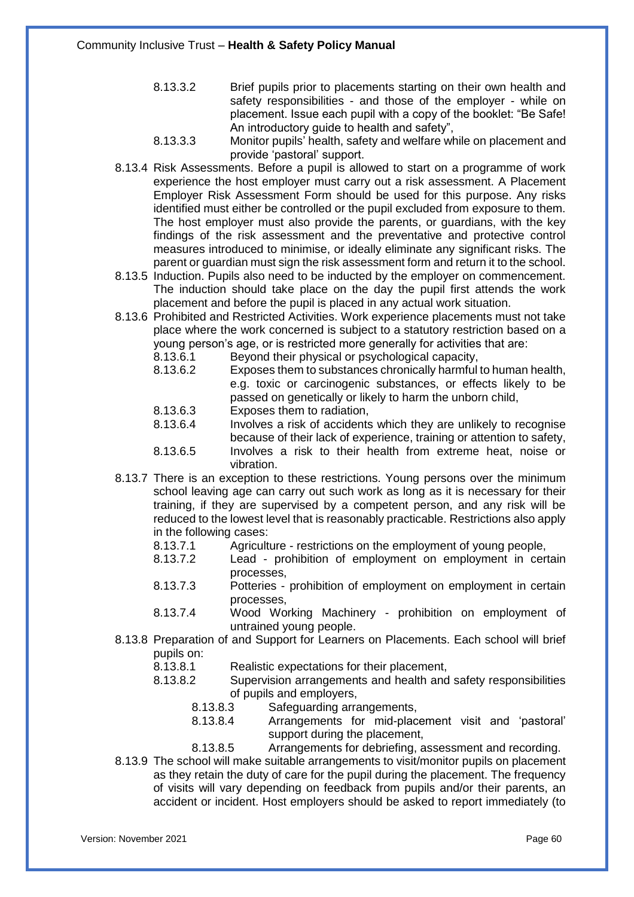- 8.13.3.2 Brief pupils prior to placements starting on their own health and safety responsibilities - and those of the employer - while on placement. Issue each pupil with a copy of the booklet: "Be Safe! An introductory guide to health and safety",
- 8.13.3.3 Monitor pupils' health, safety and welfare while on placement and provide 'pastoral' support.

8.13.4 Risk Assessments. Before a pupil is allowed to start on a programme of work experience the host employer must carry out a risk assessment. A Placement Employer Risk Assessment Form should be used for this purpose. Any risks identified must either be controlled or the pupil excluded from exposure to them. The host employer must also provide the parents, or guardians, with the key findings of the risk assessment and the preventative and protective control measures introduced to minimise, or ideally eliminate any significant risks. The parent or guardian must sign the risk assessment form and return it to the school.

8.13.5 Induction. Pupils also need to be inducted by the employer on commencement. The induction should take place on the day the pupil first attends the work placement and before the pupil is placed in any actual work situation.

8.13.6 Prohibited and Restricted Activities. Work experience placements must not take place where the work concerned is subject to a statutory restriction based on a young person's age, or is restricted more generally for activities that are:

- 8.13.6.1 Beyond their physical or psychological capacity,
- 8.13.6.2 Exposes them to substances chronically harmful to human health, e.g. toxic or carcinogenic substances, or effects likely to be passed on genetically or likely to harm the unborn child,
- 8.13.6.3 Exposes them to radiation,
- 8.13.6.4 Involves a risk of accidents which they are unlikely to recognise because of their lack of experience, training or attention to safety,
- 8.13.6.5 Involves a risk to their health from extreme heat, noise or vibration.

8.13.7 There is an exception to these restrictions. Young persons over the minimum school leaving age can carry out such work as long as it is necessary for their training, if they are supervised by a competent person, and any risk will be reduced to the lowest level that is reasonably practicable. Restrictions also apply in the following cases:

- 8.13.7.1 Agriculture - restrictions on the employment of young people,
- 8.13.7.2 Lead - prohibition of employment on employment in certain processes,
- 8.13.7.3 Potteries - prohibition of employment on employment in certain processes,
- 8.13.7.4 Wood Working Machinery - prohibition on employment of untrained young people.

8.13.8 Preparation of and Support for Learners on Placements. Each school will brief pupils on:

- 8.13.8.1 Realistic expectations for their placement,
- 8.13.8.2 Supervision arrangements and health and safety responsibilities of pupils and employers,
  - 8.13.8.3 Safeguarding arrangements,
  - 8.13.8.4 Arrangements for mid-placement visit and 'pastoral' support during the placement,
  - 8.13.8.5 Arrangements for debriefing, assessment and recording.

8.13.9 The school will make suitable arrangements to visit/monitor pupils on placement as they retain the duty of care for the pupil during the placement. The frequency of visits will vary depending on feedback from pupils and/or their parents, an accident or incident. Host employers should be asked to report immediately (to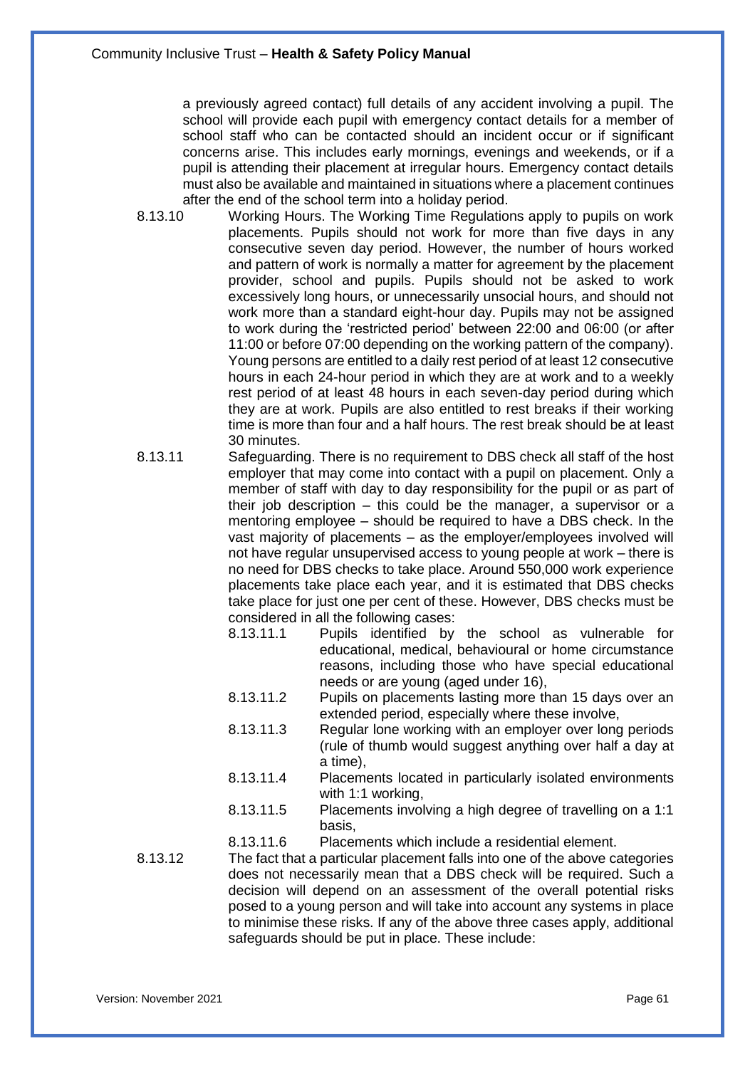a previously agreed contact) full details of any accident involving a pupil. The school will provide each pupil with emergency contact details for a member of school staff who can be contacted should an incident occur or if significant concerns arise. This includes early mornings, evenings and weekends, or if a pupil is attending their placement at irregular hours. Emergency contact details must also be available and maintained in situations where a placement continues after the end of the school term into a holiday period.

8.13.10 Working Hours. The Working Time Regulations apply to pupils on work placements. Pupils should not work for more than five days in any consecutive seven day period. However, the number of hours worked and pattern of work is normally a matter for agreement by the placement provider, school and pupils. Pupils should not be asked to work excessively long hours, or unnecessarily unsocial hours, and should not work more than a standard eight-hour day. Pupils may not be assigned to work during the 'restricted period' between 22:00 and 06:00 (or after 11:00 or before 07:00 depending on the working pattern of the company). Young persons are entitled to a daily rest period of at least 12 consecutive hours in each 24-hour period in which they are at work and to a weekly rest period of at least 48 hours in each seven-day period during which they are at work. Pupils are also entitled to rest breaks if their working time is more than four and a half hours. The rest break should be at least 30 minutes.

8.13.11 Safeguarding. There is no requirement to DBS check all staff of the host employer that may come into contact with a pupil on placement. Only a member of staff with day to day responsibility for the pupil or as part of their job description – this could be the manager, a supervisor or a mentoring employee – should be required to have a DBS check. In the vast majority of placements – as the employer/employees involved will not have regular unsupervised access to young people at work – there is no need for DBS checks to take place. Around 550,000 work experience placements take place each year, and it is estimated that DBS checks take place for just one per cent of these. However, DBS checks must be considered in all the following cases:

- 8.13.11.1 Pupils identified by the school as vulnerable for educational, medical, behavioural or home circumstance reasons, including those who have special educational needs or are young (aged under 16),
- 8.13.11.2 Pupils on placements lasting more than 15 days over an extended period, especially where these involve,
- 8.13.11.3 Regular lone working with an employer over long periods (rule of thumb would suggest anything over half a day at a time),
- 8.13.11.4 Placements located in particularly isolated environments with 1:1 working,
- 8.13.11.5 Placements involving a high degree of travelling on a 1:1 basis,
- 8.13.11.6 Placements which include a residential element.

8.13.12 The fact that a particular placement falls into one of the above categories does not necessarily mean that a DBS check will be required. Such a decision will depend on an assessment of the overall potential risks posed to a young person and will take into account any systems in place to minimise these risks. If any of the above three cases apply, additional safeguards should be put in place. These include: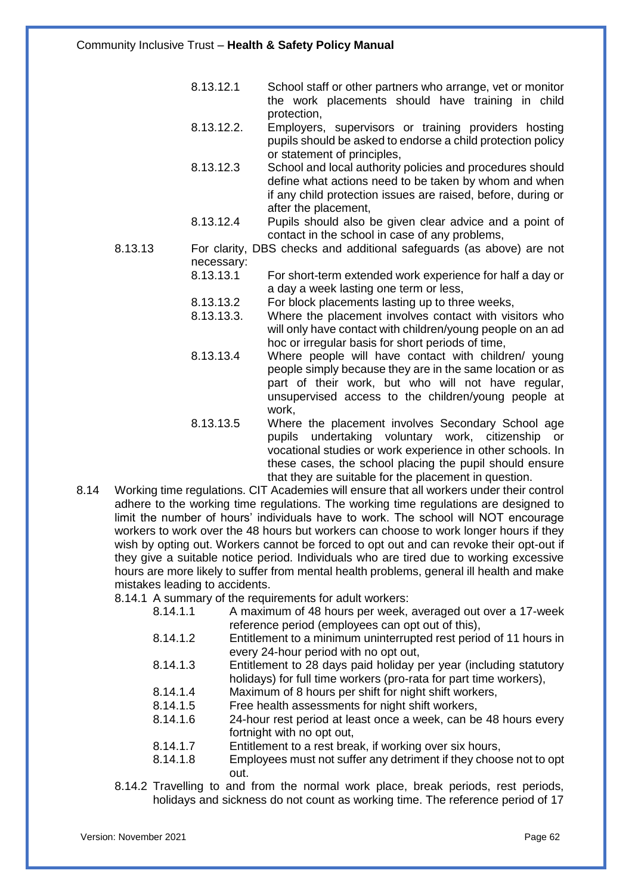8.13.12.1 School staff or other partners who arrange, vet or monitor the work placements should have training in child protection,

8.13.12.2. Employers, supervisors or training providers hosting pupils should be asked to endorse a child protection policy or statement of principles,

8.13.12.3 School and local authority policies and procedures should define what actions need to be taken by whom and when if any child protection issues are raised, before, during or after the placement,

8.13.12.4 Pupils should also be given clear advice and a point of contact in the school in case of any problems,

8.13.13 For clarity, DBS checks and additional safeguards (as above) are not necessary:

8.13.13.1 For short-term extended work experience for half a day or a day a week lasting one term or less,

8.13.13.2 For block placements lasting up to three weeks,

8.13.13.3. Where the placement involves contact with visitors who will only have contact with children/young people on an ad hoc or irregular basis for short periods of time,

8.13.13.4 Where people will have contact with children/ young people simply because they are in the same location or as part of their work, but who will not have regular, unsupervised access to the children/young people at work,

8.13.13.5 Where the placement involves Secondary School age pupils undertaking voluntary work, citizenship or vocational studies or work experience in other schools. In these cases, the school placing the pupil should ensure that they are suitable for the placement in question.

8.14 Working time regulations. CIT Academies will ensure that all workers under their control adhere to the working time regulations. The working time regulations are designed to limit the number of hours' individuals have to work. The school will NOT encourage workers to work over the 48 hours but workers can choose to work longer hours if they wish by opting out. Workers cannot be forced to opt out and can revoke their opt-out if they give a suitable notice period. Individuals who are tired due to working excessive hours are more likely to suffer from mental health problems, general ill health and make mistakes leading to accidents.

8.14.1 A summary of the requirements for adult workers:

8.14.1.1 A maximum of 48 hours per week, averaged out over a 17-week reference period (employees can opt out of this),

8.14.1.2 Entitlement to a minimum uninterrupted rest period of 11 hours in every 24-hour period with no opt out,

8.14.1.3 Entitlement to 28 days paid holiday per year (including statutory holidays) for full time workers (pro-rata for part time workers),

8.14.1.4 Maximum of 8 hours per shift for night shift workers,

8.14.1.5 Free health assessments for night shift workers,

8.14.1.6 24-hour rest period at least once a week, can be 48 hours every fortnight with no opt out,

8.14.1.7 Entitlement to a rest break, if working over six hours,

8.14.1.8 Employees must not suffer any detriment if they choose not to opt out.

8.14.2 Travelling to and from the normal work place, break periods, rest periods, holidays and sickness do not count as working time. The reference period of 17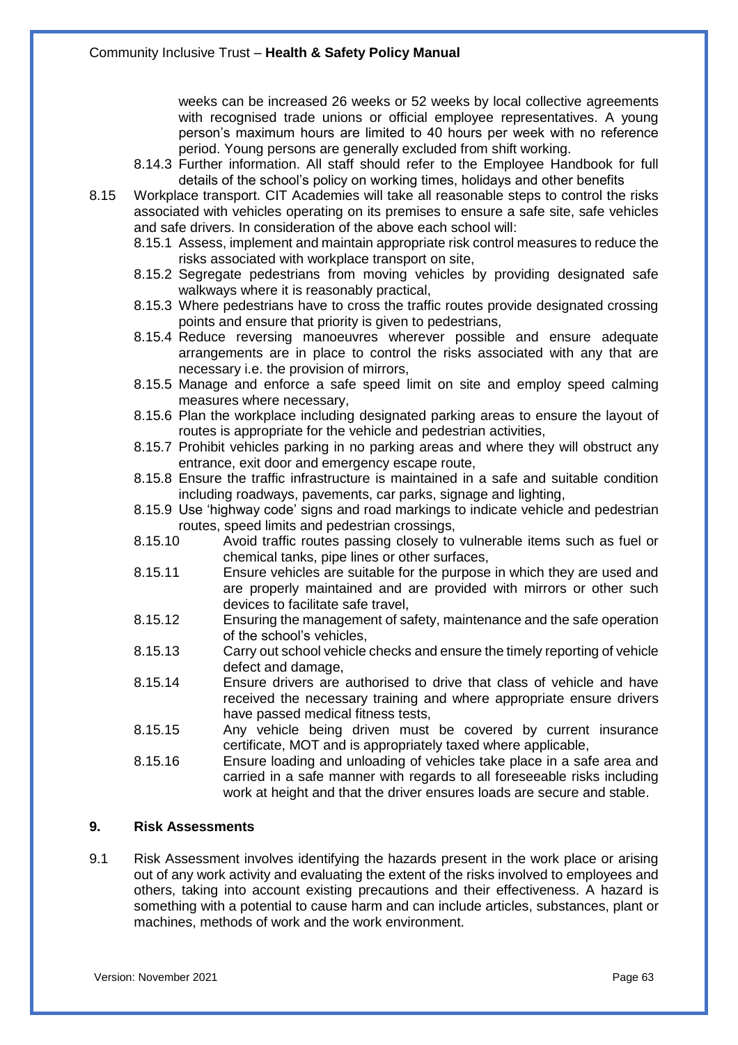weeks can be increased 26 weeks or 52 weeks by local collective agreements with recognised trade unions or official employee representatives. A young person's maximum hours are limited to 40 hours per week with no reference period. Young persons are generally excluded from shift working.

8.14.3 Further information. All staff should refer to the Employee Handbook for full details of the school's policy on working times, holidays and other benefits

8.15 Workplace transport. CIT Academies will take all reasonable steps to control the risks associated with vehicles operating on its premises to ensure a safe site, safe vehicles and safe drivers. In consideration of the above each school will:

8.15.1 Assess, implement and maintain appropriate risk control measures to reduce the risks associated with workplace transport on site,

8.15.2 Segregate pedestrians from moving vehicles by providing designated safe walkways where it is reasonably practical,

8.15.3 Where pedestrians have to cross the traffic routes provide designated crossing points and ensure that priority is given to pedestrians,

8.15.4 Reduce reversing manoeuvres wherever possible and ensure adequate arrangements are in place to control the risks associated with any that are necessary i.e. the provision of mirrors,

8.15.5 Manage and enforce a safe speed limit on site and employ speed calming measures where necessary,

8.15.6 Plan the workplace including designated parking areas to ensure the layout of routes is appropriate for the vehicle and pedestrian activities,

8.15.7 Prohibit vehicles parking in no parking areas and where they will obstruct any entrance, exit door and emergency escape route,

8.15.8 Ensure the traffic infrastructure is maintained in a safe and suitable condition including roadways, pavements, car parks, signage and lighting,

8.15.9 Use 'highway code' signs and road markings to indicate vehicle and pedestrian routes, speed limits and pedestrian crossings,

8.15.10 Avoid traffic routes passing closely to vulnerable items such as fuel or chemical tanks, pipe lines or other surfaces,

8.15.11 Ensure vehicles are suitable for the purpose in which they are used and are properly maintained and are provided with mirrors or other such devices to facilitate safe travel,

8.15.12 Ensuring the management of safety, maintenance and the safe operation of the school's vehicles,

8.15.13 Carry out school vehicle checks and ensure the timely reporting of vehicle defect and damage,

8.15.14 Ensure drivers are authorised to drive that class of vehicle and have received the necessary training and where appropriate ensure drivers have passed medical fitness tests,

8.15.15 Any vehicle being driven must be covered by current insurance certificate, MOT and is appropriately taxed where applicable,

8.15.16 Ensure loading and unloading of vehicles take place in a safe area and carried in a safe manner with regards to all foreseeable risks including work at height and that the driver ensures loads are secure and stable.

## 9. Risk Assessments

9.1 Risk Assessment involves identifying the hazards present in the work place or arising out of any work activity and evaluating the extent of the risks involved to employees and others, taking into account existing precautions and their effectiveness. A hazard is something with a potential to cause harm and can include articles, substances, plant or machines, methods of work and the work environment.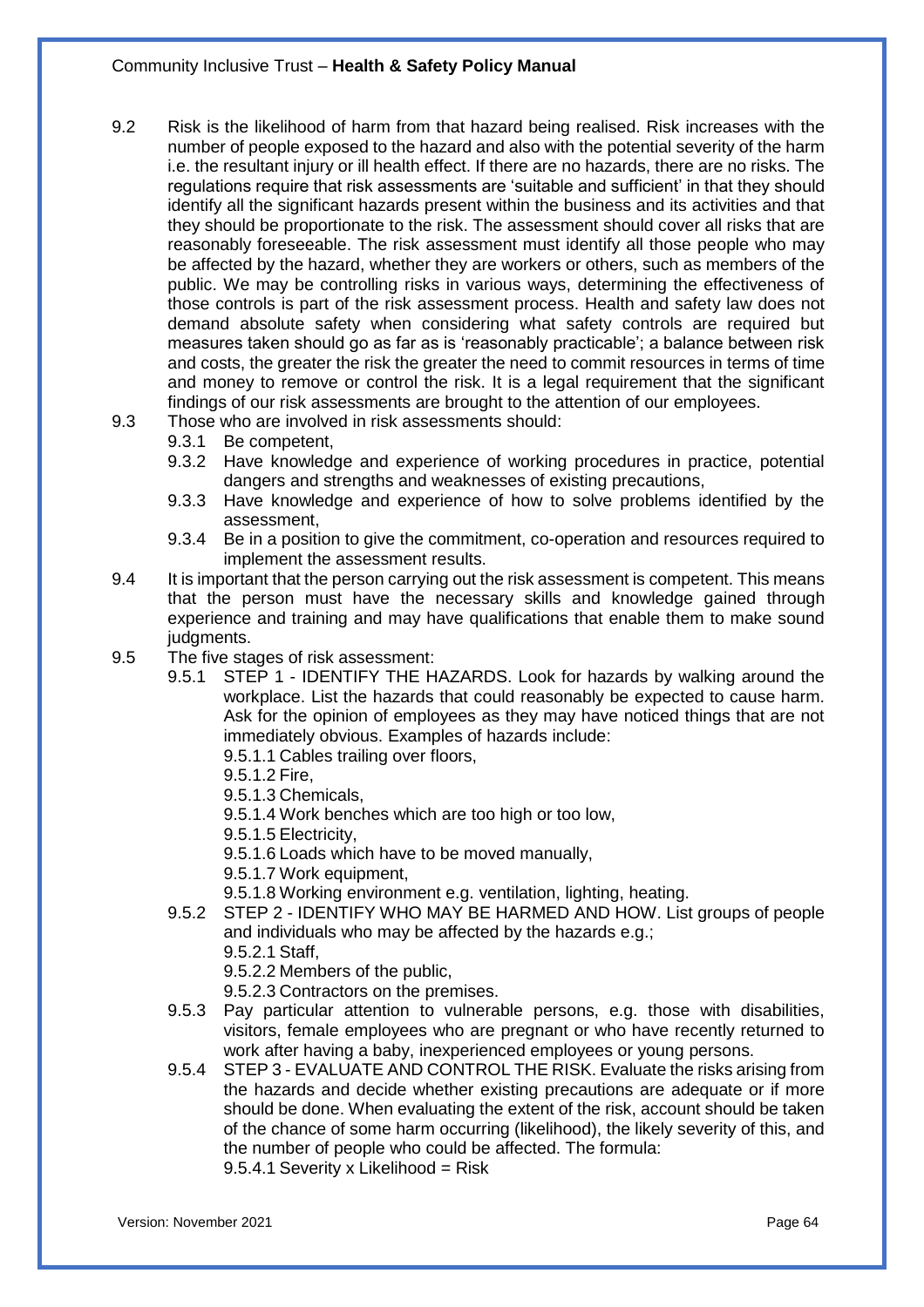9.2 Risk is the likelihood of harm from that hazard being realised. Risk increases with the number of people exposed to the hazard and also with the potential severity of the harm i.e. the resultant injury or ill health effect. If there are no hazards, there are no risks. The regulations require that risk assessments are 'suitable and sufficient' in that they should identify all the significant hazards present within the business and its activities and that they should be proportionate to the risk. The assessment should cover all risks that are reasonably foreseeable. The risk assessment must identify all those people who may be affected by the hazard, whether they are workers or others, such as members of the public. We may be controlling risks in various ways, determining the effectiveness of those controls is part of the risk assessment process. Health and safety law does not demand absolute safety when considering what safety controls are required but measures taken should go as far as is 'reasonably practicable'; a balance between risk and costs, the greater the risk the greater the need to commit resources in terms of time and money to remove or control the risk. It is a legal requirement that the significant findings of our risk assessments are brought to the attention of our employees.

9.3 Those who are involved in risk assessments should:

- 9.3.1 Be competent,
- 9.3.2 Have knowledge and experience of working procedures in practice, potential dangers and strengths and weaknesses of existing precautions,
- 9.3.3 Have knowledge and experience of how to solve problems identified by the assessment,
- 9.3.4 Be in a position to give the commitment, co-operation and resources required to implement the assessment results.

9.4 It is important that the person carrying out the risk assessment is competent. This means that the person must have the necessary skills and knowledge gained through experience and training and may have qualifications that enable them to make sound judgments.

9.5 The five stages of risk assessment:

- 9.5.1 STEP 1 - IDENTIFY THE HAZARDS. Look for hazards by walking around the workplace. List the hazards that could reasonably be expected to cause harm. Ask for the opinion of employees as they may have noticed things that are not immediately obvious. Examples of hazards include:
  - 9.5.1.1 Cables trailing over floors,
  - 9.5.1.2 Fire,
  - 9.5.1.3 Chemicals,
  - 9.5.1.4 Work benches which are too high or too low,
  - 9.5.1.5 Electricity,
  - 9.5.1.6 Loads which have to be moved manually,
  - 9.5.1.7 Work equipment,
  - 9.5.1.8 Working environment e.g. ventilation, lighting, heating.
- 9.5.2 STEP 2 - IDENTIFY WHO MAY BE HARMED AND HOW. List groups of people and individuals who may be affected by the hazards e.g.;
  - 9.5.2.1 Staff,
  - 9.5.2.2 Members of the public,
  - 9.5.2.3 Contractors on the premises.
- 9.5.3 Pay particular attention to vulnerable persons, e.g. those with disabilities, visitors, female employees who are pregnant or who have recently returned to work after having a baby, inexperienced employees or young persons.
- 9.5.4 STEP 3 - EVALUATE AND CONTROL THE RISK. Evaluate the risks arising from the hazards and decide whether existing precautions are adequate or if more should be done. When evaluating the extent of the risk, account should be taken of the chance of some harm occurring (likelihood), the likely severity of this, and the number of people who could be affected. The formula:
  - 9.5.4.1 Severity x Likelihood = Risk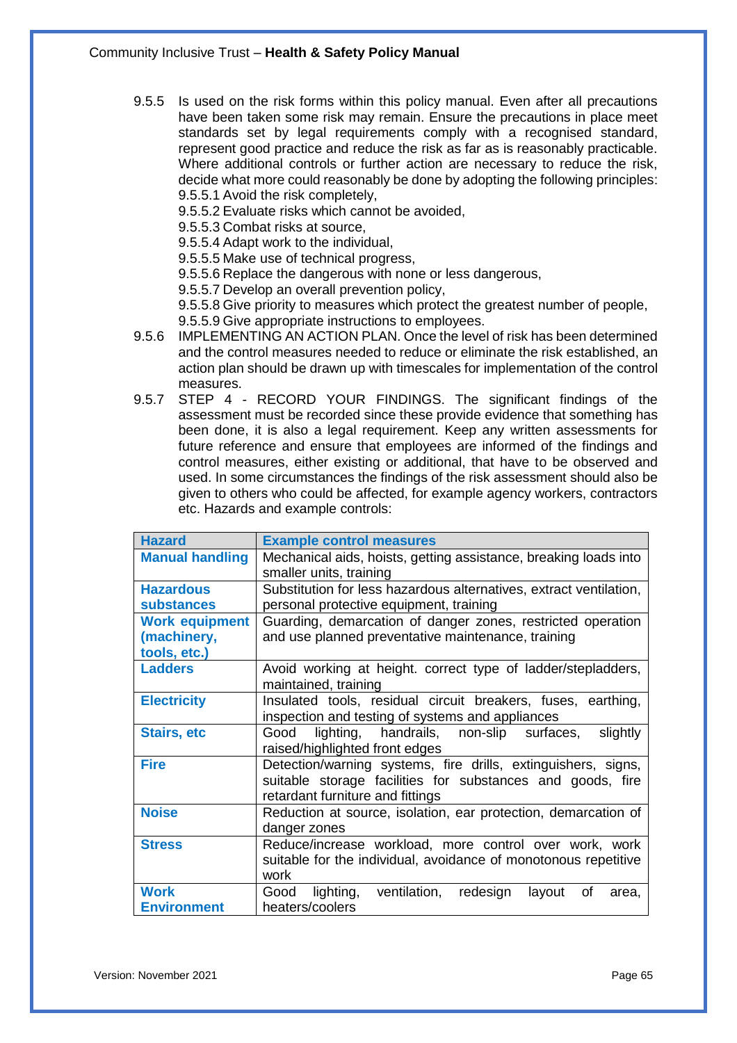9.5.5 Is used on the risk forms within this policy manual. Even after all precautions have been taken some risk may remain. Ensure the precautions in place meet standards set by legal requirements comply with a recognised standard, represent good practice and reduce the risk as far as is reasonably practicable. Where additional controls or further action are necessary to reduce the risk, decide what more could reasonably be done by adopting the following principles:

9.5.5.1 Avoid the risk completely,

9.5.5.2 Evaluate risks which cannot be avoided,

9.5.5.3 Combat risks at source,

9.5.5.4 Adapt work to the individual,

9.5.5.5 Make use of technical progress,

9.5.5.6 Replace the dangerous with none or less dangerous,

9.5.5.7 Develop an overall prevention policy,

9.5.5.8 Give priority to measures which protect the greatest number of people,

9.5.5.9 Give appropriate instructions to employees.

9.5.6 IMPLEMENTING AN ACTION PLAN. Once the level of risk has been determined and the control measures needed to reduce or eliminate the risk established, an action plan should be drawn up with timescales for implementation of the control measures.

9.5.7 STEP 4 - RECORD YOUR FINDINGS. The significant findings of the assessment must be recorded since these provide evidence that something has been done, it is also a legal requirement. Keep any written assessments for future reference and ensure that employees are informed of the findings and control measures, either existing or additional, that have to be observed and used. In some circumstances the findings of the risk assessment should also be given to others who could be affected, for example agency workers, contractors etc. Hazards and example controls:

| **Hazard** | **Example control measures** |
|---|---|
| **Manual handling** | Mechanical aids, hoists, getting assistance, breaking loads into smaller units, training |
| **Hazardous substances** | Substitution for less hazardous alternatives, extract ventilation, personal protective equipment, training |
| **Work equipment (machinery, tools, etc.)** | Guarding, demarcation of danger zones, restricted operation and use planned preventative maintenance, training |
| **Ladders** | Avoid working at height. correct type of ladder/stepladders, maintained, training |
| **Electricity** | Insulated tools, residual circuit breakers, fuses, earthing, inspection and testing of systems and appliances |
| **Stairs, etc** | Good lighting, handrails, non-slip surfaces, slightly raised/highlighted front edges |
| **Fire** | Detection/warning systems, fire drills, extinguishers, signs, suitable storage facilities for substances and goods, fire retardant furniture and fittings |
| **Noise** | Reduction at source, isolation, ear protection, demarcation of danger zones |
| **Stress** | Reduce/increase workload, more control over work, work suitable for the individual, avoidance of monotonous repetitive work |
| **Work Environment** | Good lighting, ventilation, redesign layout of area, heaters/coolers |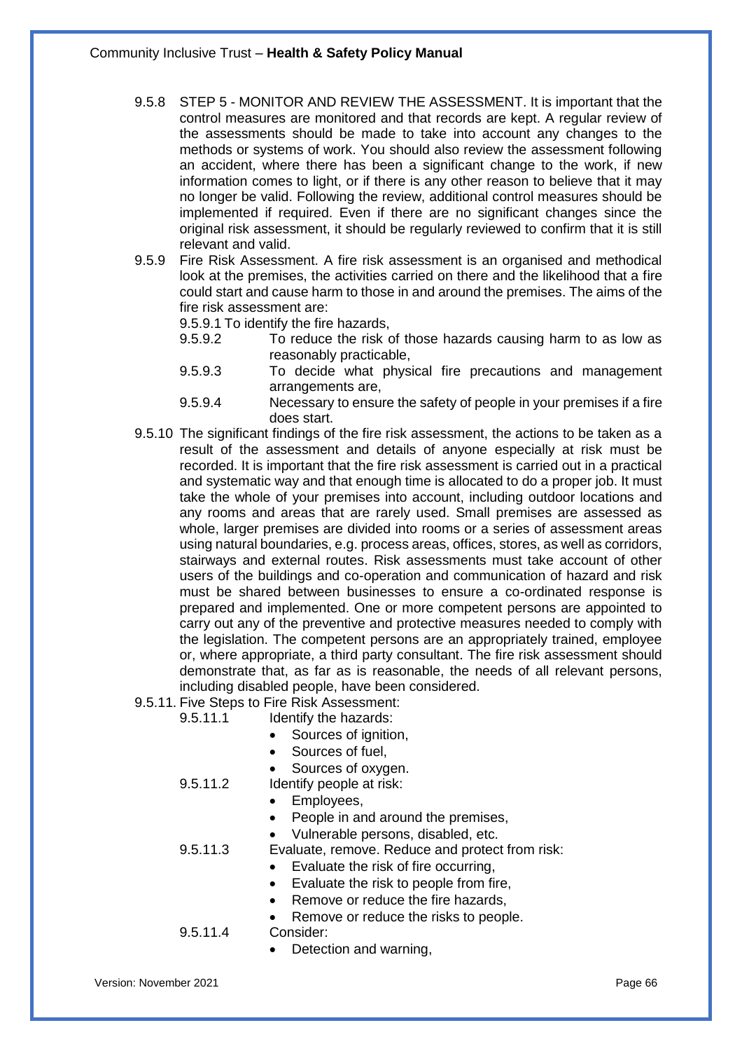9.5.8 STEP 5 - MONITOR AND REVIEW THE ASSESSMENT. It is important that the control measures are monitored and that records are kept. A regular review of the assessments should be made to take into account any changes to the methods or systems of work. You should also review the assessment following an accident, where there has been a significant change to the work, if new information comes to light, or if there is any other reason to believe that it may no longer be valid. Following the review, additional control measures should be implemented if required. Even if there are no significant changes since the original risk assessment, it should be regularly reviewed to confirm that it is still relevant and valid.

9.5.9 Fire Risk Assessment. A fire risk assessment is an organised and methodical look at the premises, the activities carried on there and the likelihood that a fire could start and cause harm to those in and around the premises. The aims of the fire risk assessment are:

9.5.9.1 To identify the fire hazards,

9.5.9.2 To reduce the risk of those hazards causing harm to as low as reasonably practicable,

9.5.9.3 To decide what physical fire precautions and management arrangements are,

9.5.9.4 Necessary to ensure the safety of people in your premises if a fire does start.

9.5.10 The significant findings of the fire risk assessment, the actions to be taken as a result of the assessment and details of anyone especially at risk must be recorded. It is important that the fire risk assessment is carried out in a practical and systematic way and that enough time is allocated to do a proper job. It must take the whole of your premises into account, including outdoor locations and any rooms and areas that are rarely used. Small premises are assessed as whole, larger premises are divided into rooms or a series of assessment areas using natural boundaries, e.g. process areas, offices, stores, as well as corridors, stairways and external routes. Risk assessments must take account of other users of the buildings and co-operation and communication of hazard and risk must be shared between businesses to ensure a co-ordinated response is prepared and implemented. One or more competent persons are appointed to carry out any of the preventive and protective measures needed to comply with the legislation. The competent persons are an appropriately trained, employee or, where appropriate, a third party consultant. The fire risk assessment should demonstrate that, as far as is reasonable, the needs of all relevant persons, including disabled people, have been considered.

9.5.11. Five Steps to Fire Risk Assessment:

9.5.11.1 Identify the hazards:

- Sources of ignition,
- Sources of fuel,
- Sources of oxygen.

9.5.11.2 Identify people at risk:

- Employees,
- People in and around the premises,
- Vulnerable persons, disabled, etc.

9.5.11.3 Evaluate, remove. Reduce and protect from risk:

- Evaluate the risk of fire occurring,
- Evaluate the risk to people from fire,
- Remove or reduce the fire hazards,
- Remove or reduce the risks to people.

9.5.11.4 Consider:

- Detection and warning,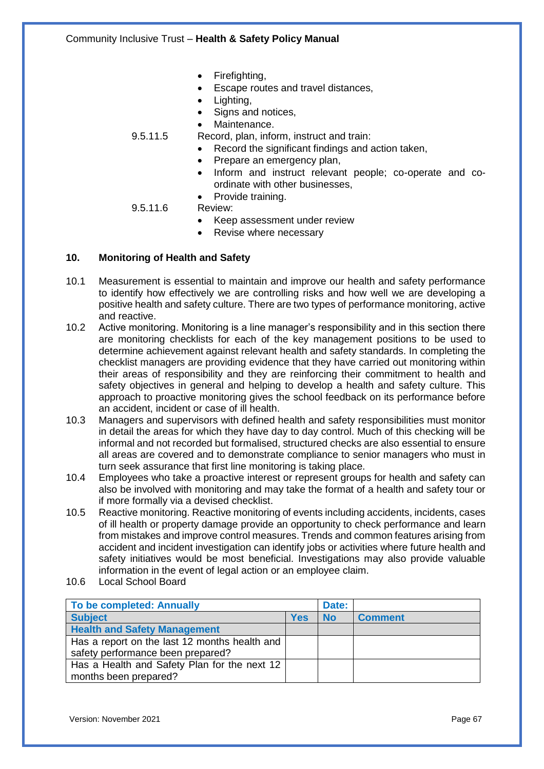- Firefighting,
- Escape routes and travel distances,
- Lighting,
- Signs and notices,
- Maintenance.

9.5.11.5 Record, plan, inform, instruct and train:

- Record the significant findings and action taken,
- Prepare an emergency plan,
- Inform and instruct relevant people; co-operate and co-ordinate with other businesses,
- Provide training.

9.5.11.6 Review:

- Keep assessment under review
- Revise where necessary

## 10. Monitoring of Health and Safety

10.1 Measurement is essential to maintain and improve our health and safety performance to identify how effectively we are controlling risks and how well we are developing a positive health and safety culture. There are two types of performance monitoring, active and reactive.

10.2 Active monitoring. Monitoring is a line manager's responsibility and in this section there are monitoring checklists for each of the key management positions to be used to determine achievement against relevant health and safety standards. In completing the checklist managers are providing evidence that they have carried out monitoring within their areas of responsibility and they are reinforcing their commitment to health and safety objectives in general and helping to develop a health and safety culture. This approach to proactive monitoring gives the school feedback on its performance before an accident, incident or case of ill health.

10.3 Managers and supervisors with defined health and safety responsibilities must monitor in detail the areas for which they have day to day control. Much of this checking will be informal and not recorded but formalised, structured checks are also essential to ensure all areas are covered and to demonstrate compliance to senior managers who must in turn seek assurance that first line monitoring is taking place.

10.4 Employees who take a proactive interest or represent groups for health and safety can also be involved with monitoring and may take the format of a health and safety tour or if more formally via a devised checklist.

10.5 Reactive monitoring. Reactive monitoring of events including accidents, incidents, cases of ill health or property damage provide an opportunity to check performance and learn from mistakes and improve control measures. Trends and common features arising from accident and incident investigation can identify jobs or activities where future health and safety initiatives would be most beneficial. Investigations may also provide valuable information in the event of legal action or an employee claim.

10.6 Local School Board

| **To be completed: Annually** | | **Date:** | |
|---|---|---|---|
| **Subject** | **Yes** | **No** | **Comment** |
| **Health and Safety Management** | | | |
| Has a report on the last 12 months health and safety performance been prepared? | | | |
| Has a Health and Safety Plan for the next 12 months been prepared? | | | |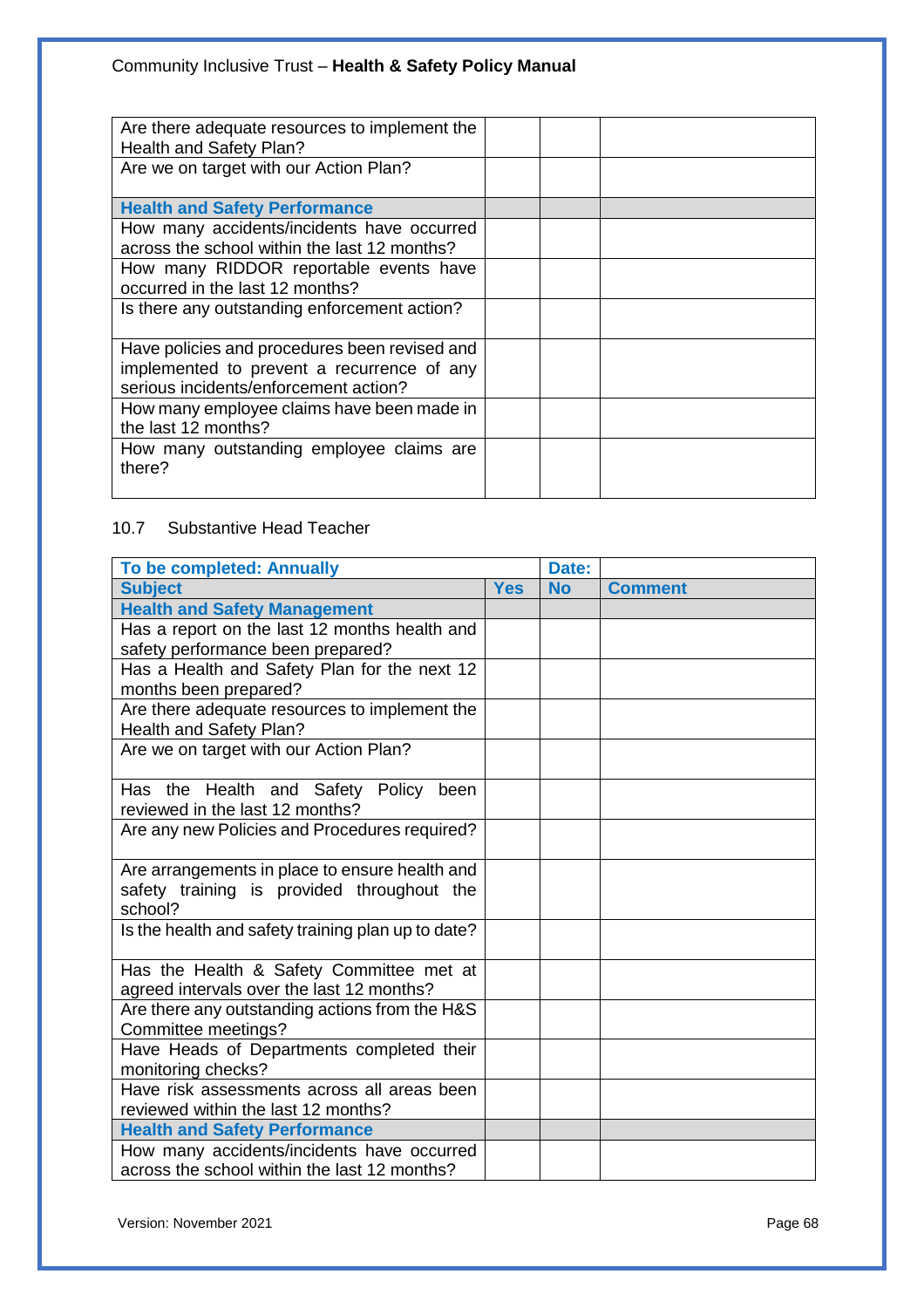| | | | |
|---|---|---|---|
| Are there adequate resources to implement the Health and Safety Plan? | | | |
| Are we on target with our Action Plan? | | | |
| **Health and Safety Performance** | | | |
| How many accidents/incidents have occurred across the school within the last 12 months? | | | |
| How many RIDDOR reportable events have occurred in the last 12 months? | | | |
| Is there any outstanding enforcement action? | | | |
| Have policies and procedures been revised and implemented to prevent a recurrence of any serious incidents/enforcement action? | | | |
| How many employee claims have been made in the last 12 months? | | | |
| How many outstanding employee claims are there? | | | |

10.7 Substantive Head Teacher

| **To be completed: Annually** | | **Date:** | |
|---|---|---|---|
| **Subject** | **Yes** | **No** | **Comment** |
| **Health and Safety Management** | | | |
| Has a report on the last 12 months health and safety performance been prepared? | | | |
| Has a Health and Safety Plan for the next 12 months been prepared? | | | |
| Are there adequate resources to implement the Health and Safety Plan? | | | |
| Are we on target with our Action Plan? | | | |
| Has the Health and Safety Policy been reviewed in the last 12 months? | | | |
| Are any new Policies and Procedures required? | | | |
| Are arrangements in place to ensure health and safety training is provided throughout the school? | | | |
| Is the health and safety training plan up to date? | | | |
| Has the Health & Safety Committee met at agreed intervals over the last 12 months? | | | |
| Are there any outstanding actions from the H&S Committee meetings? | | | |
| Have Heads of Departments completed their monitoring checks? | | | |
| Have risk assessments across all areas been reviewed within the last 12 months? | | | |
| **Health and Safety Performance** | | | |
| How many accidents/incidents have occurred across the school within the last 12 months? | | | |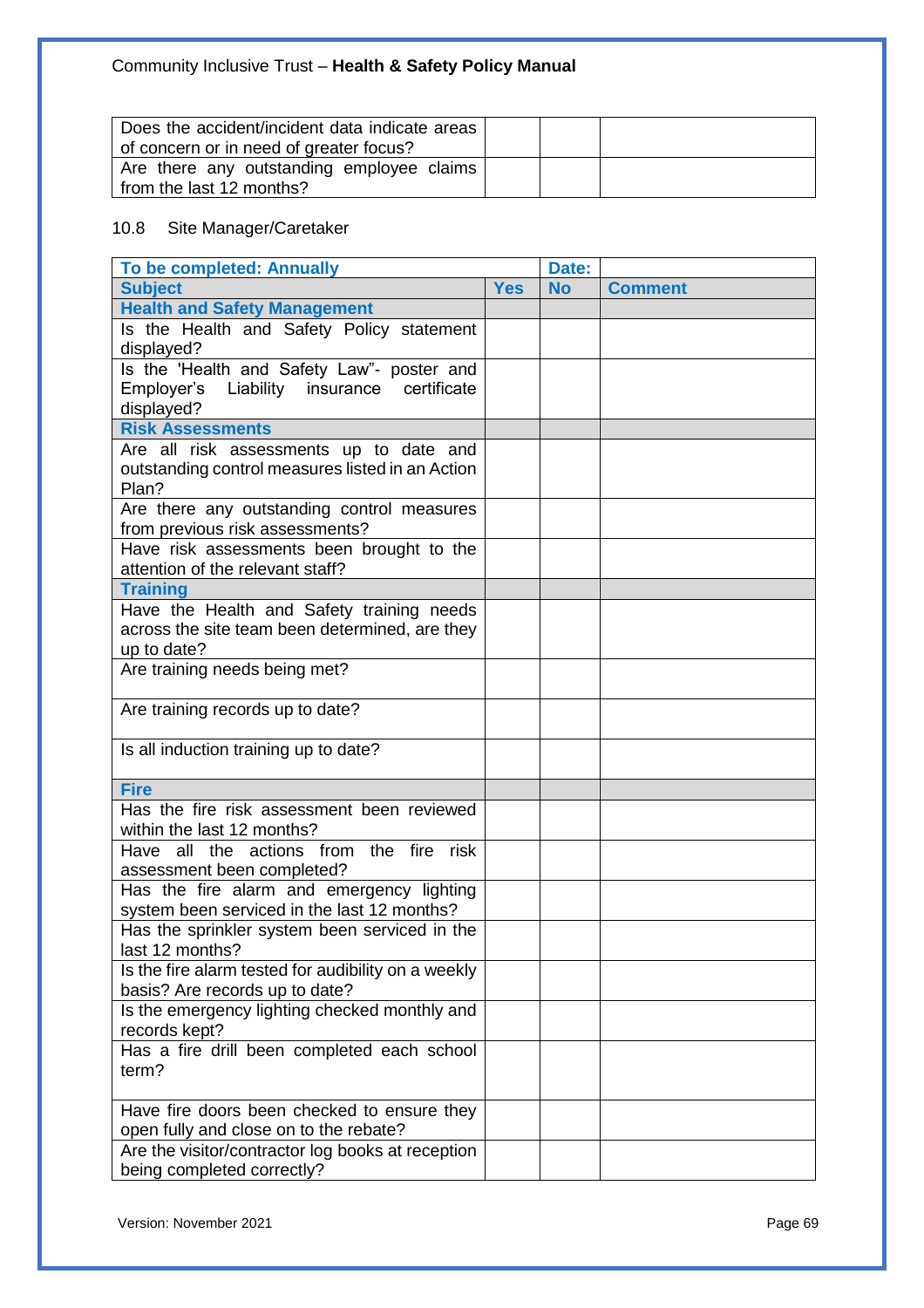| | | | |
|---|---|---|---|
| Does the accident/incident data indicate areas of concern or in need of greater focus? | | | |
| Are there any outstanding employee claims from the last 12 months? | | | |

10.8 Site Manager/Caretaker

| **To be completed: Annually** | | **Date:** | |
|---|---|---|---|
| **Subject** | **Yes** | **No** | **Comment** |
| **Health and Safety Management** | | | |
| Is the Health and Safety Policy statement displayed? | | | |
| Is the 'Health and Safety Law"- poster and Employer's Liability insurance certificate displayed? | | | |
| **Risk Assessments** | | | |
| Are all risk assessments up to date and outstanding control measures listed in an Action Plan? | | | |
| Are there any outstanding control measures from previous risk assessments? | | | |
| Have risk assessments been brought to the attention of the relevant staff? | | | |
| **Training** | | | |
| Have the Health and Safety training needs across the site team been determined, are they up to date? | | | |
| Are training needs being met? | | | |
| Are training records up to date? | | | |
| Is all induction training up to date? | | | |
| **Fire** | | | |
| Has the fire risk assessment been reviewed within the last 12 months? | | | |
| Have all the actions from the fire risk assessment been completed? | | | |
| Has the fire alarm and emergency lighting system been serviced in the last 12 months? | | | |
| Has the sprinkler system been serviced in the last 12 months? | | | |
| Is the fire alarm tested for audibility on a weekly basis? Are records up to date? | | | |
| Is the emergency lighting checked monthly and records kept? | | | |
| Has a fire drill been completed each school term? | | | |
| Have fire doors been checked to ensure they open fully and close on to the rebate? | | | |
| Are the visitor/contractor log books at reception being completed correctly? | | | |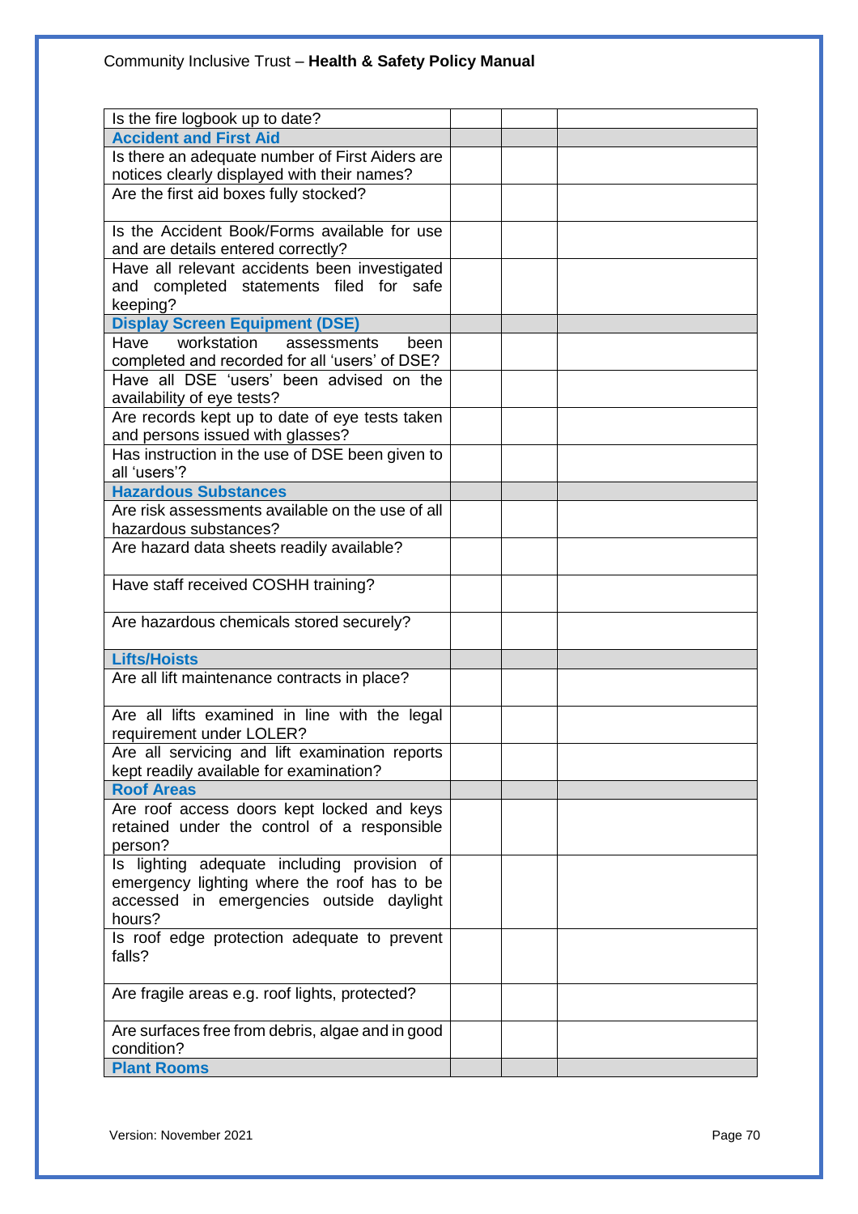| Is the fire logbook up to date? | | | |
|---|---|---|---|
| **Accident and First Aid** | | | |
| Is there an adequate number of First Aiders are notices clearly displayed with their names? | | | |
| Are the first aid boxes fully stocked? | | | |
| Is the Accident Book/Forms available for use and are details entered correctly? | | | |
| Have all relevant accidents been investigated and completed statements filed for safe keeping? | | | |
| **Display Screen Equipment (DSE)** | | | |
| Have workstation assessments been completed and recorded for all 'users' of DSE? | | | |
| Have all DSE 'users' been advised on the availability of eye tests? | | | |
| Are records kept up to date of eye tests taken and persons issued with glasses? | | | |
| Has instruction in the use of DSE been given to all 'users'? | | | |
| **Hazardous Substances** | | | |
| Are risk assessments available on the use of all hazardous substances? | | | |
| Are hazard data sheets readily available? | | | |
| Have staff received COSHH training? | | | |
| Are hazardous chemicals stored securely? | | | |
| **Lifts/Hoists** | | | |
| Are all lift maintenance contracts in place? | | | |
| Are all lifts examined in line with the legal requirement under LOLER? | | | |
| Are all servicing and lift examination reports kept readily available for examination? | | | |
| **Roof Areas** | | | |
| Are roof access doors kept locked and keys retained under the control of a responsible person? | | | |
| Is lighting adequate including provision of emergency lighting where the roof has to be accessed in emergencies outside daylight hours? | | | |
| Is roof edge protection adequate to prevent falls? | | | |
| Are fragile areas e.g. roof lights, protected? | | | |
| Are surfaces free from debris, algae and in good condition? | | | |
| **Plant Rooms** | | | |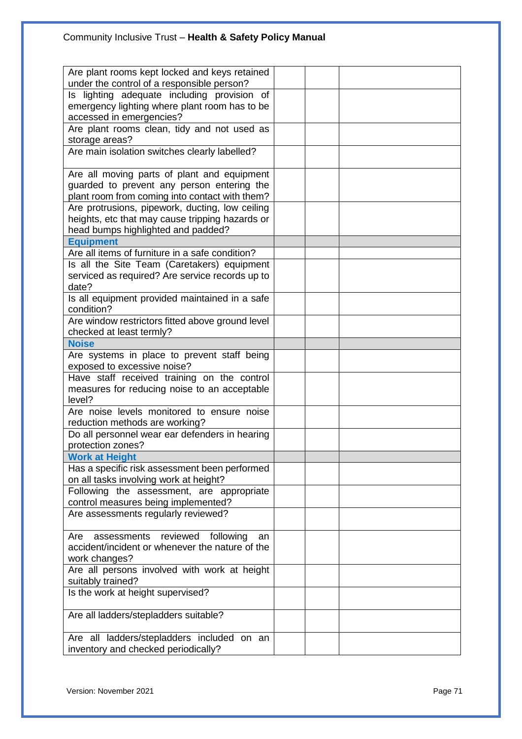| | | | |
|---|---|---|---|
| Are plant rooms kept locked and keys retained under the control of a responsible person? | | | |
| Is lighting adequate including provision of emergency lighting where plant room has to be accessed in emergencies? | | | |
| Are plant rooms clean, tidy and not used as storage areas? | | | |
| Are main isolation switches clearly labelled? | | | |
| Are all moving parts of plant and equipment guarded to prevent any person entering the plant room from coming into contact with them? | | | |
| Are protrusions, pipework, ducting, low ceiling heights, etc that may cause tripping hazards or head bumps highlighted and padded? | | | |
| **Equipment** | | | |
| Are all items of furniture in a safe condition? | | | |
| Is all the Site Team (Caretakers) equipment serviced as required? Are service records up to date? | | | |
| Is all equipment provided maintained in a safe condition? | | | |
| Are window restrictors fitted above ground level checked at least termly? | | | |
| **Noise** | | | |
| Are systems in place to prevent staff being exposed to excessive noise? | | | |
| Have staff received training on the control measures for reducing noise to an acceptable level? | | | |
| Are noise levels monitored to ensure noise reduction methods are working? | | | |
| Do all personnel wear ear defenders in hearing protection zones? | | | |
| **Work at Height** | | | |
| Has a specific risk assessment been performed on all tasks involving work at height? | | | |
| Following the assessment, are appropriate control measures being implemented? | | | |
| Are assessments regularly reviewed? | | | |
| Are assessments reviewed following an accident/incident or whenever the nature of the work changes? | | | |
| Are all persons involved with work at height suitably trained? | | | |
| Is the work at height supervised? | | | |
| Are all ladders/stepladders suitable? | | | |
| Are all ladders/stepladders included on an inventory and checked periodically? | | | |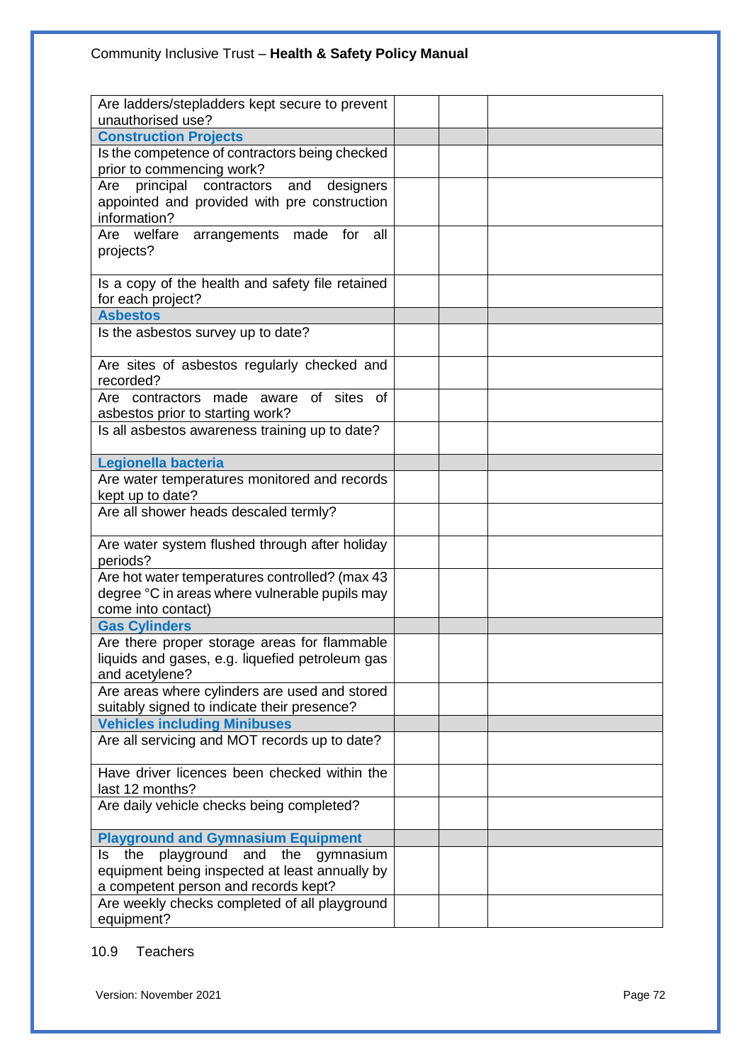| | | | |
|---|---|---|---|
| Are ladders/stepladders kept secure to prevent unauthorised use? | | | |
| **Construction Projects** | | | |
| Is the competence of contractors being checked prior to commencing work? | | | |
| Are principal contractors and designers appointed and provided with pre construction information? | | | |
| Are welfare arrangements made for all projects? | | | |
| Is a copy of the health and safety file retained for each project? | | | |
| **Asbestos** | | | |
| Is the asbestos survey up to date? | | | |
| Are sites of asbestos regularly checked and recorded? | | | |
| Are contractors made aware of sites of asbestos prior to starting work? | | | |
| Is all asbestos awareness training up to date? | | | |
| **Legionella bacteria** | | | |
| Are water temperatures monitored and records kept up to date? | | | |
| Are all shower heads descaled termly? | | | |
| Are water system flushed through after holiday periods? | | | |
| Are hot water temperatures controlled? (max 43 degree °C in areas where vulnerable pupils may come into contact) | | | |
| **Gas Cylinders** | | | |
| Are there proper storage areas for flammable liquids and gases, e.g. liquefied petroleum gas and acetylene? | | | |
| Are areas where cylinders are used and stored suitably signed to indicate their presence? | | | |
| **Vehicles including Minibuses** | | | |
| Are all servicing and MOT records up to date? | | | |
| Have driver licences been checked within the last 12 months? | | | |
| Are daily vehicle checks being completed? | | | |
| **Playground and Gymnasium Equipment** | | | |
| Is the playground and the gymnasium equipment being inspected at least annually by a competent person and records kept? | | | |
| Are weekly checks completed of all playground equipment? | | | |

10.9 Teachers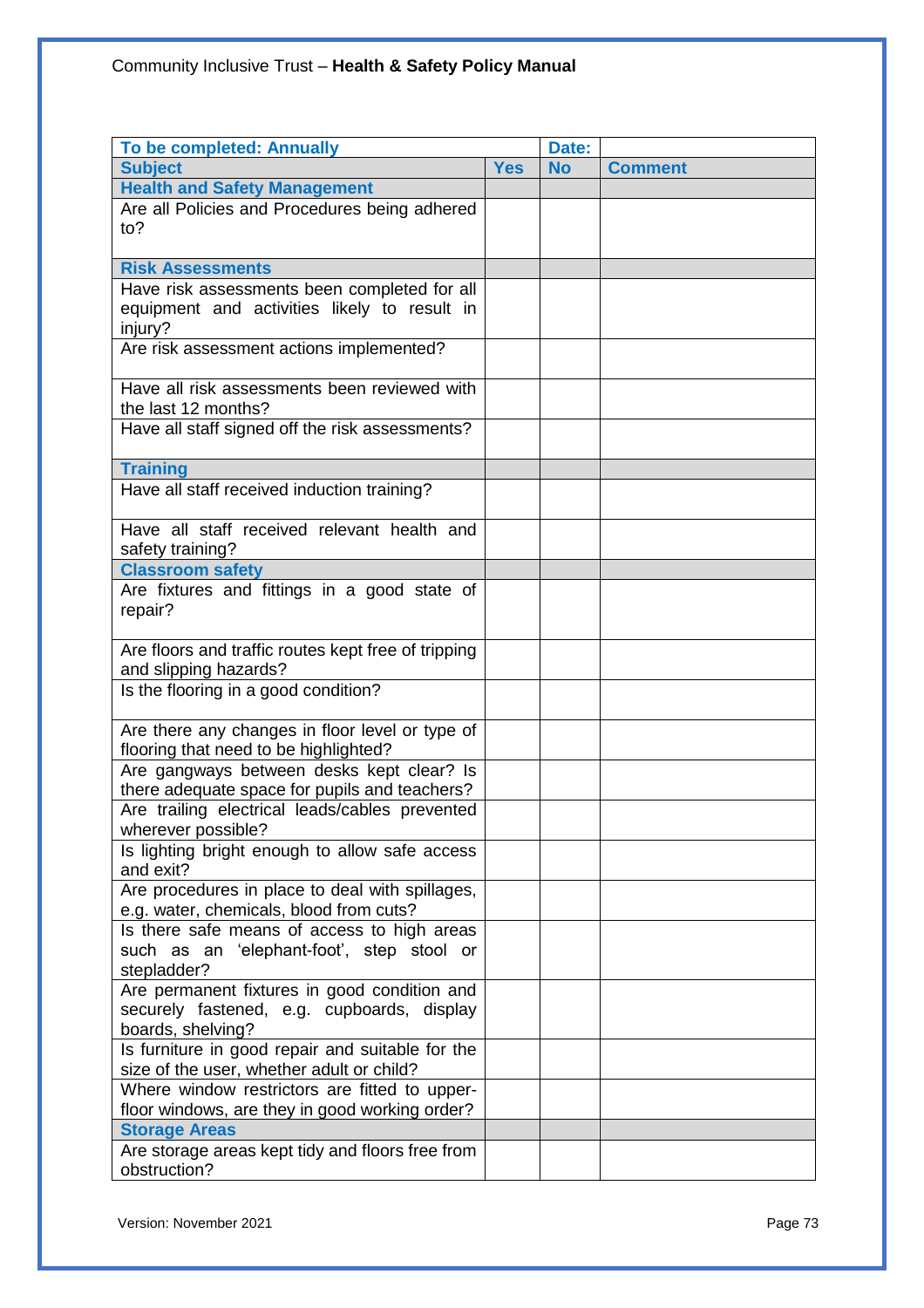| To be completed: Annually | | Date: | |
|---|---|---|---|
| **Subject** | **Yes** | **No** | **Comment** |
| **Health and Safety Management** | | | |
| Are all Policies and Procedures being adhered to? | | | |
| **Risk Assessments** | | | |
| Have risk assessments been completed for all equipment and activities likely to result in injury? | | | |
| Are risk assessment actions implemented? | | | |
| Have all risk assessments been reviewed with the last 12 months? | | | |
| Have all staff signed off the risk assessments? | | | |
| **Training** | | | |
| Have all staff received induction training? | | | |
| Have all staff received relevant health and safety training? | | | |
| **Classroom safety** | | | |
| Are fixtures and fittings in a good state of repair? | | | |
| Are floors and traffic routes kept free of tripping and slipping hazards? | | | |
| Is the flooring in a good condition? | | | |
| Are there any changes in floor level or type of flooring that need to be highlighted? | | | |
| Are gangways between desks kept clear? Is there adequate space for pupils and teachers? | | | |
| Are trailing electrical leads/cables prevented wherever possible? | | | |
| Is lighting bright enough to allow safe access and exit? | | | |
| Are procedures in place to deal with spillages, e.g. water, chemicals, blood from cuts? | | | |
| Is there safe means of access to high areas such as an 'elephant-foot', step stool or stepladder? | | | |
| Are permanent fixtures in good condition and securely fastened, e.g. cupboards, display boards, shelving? | | | |
| Is furniture in good repair and suitable for the size of the user, whether adult or child? | | | |
| Where window restrictors are fitted to upper-floor windows, are they in good working order? | | | |
| **Storage Areas** | | | |
| Are storage areas kept tidy and floors free from obstruction? | | | |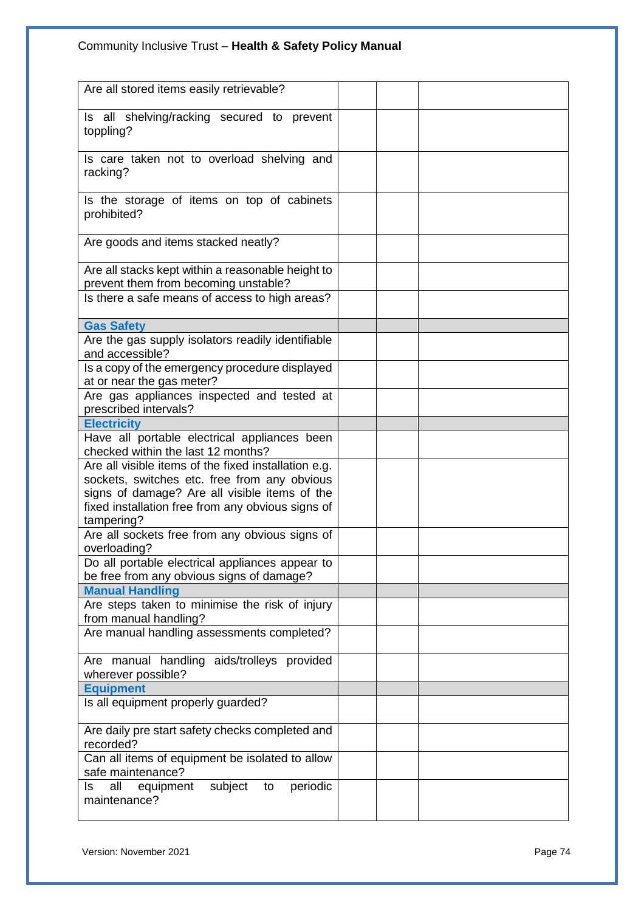| | | | |
|---|---|---|---|
| Are all stored items easily retrievable? | | | |
| Is all shelving/racking secured to prevent toppling? | | | |
| Is care taken not to overload shelving and racking? | | | |
| Is the storage of items on top of cabinets prohibited? | | | |
| Are goods and items stacked neatly? | | | |
| Are all stacks kept within a reasonable height to prevent them from becoming unstable? | | | |
| Is there a safe means of access to high areas? | | | |
| **Gas Safety** | | | |
| Are the gas supply isolators readily identifiable and accessible? | | | |
| Is a copy of the emergency procedure displayed at or near the gas meter? | | | |
| Are gas appliances inspected and tested at prescribed intervals? | | | |
| **Electricity** | | | |
| Have all portable electrical appliances been checked within the last 12 months? | | | |
| Are all visible items of the fixed installation e.g. sockets, switches etc. free from any obvious signs of damage? Are all visible items of the fixed installation free from any obvious signs of tampering? | | | |
| Are all sockets free from any obvious signs of overloading? | | | |
| Do all portable electrical appliances appear to be free from any obvious signs of damage? | | | |
| **Manual Handling** | | | |
| Are steps taken to minimise the risk of injury from manual handling? | | | |
| Are manual handling assessments completed? | | | |
| Are manual handling aids/trolleys provided wherever possible? | | | |
| **Equipment** | | | |
| Is all equipment properly guarded? | | | |
| Are daily pre start safety checks completed and recorded? | | | |
| Can all items of equipment be isolated to allow safe maintenance? | | | |
| Is all equipment subject to periodic maintenance? | | | |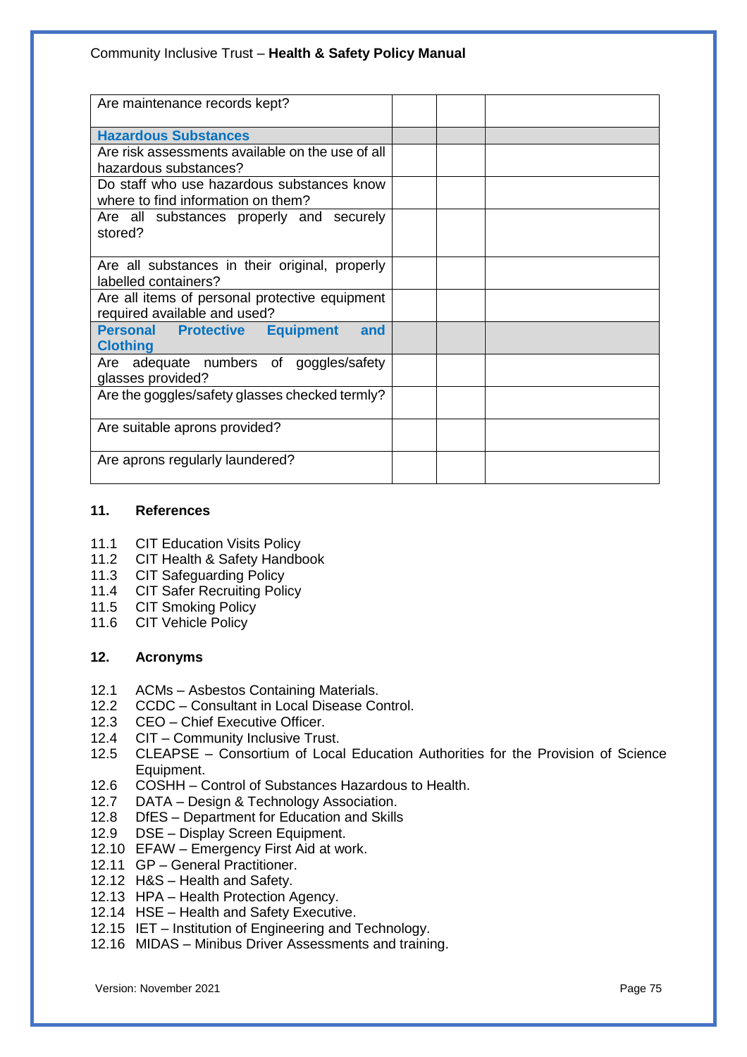| | | | |
|---|---|---|---|
| Are maintenance records kept? | | | |
| **Hazardous Substances** | | | |
| Are risk assessments available on the use of all hazardous substances? | | | |
| Do staff who use hazardous substances know where to find information on them? | | | |
| Are all substances properly and securely stored? | | | |
| Are all substances in their original, properly labelled containers? | | | |
| Are all items of personal protective equipment required available and used? | | | |
| **Personal Protective Equipment and Clothing** | | | |
| Are adequate numbers of goggles/safety glasses provided? | | | |
| Are the goggles/safety glasses checked termly? | | | |
| Are suitable aprons provided? | | | |
| Are aprons regularly laundered? | | | |

## 11. References

11.1 CIT Education Visits Policy
11.2 CIT Health & Safety Handbook
11.3 CIT Safeguarding Policy
11.4 CIT Safer Recruiting Policy
11.5 CIT Smoking Policy
11.6 CIT Vehicle Policy

## 12. Acronyms

12.1 ACMs – Asbestos Containing Materials.
12.2 CCDC – Consultant in Local Disease Control.
12.3 CEO – Chief Executive Officer.
12.4 CIT – Community Inclusive Trust.
12.5 CLEAPSE – Consortium of Local Education Authorities for the Provision of Science Equipment.
12.6 COSHH – Control of Substances Hazardous to Health.
12.7 DATA – Design & Technology Association.
12.8 DfES – Department for Education and Skills
12.9 DSE – Display Screen Equipment.
12.10 EFAW – Emergency First Aid at work.
12.11 GP – General Practitioner.
12.12 H&S – Health and Safety.
12.13 HPA – Health Protection Agency.
12.14 HSE – Health and Safety Executive.
12.15 IET – Institution of Engineering and Technology.
12.16 MIDAS – Minibus Driver Assessments and training.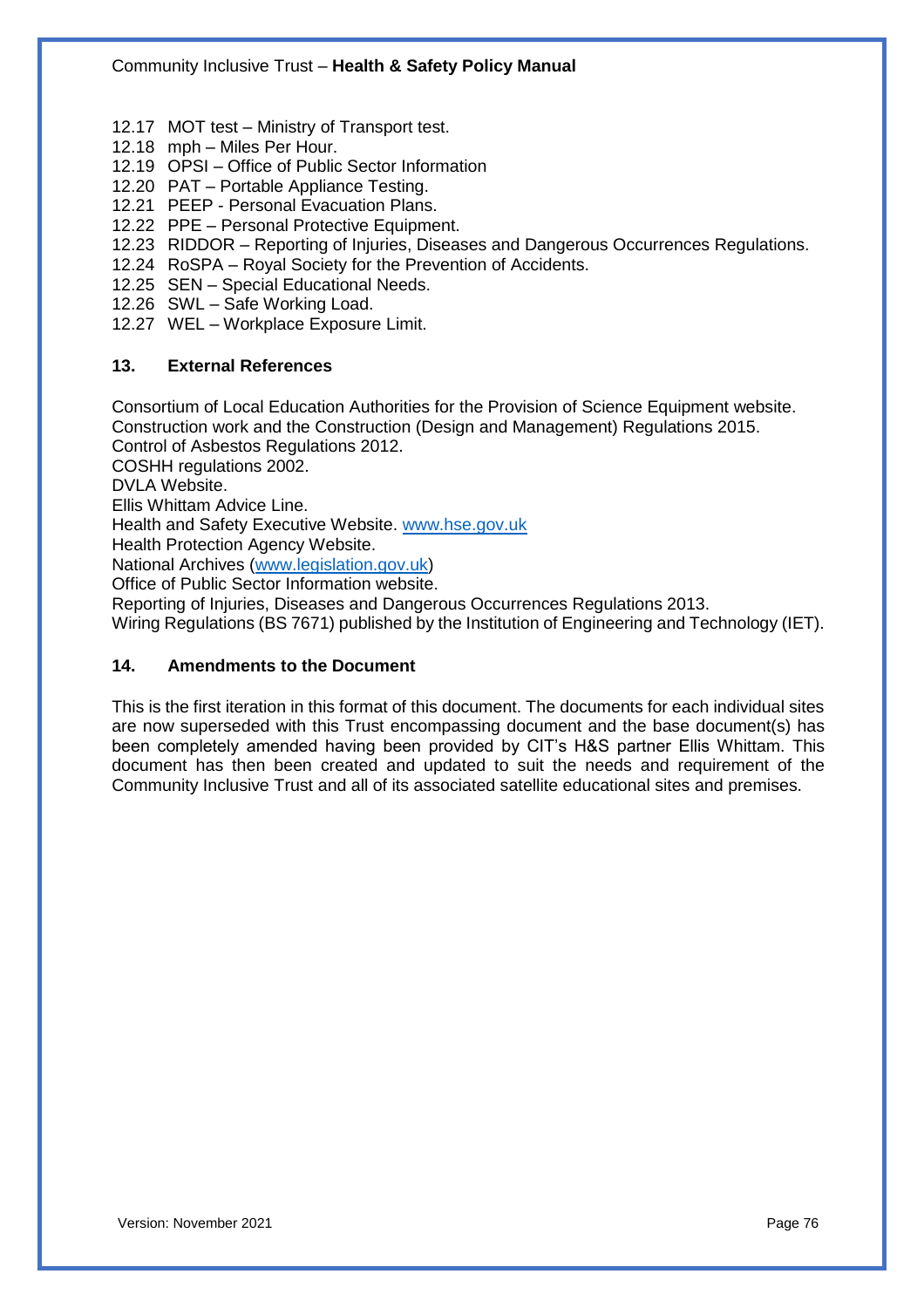12.17 MOT test – Ministry of Transport test.
12.18 mph – Miles Per Hour.
12.19 OPSI – Office of Public Sector Information
12.20 PAT – Portable Appliance Testing.
12.21 PEEP - Personal Evacuation Plans.
12.22 PPE – Personal Protective Equipment.
12.23 RIDDOR – Reporting of Injuries, Diseases and Dangerous Occurrences Regulations.
12.24 RoSPA – Royal Society for the Prevention of Accidents.
12.25 SEN – Special Educational Needs.
12.26 SWL – Safe Working Load.
12.27 WEL – Workplace Exposure Limit.

## 13. External References

Consortium of Local Education Authorities for the Provision of Science Equipment website.
Construction work and the Construction (Design and Management) Regulations 2015.
Control of Asbestos Regulations 2012.
COSHH regulations 2002.
DVLA Website.
Ellis Whittam Advice Line.
Health and Safety Executive Website. www.hse.gov.uk
Health Protection Agency Website.
National Archives (www.legislation.gov.uk)
Office of Public Sector Information website.
Reporting of Injuries, Diseases and Dangerous Occurrences Regulations 2013.
Wiring Regulations (BS 7671) published by the Institution of Engineering and Technology (IET).

## 14. Amendments to the Document

This is the first iteration in this format of this document. The documents for each individual sites are now superseded with this Trust encompassing document and the base document(s) has been completely amended having been provided by CIT's H&S partner Ellis Whittam. This document has then been created and updated to suit the needs and requirement of the Community Inclusive Trust and all of its associated satellite educational sites and premises.